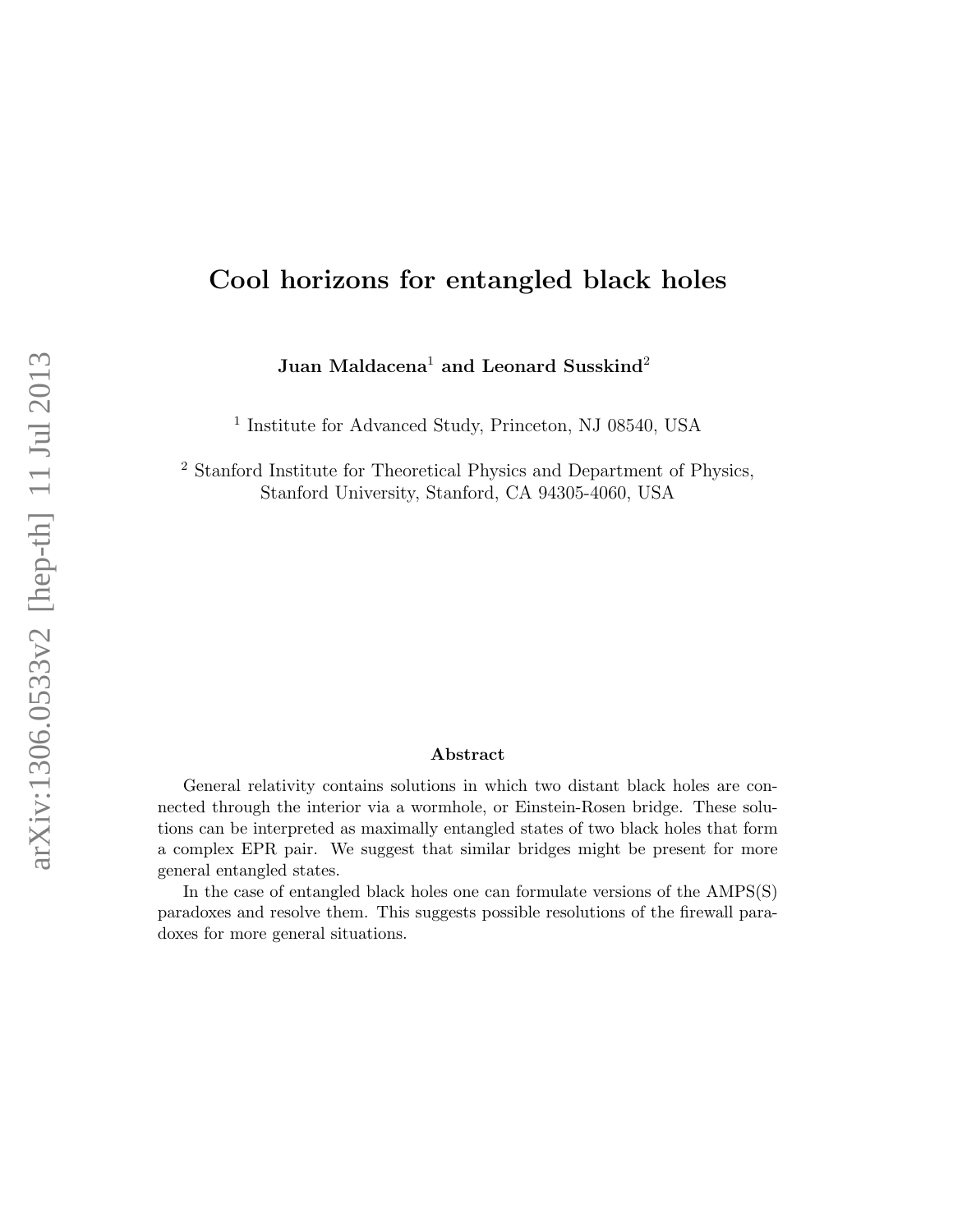# Cool horizons for entangled black holes

**Juan Maldacena**[1] **and Leonard Susskind**[2]

[1] Institute for Advanced Study, Princeton, NJ 08540, USA

[2] Stanford Institute for Theoretical Physics and Department of Physics, Stanford University, Stanford, CA 94305-4060, USA

## Abstract

General relativity contains solutions in which two distant black holes are connected through the interior via a wormhole, or Einstein-Rosen bridge. These solutions can be interpreted as maximally entangled states of two black holes that form a complex EPR pair. We suggest that similar bridges might be present for more general entangled states.

In the case of entangled black holes one can formulate versions of the AMPS(S) paradoxes and resolve them. This suggests possible resolutions of the firewall paradoxes for more general situations.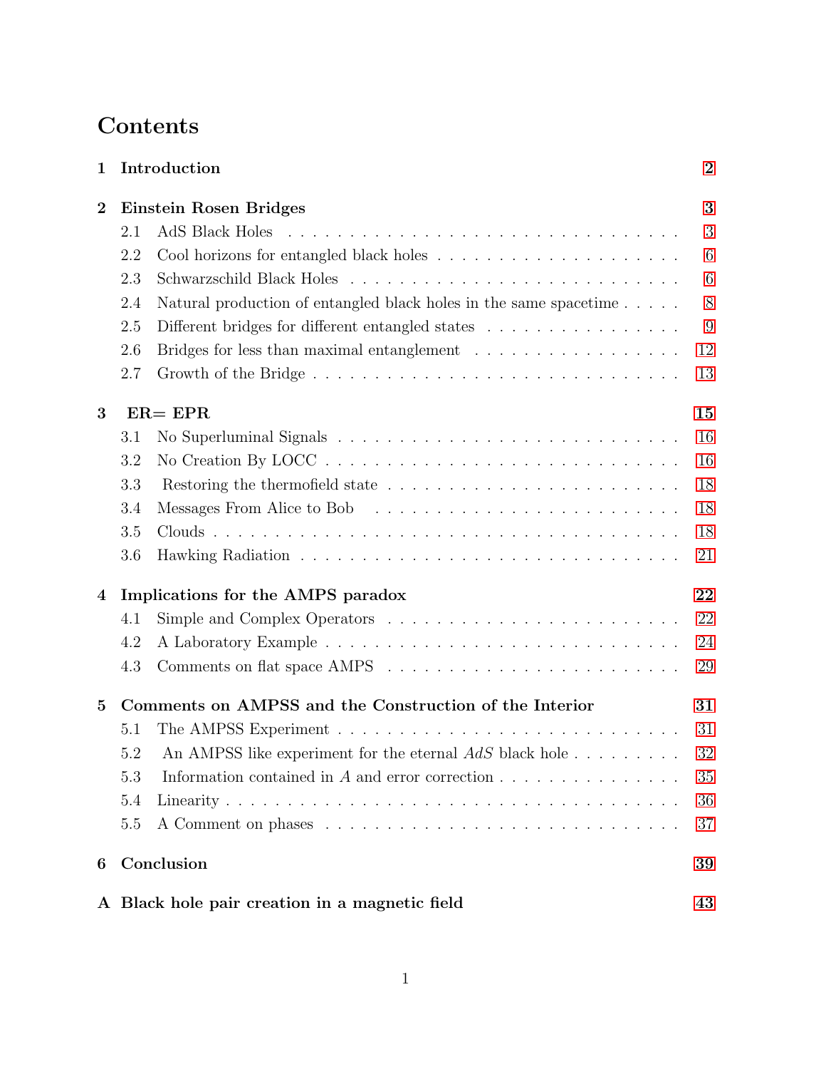# Contents

| | | |
|---|---|---|
| **1** | **Introduction** | **2** |
| **2** | **Einstein Rosen Bridges** | **3** |
| | 2.1 AdS Black Holes | 3 |
| | 2.2 Cool horizons for entangled black holes | 6 |
| | 2.3 Schwarzschild Black Holes | 6 |
| | 2.4 Natural production of entangled black holes in the same spacetime | 8 |
| | 2.5 Different bridges for different entangled states | 9 |
| | 2.6 Bridges for less than maximal entanglement | 12 |
| | 2.7 Growth of the Bridge | 13 |
| **3** | **ER= EPR** | **15** |
| | 3.1 No Superluminal Signals | 16 |
| | 3.2 No Creation By LOCC | 16 |
| | 3.3 Restoring the thermofield state | 18 |
| | 3.4 Messages From Alice to Bob | 18 |
| | 3.5 Clouds | 18 |
| | 3.6 Hawking Radiation | 21 |
| **4** | **Implications for the AMPS paradox** | **22** |
| | 4.1 Simple and Complex Operators | 22 |
| | 4.2 A Laboratory Example | 24 |
| | 4.3 Comments on flat space AMPS | 29 |
| **5** | **Comments on AMPSS and the Construction of the Interior** | **31** |
| | 5.1 The AMPSS Experiment | 31 |
| | 5.2 An AMPSS like experiment for the eternal $AdS$ black hole | 32 |
| | 5.3 Information contained in $A$ and error correction | 35 |
| | 5.4 Linearity | 36 |
| | 5.5 A Comment on phases | 37 |
| **6** | **Conclusion** | **39** |
| **A** | **Black hole pair creation in a magnetic field** | **43** |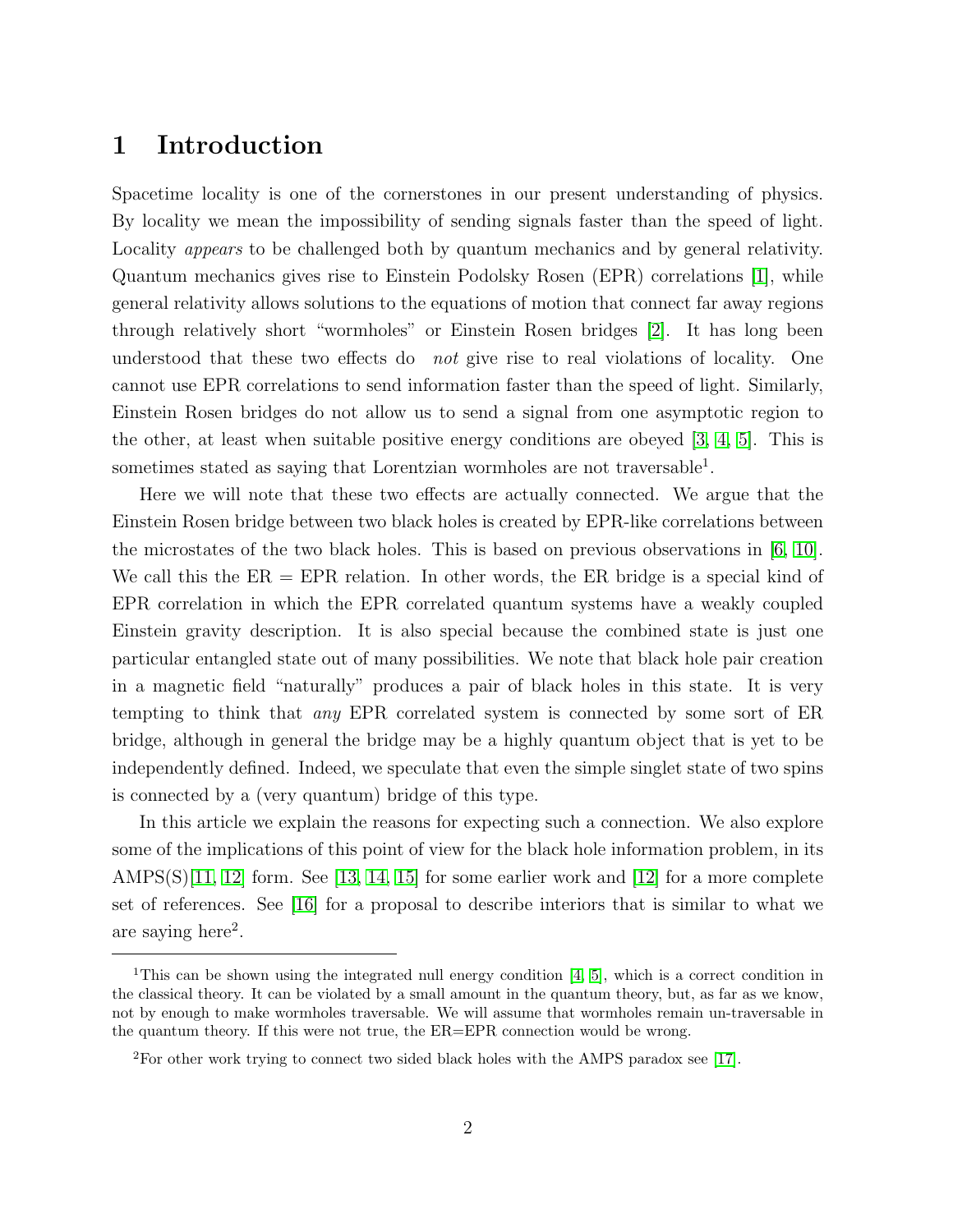# 1 Introduction

Spacetime locality is one of the cornerstones in our present understanding of physics. By locality we mean the impossibility of sending signals faster than the speed of light. Locality *appears* to be challenged both by quantum mechanics and by general relativity. Quantum mechanics gives rise to Einstein Podolsky Rosen (EPR) correlations [1], while general relativity allows solutions to the equations of motion that connect far away regions through relatively short "wormholes" or Einstein Rosen bridges [2]. It has long been understood that these two effects do *not* give rise to real violations of locality. One cannot use EPR correlations to send information faster than the speed of light. Similarly, Einstein Rosen bridges do not allow us to send a signal from one asymptotic region to the other, at least when suitable positive energy conditions are obeyed [3, 4, 5]. This is sometimes stated as saying that Lorentzian wormholes are not traversable[1].

Here we will note that these two effects are actually connected. We argue that the Einstein Rosen bridge between two black holes is created by EPR-like correlations between the microstates of the two black holes. This is based on previous observations in [6, 10]. We call this the ER = EPR relation. In other words, the ER bridge is a special kind of EPR correlation in which the EPR correlated quantum systems have a weakly coupled Einstein gravity description. It is also special because the combined state is just one particular entangled state out of many possibilities. We note that black hole pair creation in a magnetic field "naturally" produces a pair of black holes in this state. It is very tempting to think that *any* EPR correlated system is connected by some sort of ER bridge, although in general the bridge may be a highly quantum object that is yet to be independently defined. Indeed, we speculate that even the simple singlet state of two spins is connected by a (very quantum) bridge of this type.

In this article we explain the reasons for expecting such a connection. We also explore some of the implications of this point of view for the black hole information problem, in its AMPS(S)[11, 12] form. See [13, 14, 15] for some earlier work and [12] for a more complete set of references. See [16] for a proposal to describe interiors that is similar to what we are saying here[2].

---

[1]This can be shown using the integrated null energy condition [4, 5], which is a correct condition in the classical theory. It can be violated by a small amount in the quantum theory, but, as far as we know, not by enough to make wormholes traversable. We will assume that wormholes remain un-traversable in the quantum theory. If this were not true, the ER=EPR connection would be wrong.

[2]For other work trying to connect two sided black holes with the AMPS paradox see [17].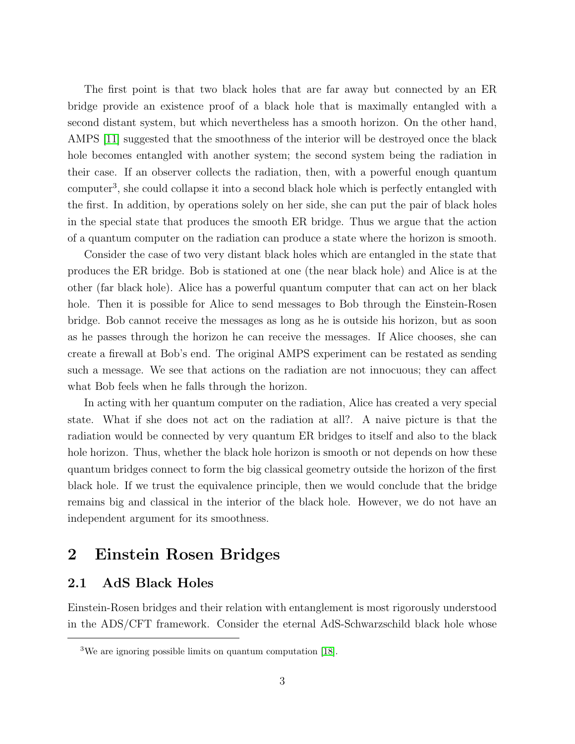The first point is that two black holes that are far away but connected by an ER bridge provide an existence proof of a black hole that is maximally entangled with a second distant system, but which nevertheless has a smooth horizon. On the other hand, AMPS [11] suggested that the smoothness of the interior will be destroyed once the black hole becomes entangled with another system; the second system being the radiation in their case. If an observer collects the radiation, then, with a powerful enough quantum computer[3], she could collapse it into a second black hole which is perfectly entangled with the first. In addition, by operations solely on her side, she can put the pair of black holes in the special state that produces the smooth ER bridge. Thus we argue that the action of a quantum computer on the radiation can produce a state where the horizon is smooth.

Consider the case of two very distant black holes which are entangled in the state that produces the ER bridge. Bob is stationed at one (the near black hole) and Alice is at the other (far black hole). Alice has a powerful quantum computer that can act on her black hole. Then it is possible for Alice to send messages to Bob through the Einstein-Rosen bridge. Bob cannot receive the messages as long as he is outside his horizon, but as soon as he passes through the horizon he can receive the messages. If Alice chooses, she can create a firewall at Bob's end. The original AMPS experiment can be restated as sending such a message. We see that actions on the radiation are not innocuous; they can affect what Bob feels when he falls through the horizon.

In acting with her quantum computer on the radiation, Alice has created a very special state. What if she does not act on the radiation at all?. A naive picture is that the radiation would be connected by very quantum ER bridges to itself and also to the black hole horizon. Thus, whether the black hole horizon is smooth or not depends on how these quantum bridges connect to form the big classical geometry outside the horizon of the first black hole. If we trust the equivalence principle, then we would conclude that the bridge remains big and classical in the interior of the black hole. However, we do not have an independent argument for its smoothness.

# 2 Einstein Rosen Bridges

## 2.1 AdS Black Holes

Einstein-Rosen bridges and their relation with entanglement is most rigorously understood in the ADS/CFT framework. Consider the eternal AdS-Schwarzschild black hole whose

[3] We are ignoring possible limits on quantum computation [18].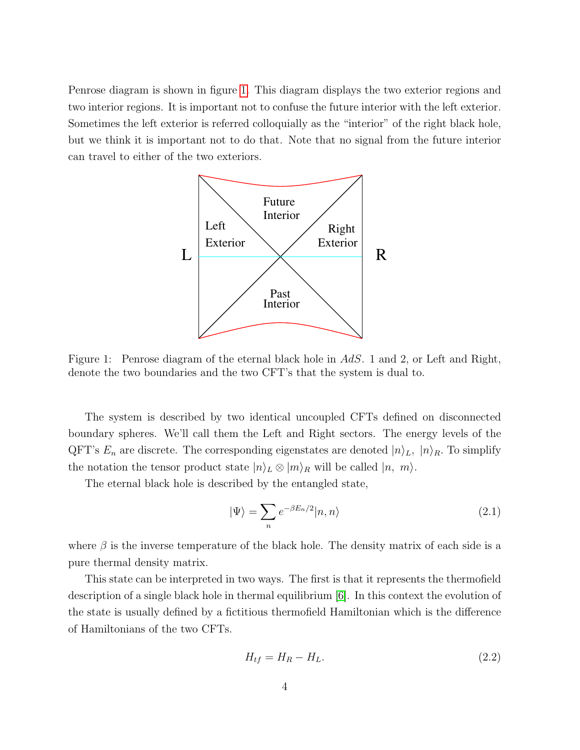Penrose diagram is shown in figure 1. This diagram displays the two exterior regions and two interior regions. It is important not to confuse the future interior with the left exterior. Sometimes the left exterior is referred colloquially as the "interior" of the right black hole, but we think it is important not to do that. Note that no signal from the future interior can travel to either of the two exteriors.

Figure 1: Penrose diagram of the eternal black hole in $AdS$. 1 and 2, or Left and Right, denote the two boundaries and the two CFT's that the system is dual to.

The system is described by two identical uncoupled CFTs defined on disconnected boundary spheres. We'll call them the Left and Right sectors. The energy levels of the QFT's $E_n$ are discrete. The corresponding eigenstates are denoted $|n\rangle_L, \ |n\rangle_R$. To simplify the notation the tensor product state $|n\rangle_L \otimes |m\rangle_R$ will be called $|n, \ m\rangle$.

The eternal black hole is described by the entangled state,

$$|\Psi\rangle = \sum_n e^{-\beta E_n/2} |n, n\rangle \tag{2.1}$$

where $\beta$ is the inverse temperature of the black hole. The density matrix of each side is a pure thermal density matrix.

This state can be interpreted in two ways. The first is that it represents the thermofield description of a single black hole in thermal equilibrium [6]. In this context the evolution of the state is usually defined by a fictitious thermofield Hamiltonian which is the difference of Hamiltonians of the two CFTs.

$$H_{tf} = H_R - H_L. \tag{2.2}$$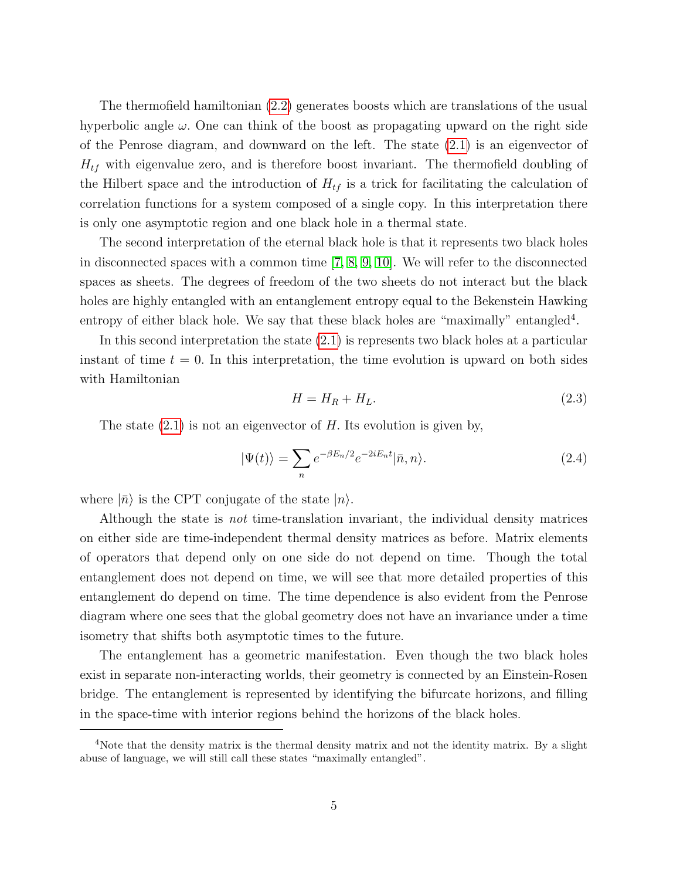The thermofield hamiltonian (2.2) generates boosts which are translations of the usual hyperbolic angle $\omega$. One can think of the boost as propagating upward on the right side of the Penrose diagram, and downward on the left. The state (2.1) is an eigenvector of $H_{tf}$ with eigenvalue zero, and is therefore boost invariant. The thermofield doubling of the Hilbert space and the introduction of $H_{tf}$ is a trick for facilitating the calculation of correlation functions for a system composed of a single copy. In this interpretation there is only one asymptotic region and one black hole in a thermal state.

The second interpretation of the eternal black hole is that it represents two black holes in disconnected spaces with a common time [7, 8, 9, 10]. We will refer to the disconnected spaces as sheets. The degrees of freedom of the two sheets do not interact but the black holes are highly entangled with an entanglement entropy equal to the Bekenstein Hawking entropy of either black hole. We say that these black holes are "maximally" entangled[4].

In this second interpretation the state (2.1) is represents two black holes at a particular instant of time $t = 0$. In this interpretation, the time evolution is upward on both sides with Hamiltonian

$$H = H_R + H_L. \tag{2.3}$$

The state (2.1) is not an eigenvector of $H$. Its evolution is given by,

$$|\Psi(t)\rangle = \sum_n e^{-\beta E_n/2} e^{-2iE_n t} |\bar{n}, n\rangle. \tag{2.4}$$

where $|\bar{n}\rangle$ is the CPT conjugate of the state $|n\rangle$.

Although the state is *not* time-translation invariant, the individual density matrices on either side are time-independent thermal density matrices as before. Matrix elements of operators that depend only on one side do not depend on time. Though the total entanglement does not depend on time, we will see that more detailed properties of this entanglement do depend on time. The time dependence is also evident from the Penrose diagram where one sees that the global geometry does not have an invariance under a time isometry that shifts both asymptotic times to the future.

The entanglement has a geometric manifestation. Even though the two black holes exist in separate non-interacting worlds, their geometry is connected by an Einstein-Rosen bridge. The entanglement is represented by identifying the bifurcate horizons, and filling in the space-time with interior regions behind the horizons of the black holes.

[4]Note that the density matrix is the thermal density matrix and not the identity matrix. By a slight abuse of language, we will still call these states "maximally entangled".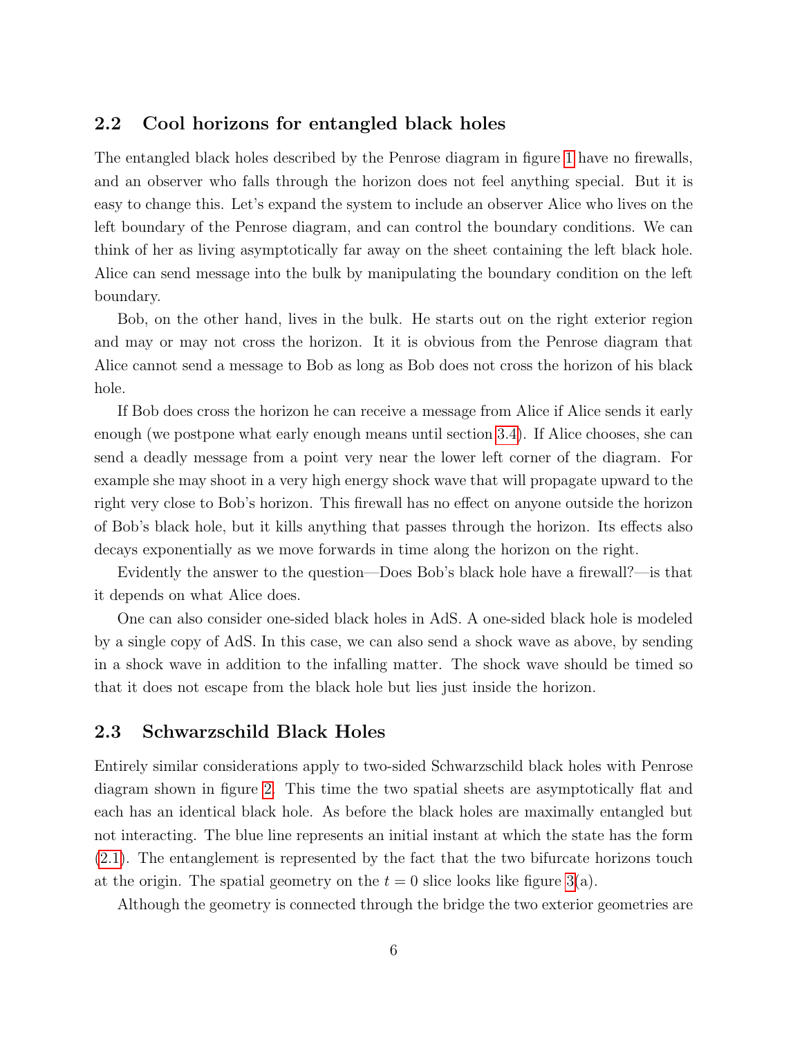### 2.2 Cool horizons for entangled black holes

The entangled black holes described by the Penrose diagram in figure 1 have no firewalls, and an observer who falls through the horizon does not feel anything special. But it is easy to change this. Let's expand the system to include an observer Alice who lives on the left boundary of the Penrose diagram, and can control the boundary conditions. We can think of her as living asymptotically far away on the sheet containing the left black hole. Alice can send message into the bulk by manipulating the boundary condition on the left boundary.

Bob, on the other hand, lives in the bulk. He starts out on the right exterior region and may or may not cross the horizon. It it is obvious from the Penrose diagram that Alice cannot send a message to Bob as long as Bob does not cross the horizon of his black hole.

If Bob does cross the horizon he can receive a message from Alice if Alice sends it early enough (we postpone what early enough means until section 3.4). If Alice chooses, she can send a deadly message from a point very near the lower left corner of the diagram. For example she may shoot in a very high energy shock wave that will propagate upward to the right very close to Bob's horizon. This firewall has no effect on anyone outside the horizon of Bob's black hole, but it kills anything that passes through the horizon. Its effects also decays exponentially as we move forwards in time along the horizon on the right.

Evidently the answer to the question—Does Bob's black hole have a firewall?—is that it depends on what Alice does.

One can also consider one-sided black holes in AdS. A one-sided black hole is modeled by a single copy of AdS. In this case, we can also send a shock wave as above, by sending in a shock wave in addition to the infalling matter. The shock wave should be timed so that it does not escape from the black hole but lies just inside the horizon.

### 2.3 Schwarzschild Black Holes

Entirely similar considerations apply to two-sided Schwarzschild black holes with Penrose diagram shown in figure 2. This time the two spatial sheets are asymptotically flat and each has an identical black hole. As before the black holes are maximally entangled but not interacting. The blue line represents an initial instant at which the state has the form (2.1). The entanglement is represented by the fact that the two bifurcate horizons touch at the origin. The spatial geometry on the $t = 0$ slice looks like figure 3(a).

Although the geometry is connected through the bridge the two exterior geometries are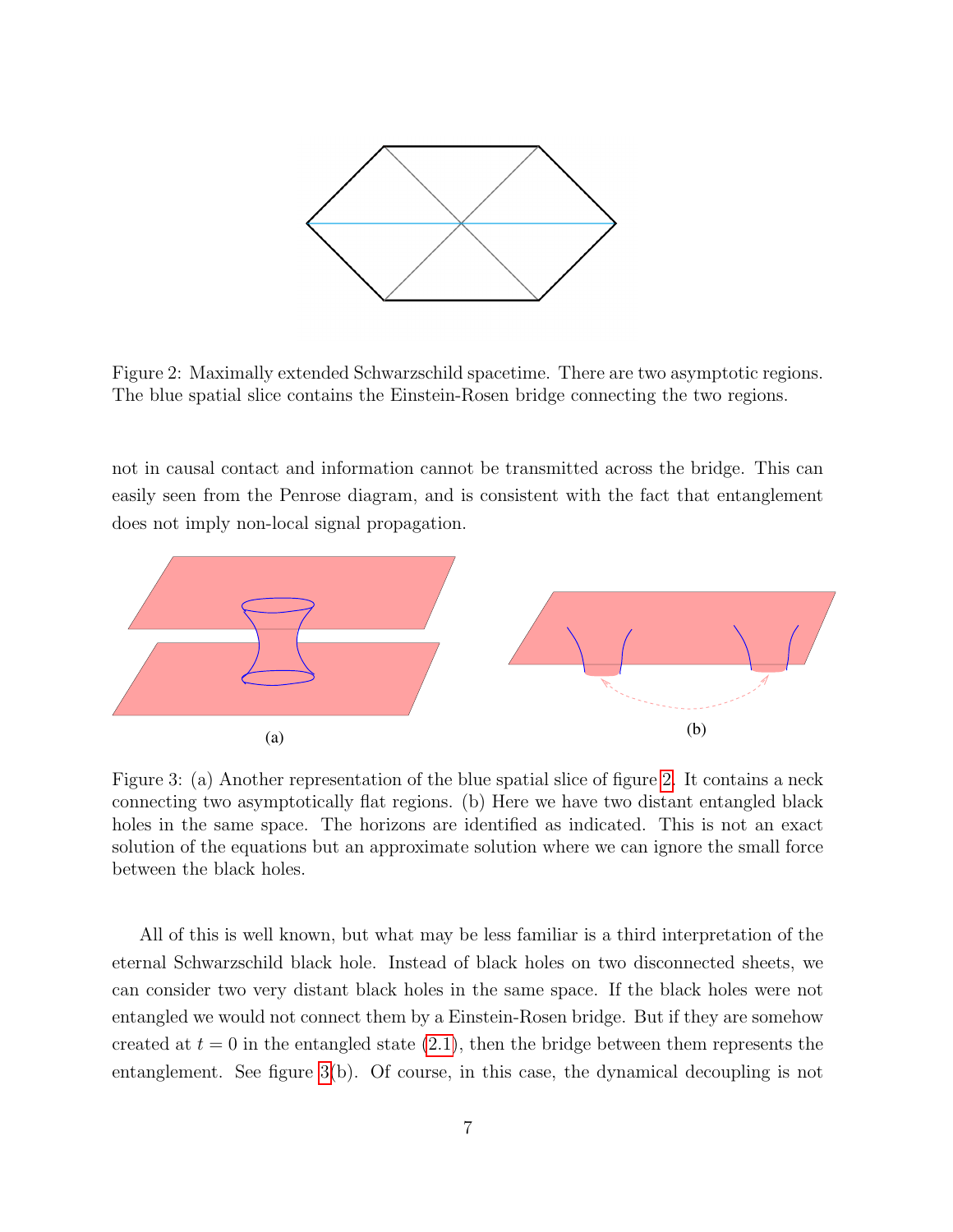Figure 2: Maximally extended Schwarzschild spacetime. There are two asymptotic regions. The blue spatial slice contains the Einstein-Rosen bridge connecting the two regions.

not in causal contact and information cannot be transmitted across the bridge. This can easily seen from the Penrose diagram, and is consistent with the fact that entanglement does not imply non-local signal propagation.

(a)

(b)

Figure 3: (a) Another representation of the blue spatial slice of figure 2. It contains a neck connecting two asymptotically flat regions. (b) Here we have two distant entangled black holes in the same space. The horizons are identified as indicated. This is not an exact solution of the equations but an approximate solution where we can ignore the small force between the black holes.

All of this is well known, but what may be less familiar is a third interpretation of the eternal Schwarzschild black hole. Instead of black holes on two disconnected sheets, we can consider two very distant black holes in the same space. If the black holes were not entangled we would not connect them by a Einstein-Rosen bridge. But if they are somehow created at $t = 0$ in the entangled state (2.1), then the bridge between them represents the entanglement. See figure 3(b). Of course, in this case, the dynamical decoupling is not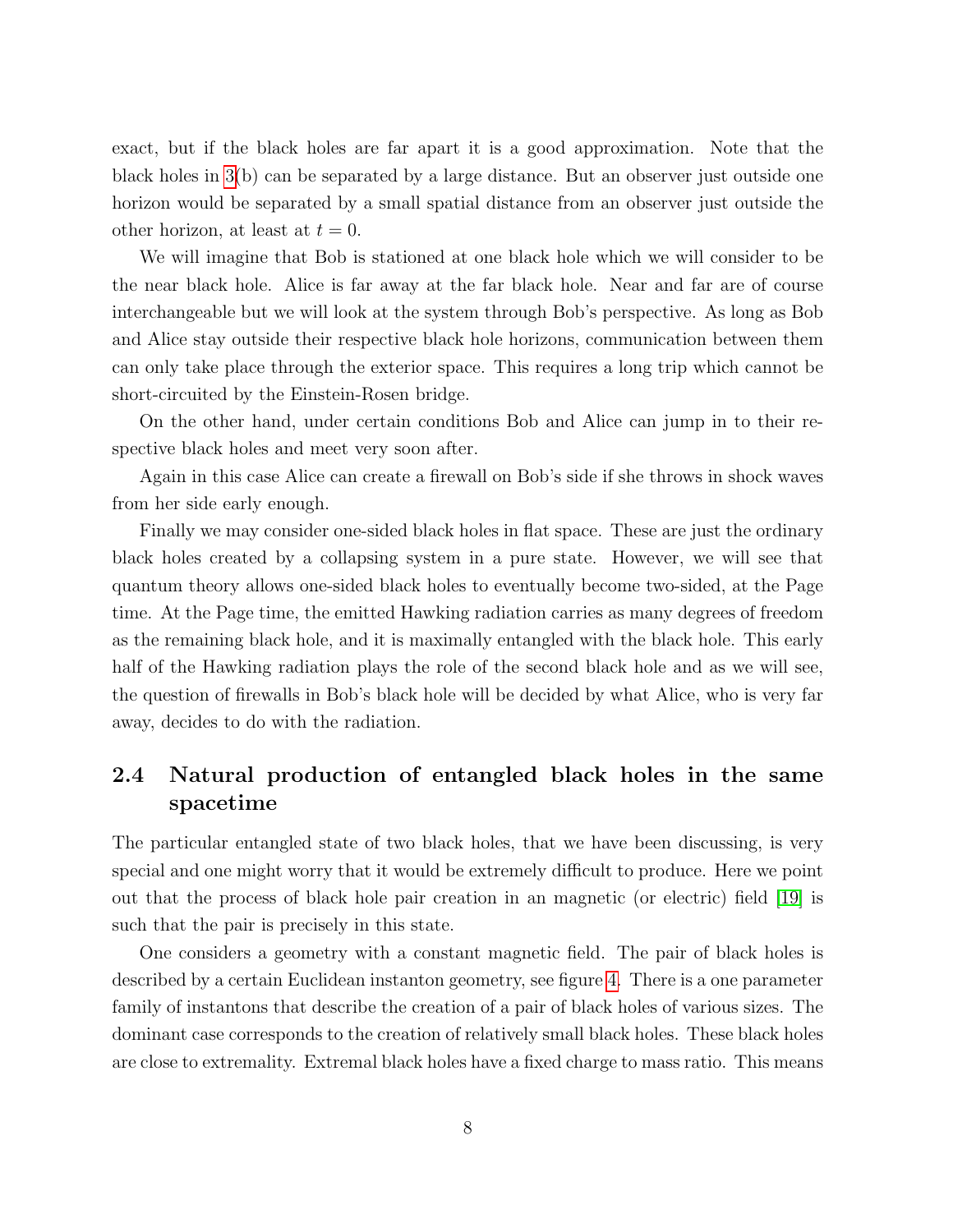exact, but if the black holes are far apart it is a good approximation. Note that the black holes in 3(b) can be separated by a large distance. But an observer just outside one horizon would be separated by a small spatial distance from an observer just outside the other horizon, at least at $t = 0$.

We will imagine that Bob is stationed at one black hole which we will consider to be the near black hole. Alice is far away at the far black hole. Near and far are of course interchangeable but we will look at the system through Bob's perspective. As long as Bob and Alice stay outside their respective black hole horizons, communication between them can only take place through the exterior space. This requires a long trip which cannot be short-circuited by the Einstein-Rosen bridge.

On the other hand, under certain conditions Bob and Alice can jump in to their respective black holes and meet very soon after.

Again in this case Alice can create a firewall on Bob's side if she throws in shock waves from her side early enough.

Finally we may consider one-sided black holes in flat space. These are just the ordinary black holes created by a collapsing system in a pure state. However, we will see that quantum theory allows one-sided black holes to eventually become two-sided, at the Page time. At the Page time, the emitted Hawking radiation carries as many degrees of freedom as the remaining black hole, and it is maximally entangled with the black hole. This early half of the Hawking radiation plays the role of the second black hole and as we will see, the question of firewalls in Bob's black hole will be decided by what Alice, who is very far away, decides to do with the radiation.

## 2.4 Natural production of entangled black holes in the same spacetime

The particular entangled state of two black holes, that we have been discussing, is very special and one might worry that it would be extremely difficult to produce. Here we point out that the process of black hole pair creation in an magnetic (or electric) field [19] is such that the pair is precisely in this state.

One considers a geometry with a constant magnetic field. The pair of black holes is described by a certain Euclidean instanton geometry, see figure 4. There is a one parameter family of instantons that describe the creation of a pair of black holes of various sizes. The dominant case corresponds to the creation of relatively small black holes. These black holes are close to extremality. Extremal black holes have a fixed charge to mass ratio. This means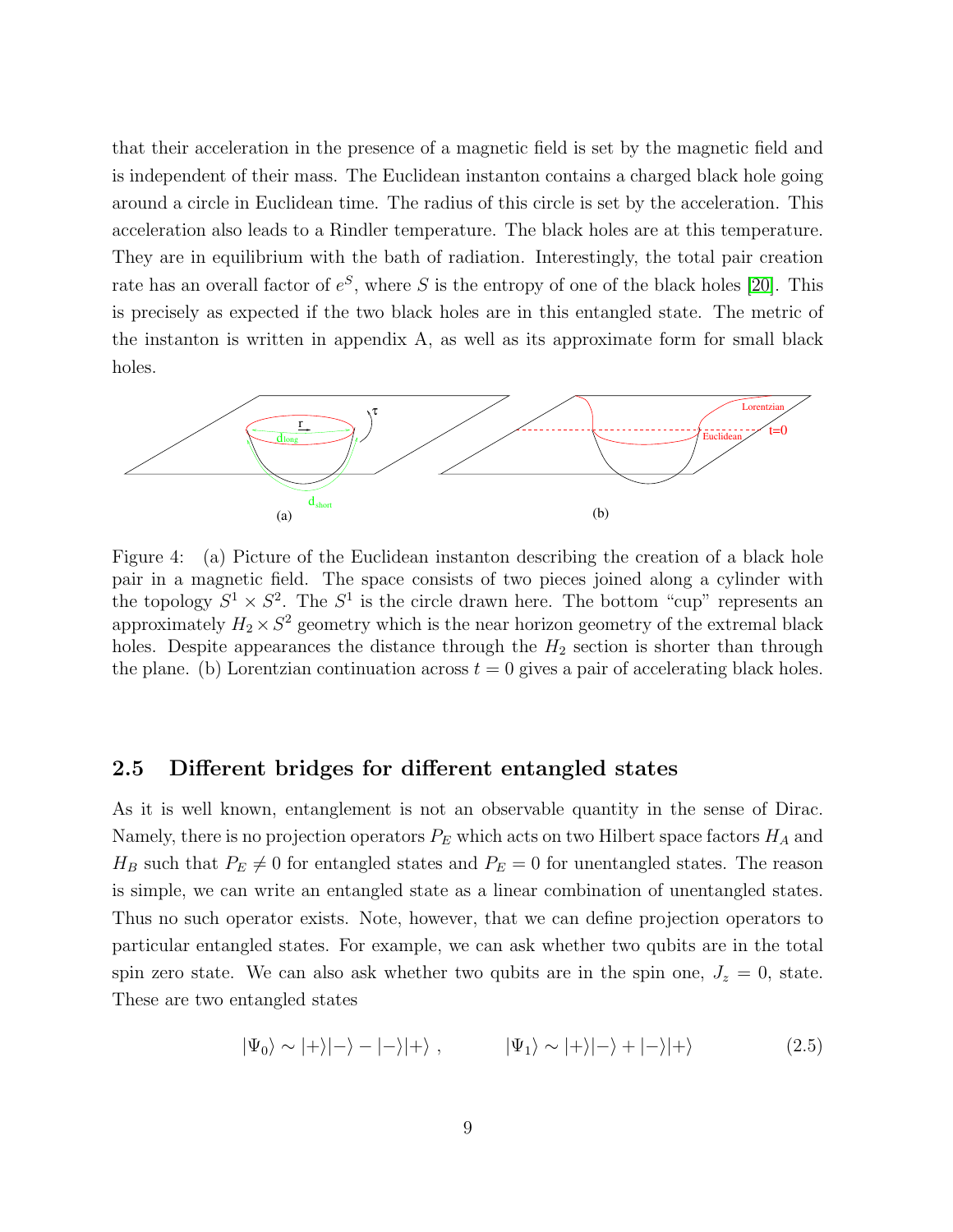that their acceleration in the presence of a magnetic field is set by the magnetic field and is independent of their mass. The Euclidean instanton contains a charged black hole going around a circle in Euclidean time. The radius of this circle is set by the acceleration. This acceleration also leads to a Rindler temperature. The black holes are at this temperature. They are in equilibrium with the bath of radiation. Interestingly, the total pair creation rate has an overall factor of $e^S$, where $S$ is the entropy of one of the black holes [20]. This is precisely as expected if the two black holes are in this entangled state. The metric of the instanton is written in appendix A, as well as its approximate form for small black holes.

Figure 4: (a) Picture of the Euclidean instanton describing the creation of a black hole pair in a magnetic field. The space consists of two pieces joined along a cylinder with the topology $S^1 \times S^2$. The $S^1$ is the circle drawn here. The bottom "cup" represents an approximately $H_2 \times S^2$ geometry which is the near horizon geometry of the extremal black holes. Despite appearances the distance through the $H_2$ section is shorter than through the plane. (b) Lorentzian continuation across $t = 0$ gives a pair of accelerating black holes.

### 2.5 Different bridges for different entangled states

As it is well known, entanglement is not an observable quantity in the sense of Dirac. Namely, there is no projection operators $P_E$ which acts on two Hilbert space factors $H_A$ and $H_B$ such that $P_E \neq 0$ for entangled states and $P_E = 0$ for unentangled states. The reason is simple, we can write an entangled state as a linear combination of unentangled states. Thus no such operator exists. Note, however, that we can define projection operators to particular entangled states. For example, we can ask whether two qubits are in the total spin zero state. We can also ask whether two qubits are in the spin one, $J_z = 0$, state. These are two entangled states

$$|\Psi_0\rangle \sim |+\rangle|-\rangle - |-\rangle|+\rangle \ , \qquad |\Psi_1\rangle \sim |+\rangle|-\rangle + |-\rangle|+\rangle \tag{2.5}$$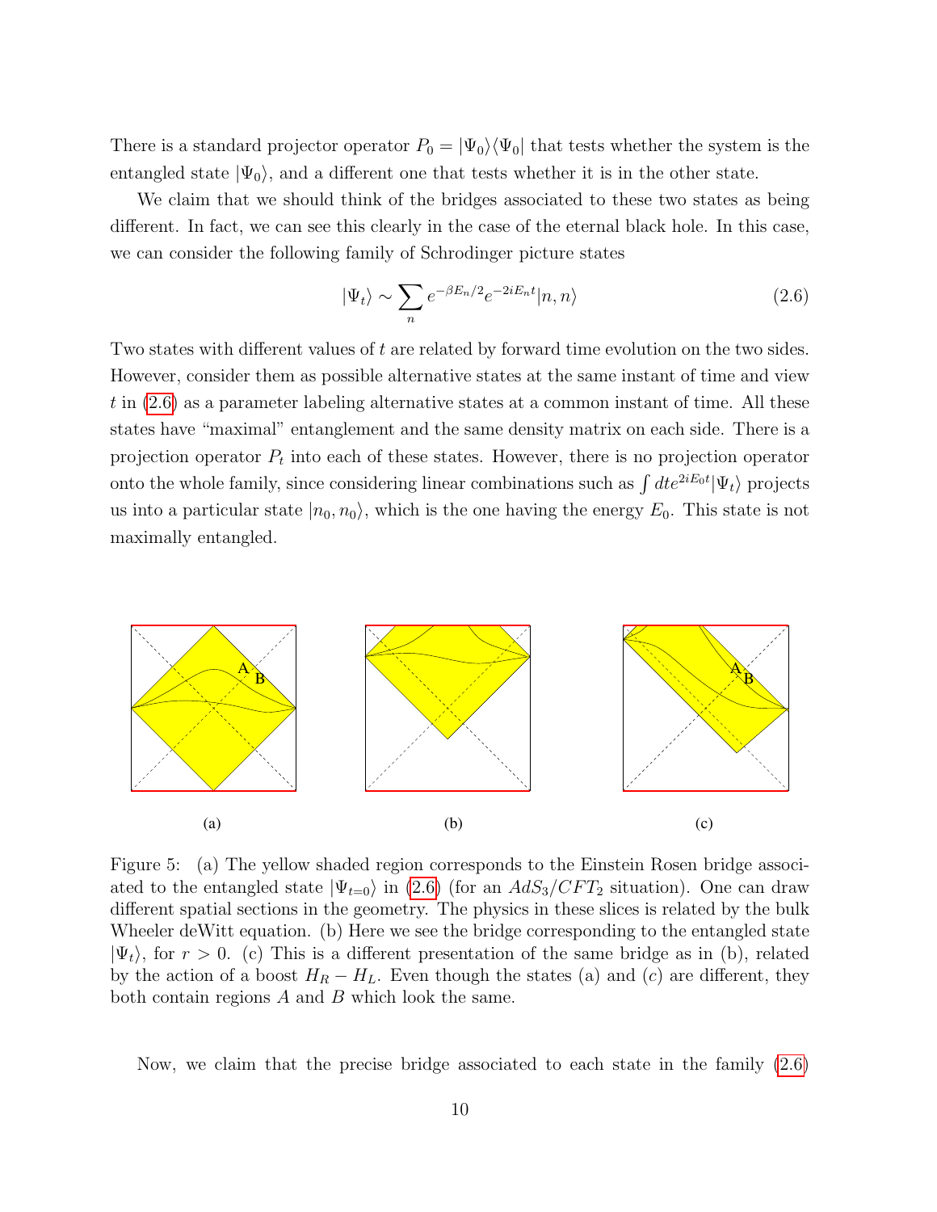There is a standard projector operator $P_0 = |\Psi_0\rangle\langle\Psi_0|$ that tests whether the system is the entangled state $|\Psi_0\rangle$, and a different one that tests whether it is in the other state.

We claim that we should think of the bridges associated to these two states as being different. In fact, we can see this clearly in the case of the eternal black hole. In this case, we can consider the following family of Schrodinger picture states

$$|\Psi_t\rangle \sim \sum_n e^{-\beta E_n/2} e^{-2iE_n t} |n, n\rangle \tag{2.6}$$

Two states with different values of $t$ are related by forward time evolution on the two sides. However, consider them as possible alternative states at the same instant of time and view $t$ in (2.6) as a parameter labeling alternative states at a common instant of time. All these states have "maximal" entanglement and the same density matrix on each side. There is a projection operator $P_t$ into each of these states. However, there is no projection operator onto the whole family, since considering linear combinations such as $\int dt e^{2iE_0 t}|\Psi_t\rangle$ projects us into a particular state $|n_0, n_0\rangle$, which is the one having the energy $E_0$. This state is not maximally entangled.

(a) (b) (c)

Figure 5: (a) The yellow shaded region corresponds to the Einstein Rosen bridge associated to the entangled state $|\Psi_{t=0}\rangle$ in (2.6) (for an $AdS_3/CFT_2$ situation). One can draw different spatial sections in the geometry. The physics in these slices is related by the bulk Wheeler deWitt equation. (b) Here we see the bridge corresponding to the entangled state $|\Psi_t\rangle$, for $r > 0$. (c) This is a different presentation of the same bridge as in (b), related by the action of a boost $H_R - H_L$. Even though the states (a) and $(c)$ are different, they both contain regions $A$ and $B$ which look the same.

Now, we claim that the precise bridge associated to each state in the family (2.6)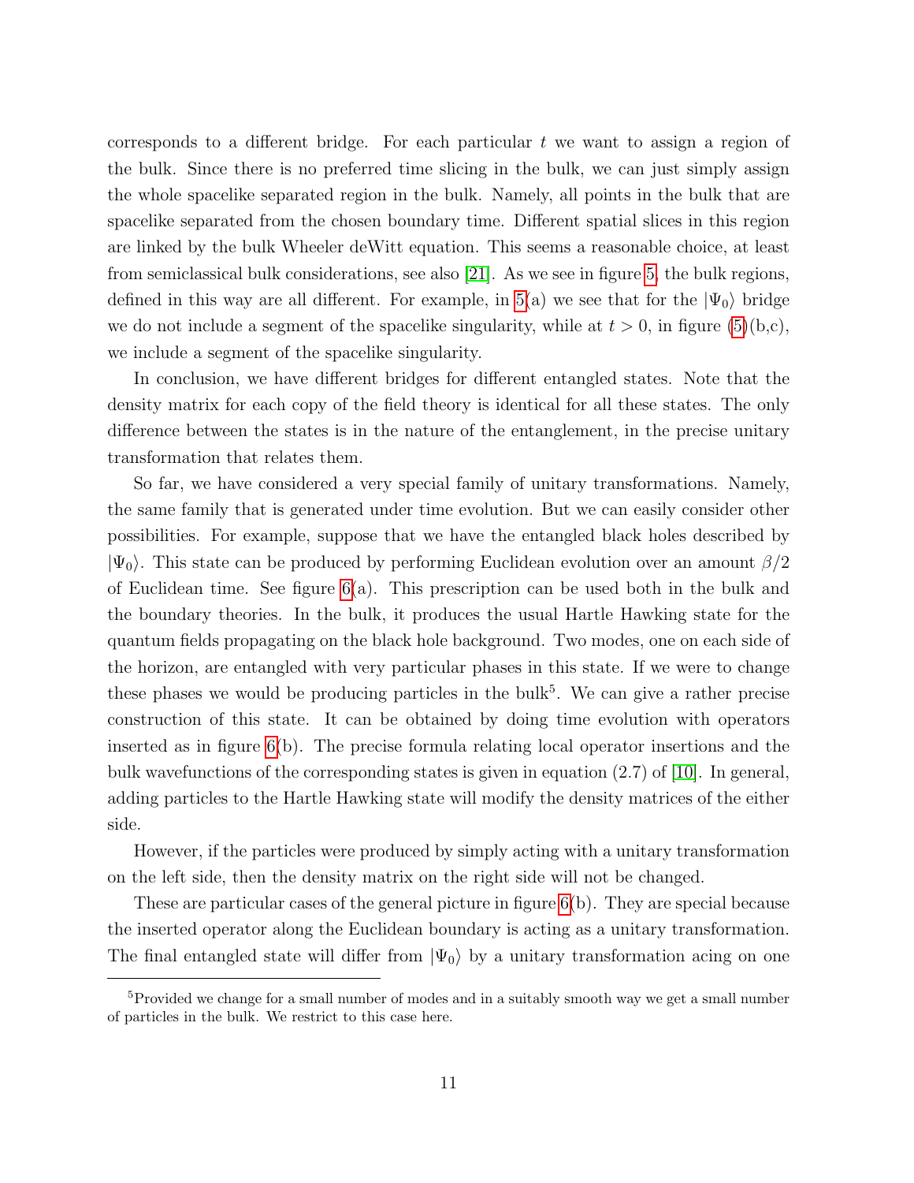corresponds to a different bridge. For each particular $t$ we want to assign a region of the bulk. Since there is no preferred time slicing in the bulk, we can just simply assign the whole spacelike separated region in the bulk. Namely, all points in the bulk that are spacelike separated from the chosen boundary time. Different spatial slices in this region are linked by the bulk Wheeler deWitt equation. This seems a reasonable choice, at least from semiclassical bulk considerations, see also [21]. As we see in figure 5, the bulk regions, defined in this way are all different. For example, in 5(a) we see that for the $|\Psi_0\rangle$ bridge we do not include a segment of the spacelike singularity, while at $t > 0$, in figure (5)(b,c), we include a segment of the spacelike singularity.

In conclusion, we have different bridges for different entangled states. Note that the density matrix for each copy of the field theory is identical for all these states. The only difference between the states is in the nature of the entanglement, in the precise unitary transformation that relates them.

So far, we have considered a very special family of unitary transformations. Namely, the same family that is generated under time evolution. But we can easily consider other possibilities. For example, suppose that we have the entangled black holes described by $|\Psi_0\rangle$. This state can be produced by performing Euclidean evolution over an amount $\beta/2$ of Euclidean time. See figure 6(a). This prescription can be used both in the bulk and the boundary theories. In the bulk, it produces the usual Hartle Hawking state for the quantum fields propagating on the black hole background. Two modes, one on each side of the horizon, are entangled with very particular phases in this state. If we were to change these phases we would be producing particles in the bulk[5]. We can give a rather precise construction of this state. It can be obtained by doing time evolution with operators inserted as in figure 6(b). The precise formula relating local operator insertions and the bulk wavefunctions of the corresponding states is given in equation (2.7) of [10]. In general, adding particles to the Hartle Hawking state will modify the density matrices of the either side.

However, if the particles were produced by simply acting with a unitary transformation on the left side, then the density matrix on the right side will not be changed.

These are particular cases of the general picture in figure 6(b). They are special because the inserted operator along the Euclidean boundary is acting as a unitary transformation. The final entangled state will differ from $|\Psi_0\rangle$ by a unitary transformation acing on one

[5]Provided we change for a small number of modes and in a suitably smooth way we get a small number of particles in the bulk. We restrict to this case here.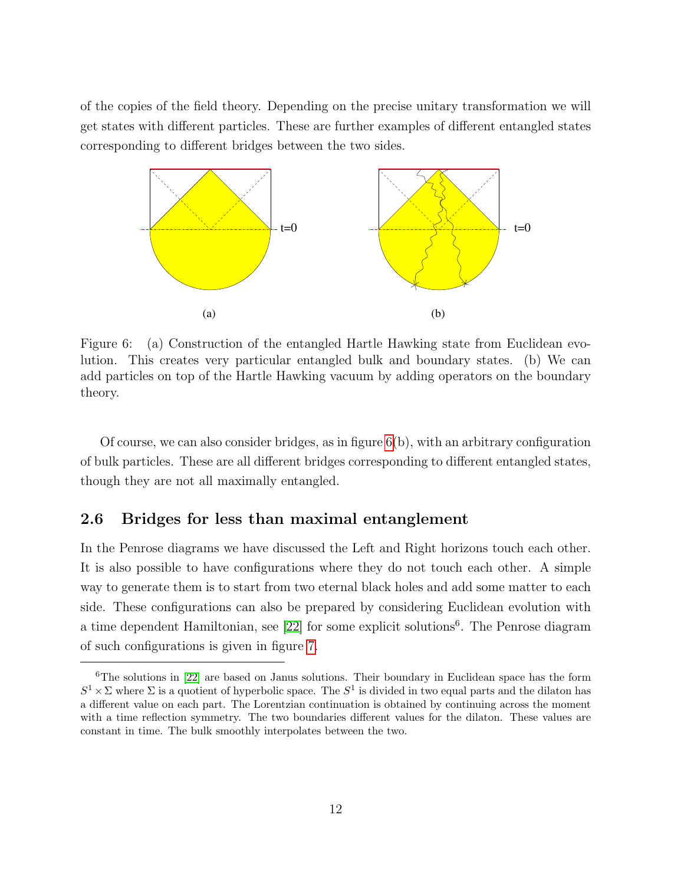of the copies of the field theory. Depending on the precise unitary transformation we will get states with different particles. These are further examples of different entangled states corresponding to different bridges between the two sides.

Figure 6: (a) Construction of the entangled Hartle Hawking state from Euclidean evolution. This creates very particular entangled bulk and boundary states. (b) We can add particles on top of the Hartle Hawking vacuum by adding operators on the boundary theory.

Of course, we can also consider bridges, as in figure 6(b), with an arbitrary configuration of bulk particles. These are all different bridges corresponding to different entangled states, though they are not all maximally entangled.

### 2.6 Bridges for less than maximal entanglement

In the Penrose diagrams we have discussed the Left and Right horizons touch each other. It is also possible to have configurations where they do not touch each other. A simple way to generate them is to start from two eternal black holes and add some matter to each side. These configurations can also be prepared by considering Euclidean evolution with a time dependent Hamiltonian, see [22] for some explicit solutions[6]. The Penrose diagram of such configurations is given in figure 7.

[6]The solutions in [22] are based on Janus solutions. Their boundary in Euclidean space has the form $S^1 \times \Sigma$ where $\Sigma$ is a quotient of hyperbolic space. The $S^1$ is divided in two equal parts and the dilaton has a different value on each part. The Lorentzian continuation is obtained by continuing across the moment with a time reflection symmetry. The two boundaries different values for the dilaton. These values are constant in time. The bulk smoothly interpolates between the two.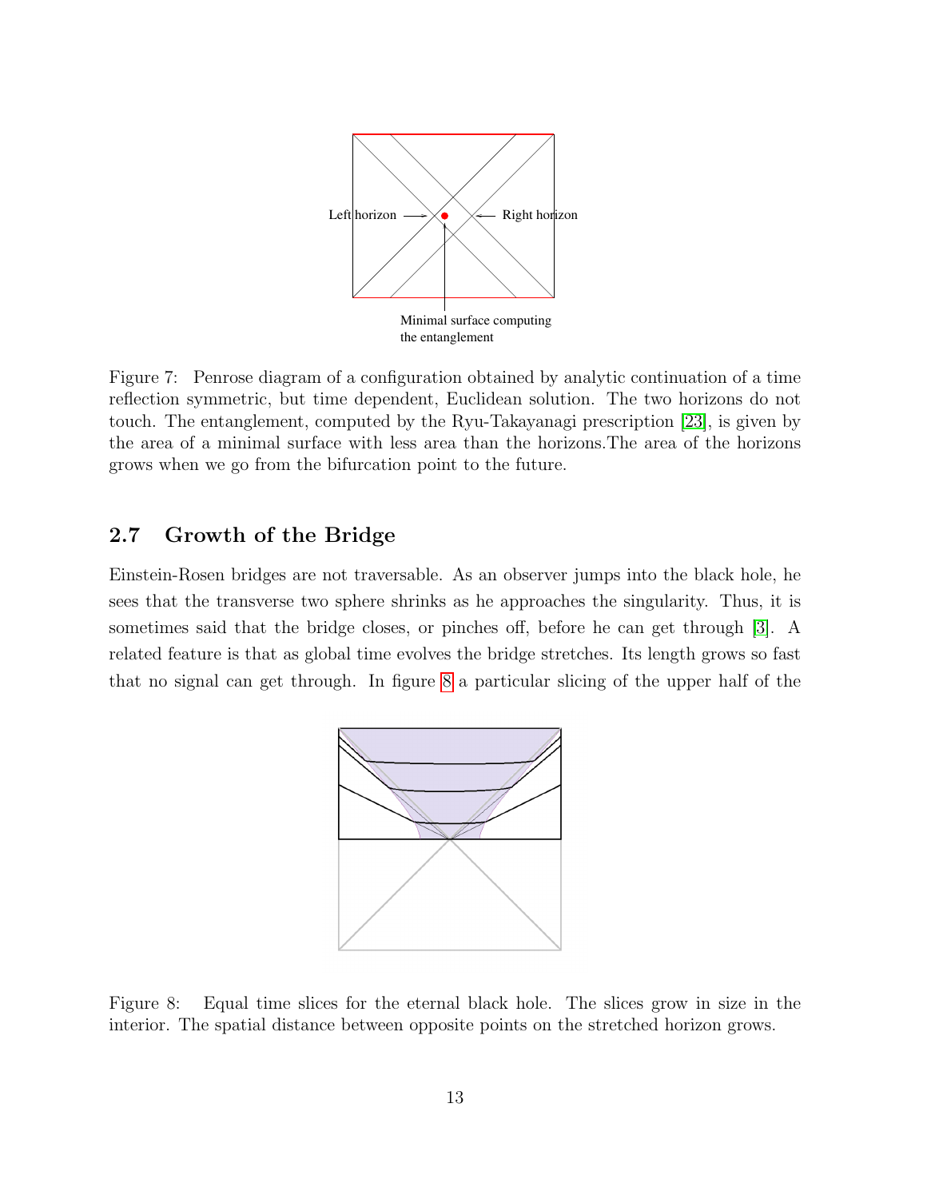Left horizon

Right horizon

Minimal surface computing the entanglement

Figure 7: Penrose diagram of a configuration obtained by analytic continuation of a time reflection symmetric, but time dependent, Euclidean solution. The two horizons do not touch. The entanglement, computed by the Ryu-Takayanagi prescription [23], is given by the area of a minimal surface with less area than the horizons.The area of the horizons grows when we go from the bifurcation point to the future.

## 2.7 Growth of the Bridge

Einstein-Rosen bridges are not traversable. As an observer jumps into the black hole, he sees that the transverse two sphere shrinks as he approaches the singularity. Thus, it is sometimes said that the bridge closes, or pinches off, before he can get through [3]. A related feature is that as global time evolves the bridge stretches. Its length grows so fast that no signal can get through. In figure 8 a particular slicing of the upper half of the

Figure 8: Equal time slices for the eternal black hole. The slices grow in size in the interior. The spatial distance between opposite points on the stretched horizon grows.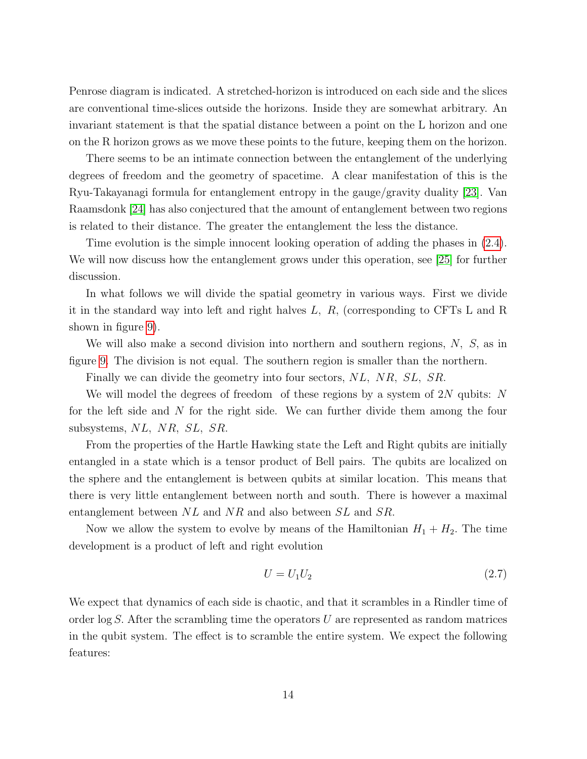Penrose diagram is indicated. A stretched-horizon is introduced on each side and the slices are conventional time-slices outside the horizons. Inside they are somewhat arbitrary. An invariant statement is that the spatial distance between a point on the L horizon and one on the R horizon grows as we move these points to the future, keeping them on the horizon.

There seems to be an intimate connection between the entanglement of the underlying degrees of freedom and the geometry of spacetime. A clear manifestation of this is the Ryu-Takayanagi formula for entanglement entropy in the gauge/gravity duality [23]. Van Raamsdonk [24] has also conjectured that the amount of entanglement between two regions is related to their distance. The greater the entanglement the less the distance.

Time evolution is the simple innocent looking operation of adding the phases in (2.4). We will now discuss how the entanglement grows under this operation, see [25] for further discussion.

In what follows we will divide the spatial geometry in various ways. First we divide it in the standard way into left and right halves $L$, $R$, (corresponding to CFTs L and R shown in figure 9).

We will also make a second division into northern and southern regions, $N$, $S$, as in figure 9. The division is not equal. The southern region is smaller than the northern.

Finally we can divide the geometry into four sectors, $NL$, $NR$, $SL$, $SR$.

We will model the degrees of freedom of these regions by a system of $2N$ qubits: $N$ for the left side and $N$ for the right side. We can further divide them among the four subsystems, $NL$, $NR$, $SL$, $SR$.

From the properties of the Hartle Hawking state the Left and Right qubits are initially entangled in a state which is a tensor product of Bell pairs. The qubits are localized on the sphere and the entanglement is between qubits at similar location. This means that there is very little entanglement between north and south. There is however a maximal entanglement between $NL$ and $NR$ and also between $SL$ and $SR$.

Now we allow the system to evolve by means of the Hamiltonian $H_1 + H_2$. The time development is a product of left and right evolution

$$U = U_1 U_2 \tag{2.7}$$

We expect that dynamics of each side is chaotic, and that it scrambles in a Rindler time of order $\log S$. After the scrambling time the operators $U$ are represented as random matrices in the qubit system. The effect is to scramble the entire system. We expect the following features: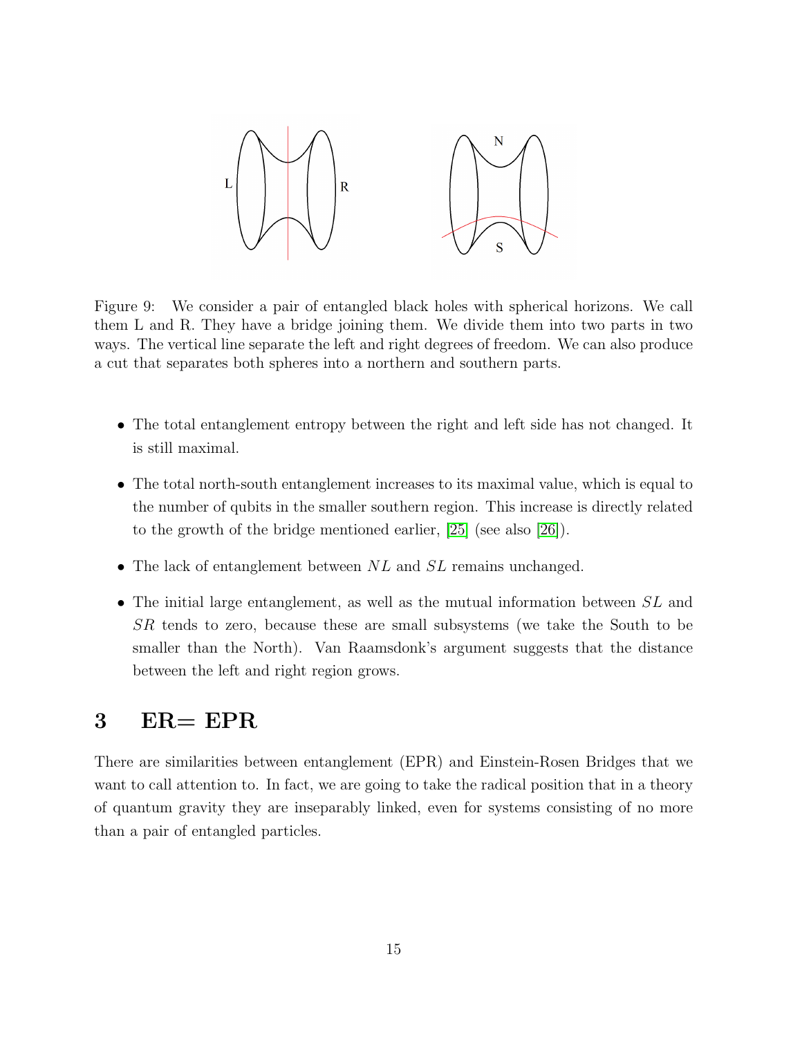Figure 9: We consider a pair of entangled black holes with spherical horizons. We call them L and R. They have a bridge joining them. We divide them into two parts in two ways. The vertical line separate the left and right degrees of freedom. We can also produce a cut that separates both spheres into a northern and southern parts.

- The total entanglement entropy between the right and left side has not changed. It is still maximal.
- The total north-south entanglement increases to its maximal value, which is equal to the number of qubits in the smaller southern region. This increase is directly related to the growth of the bridge mentioned earlier, [25] (see also [26]).
- The lack of entanglement between $NL$ and $SL$ remains unchanged.
- The initial large entanglement, as well as the mutual information between $SL$ and $SR$ tends to zero, because these are small subsystems (we take the South to be smaller than the North). Van Raamsdonk's argument suggests that the distance between the left and right region grows.

# 3 ER= EPR

There are similarities between entanglement (EPR) and Einstein-Rosen Bridges that we want to call attention to. In fact, we are going to take the radical position that in a theory of quantum gravity they are inseparably linked, even for systems consisting of no more than a pair of entangled particles.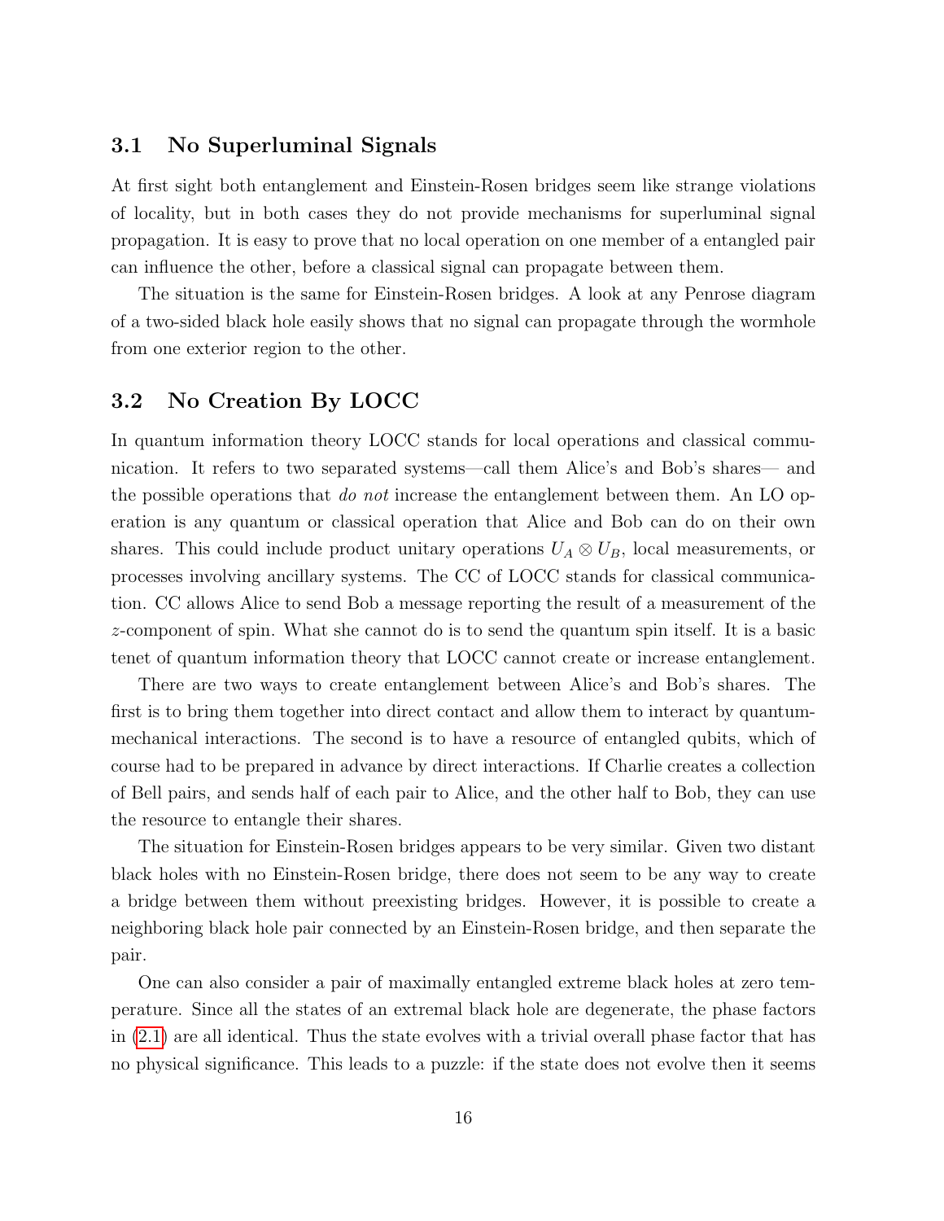### 3.1 No Superluminal Signals

At first sight both entanglement and Einstein-Rosen bridges seem like strange violations of locality, but in both cases they do not provide mechanisms for superluminal signal propagation. It is easy to prove that no local operation on one member of a entangled pair can influence the other, before a classical signal can propagate between them.

The situation is the same for Einstein-Rosen bridges. A look at any Penrose diagram of a two-sided black hole easily shows that no signal can propagate through the wormhole from one exterior region to the other.

### 3.2 No Creation By LOCC

In quantum information theory LOCC stands for local operations and classical communication. It refers to two separated systems—call them Alice's and Bob's shares— and the possible operations that *do not* increase the entanglement between them. An LO operation is any quantum or classical operation that Alice and Bob can do on their own shares. This could include product unitary operations $U_A \otimes U_B$, local measurements, or processes involving ancillary systems. The CC of LOCC stands for classical communication. CC allows Alice to send Bob a message reporting the result of a measurement of the $z$-component of spin. What she cannot do is to send the quantum spin itself. It is a basic tenet of quantum information theory that LOCC cannot create or increase entanglement.

There are two ways to create entanglement between Alice's and Bob's shares. The first is to bring them together into direct contact and allow them to interact by quantum-mechanical interactions. The second is to have a resource of entangled qubits, which of course had to be prepared in advance by direct interactions. If Charlie creates a collection of Bell pairs, and sends half of each pair to Alice, and the other half to Bob, they can use the resource to entangle their shares.

The situation for Einstein-Rosen bridges appears to be very similar. Given two distant black holes with no Einstein-Rosen bridge, there does not seem to be any way to create a bridge between them without preexisting bridges. However, it is possible to create a neighboring black hole pair connected by an Einstein-Rosen bridge, and then separate the pair.

One can also consider a pair of maximally entangled extreme black holes at zero temperature. Since all the states of an extremal black hole are degenerate, the phase factors in (2.1) are all identical. Thus the state evolves with a trivial overall phase factor that has no physical significance. This leads to a puzzle: if the state does not evolve then it seems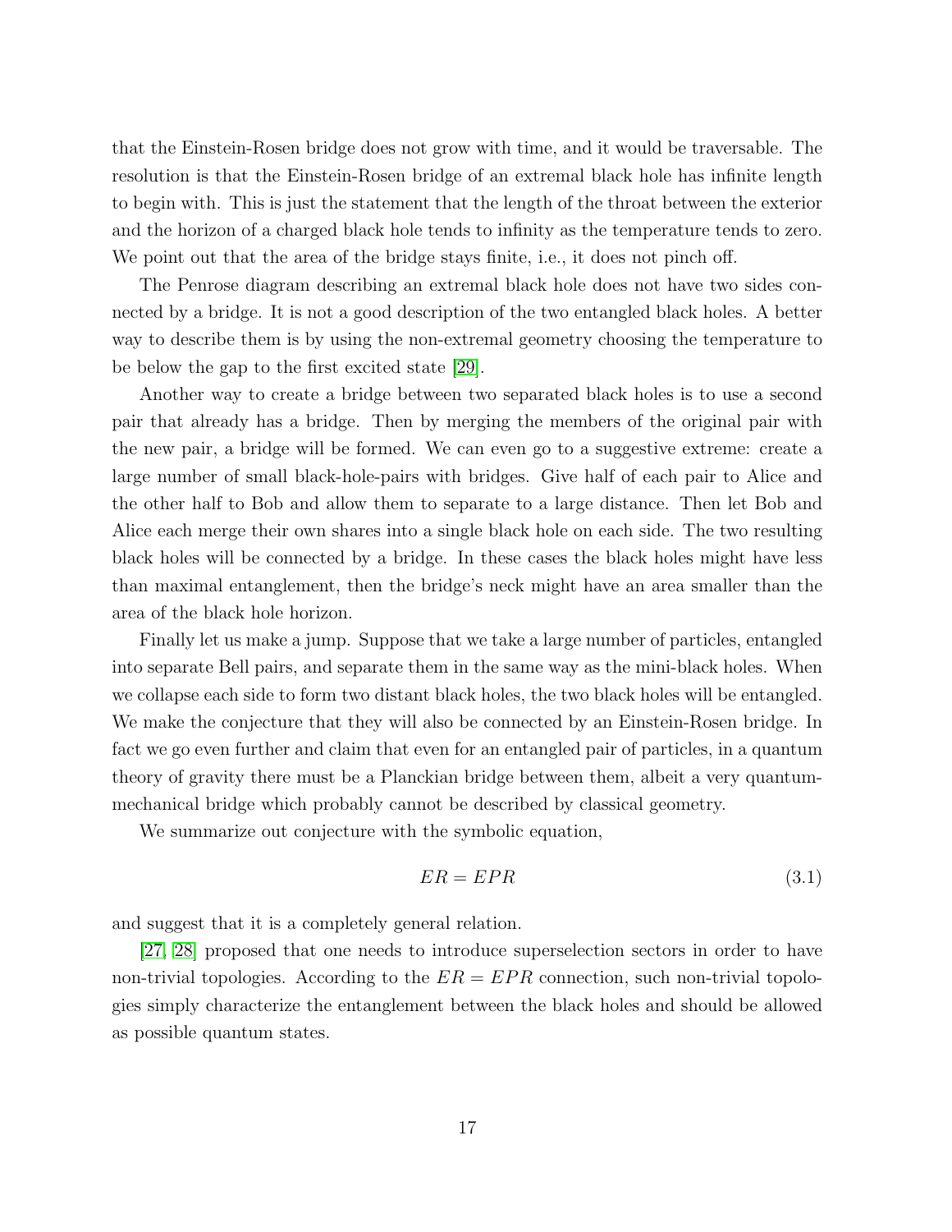that the Einstein-Rosen bridge does not grow with time, and it would be traversable. The resolution is that the Einstein-Rosen bridge of an extremal black hole has infinite length to begin with. This is just the statement that the length of the throat between the exterior and the horizon of a charged black hole tends to infinity as the temperature tends to zero. We point out that the area of the bridge stays finite, i.e., it does not pinch off.

The Penrose diagram describing an extremal black hole does not have two sides connected by a bridge. It is not a good description of the two entangled black holes. A better way to describe them is by using the non-extremal geometry choosing the temperature to be below the gap to the first excited state [29].

Another way to create a bridge between two separated black holes is to use a second pair that already has a bridge. Then by merging the members of the original pair with the new pair, a bridge will be formed. We can even go to a suggestive extreme: create a large number of small black-hole-pairs with bridges. Give half of each pair to Alice and the other half to Bob and allow them to separate to a large distance. Then let Bob and Alice each merge their own shares into a single black hole on each side. The two resulting black holes will be connected by a bridge. In these cases the black holes might have less than maximal entanglement, then the bridge's neck might have an area smaller than the area of the black hole horizon.

Finally let us make a jump. Suppose that we take a large number of particles, entangled into separate Bell pairs, and separate them in the same way as the mini-black holes. When we collapse each side to form two distant black holes, the two black holes will be entangled. We make the conjecture that they will also be connected by an Einstein-Rosen bridge. In fact we go even further and claim that even for an entangled pair of particles, in a quantum theory of gravity there must be a Planckian bridge between them, albeit a very quantum-mechanical bridge which probably cannot be described by classical geometry.

We summarize out conjecture with the symbolic equation,

$$ER = EPR \tag{3.1}$$

and suggest that it is a completely general relation.

[27, 28] proposed that one needs to introduce superselection sectors in order to have non-trivial topologies. According to the $ER = EPR$ connection, such non-trivial topologies simply characterize the entanglement between the black holes and should be allowed as possible quantum states.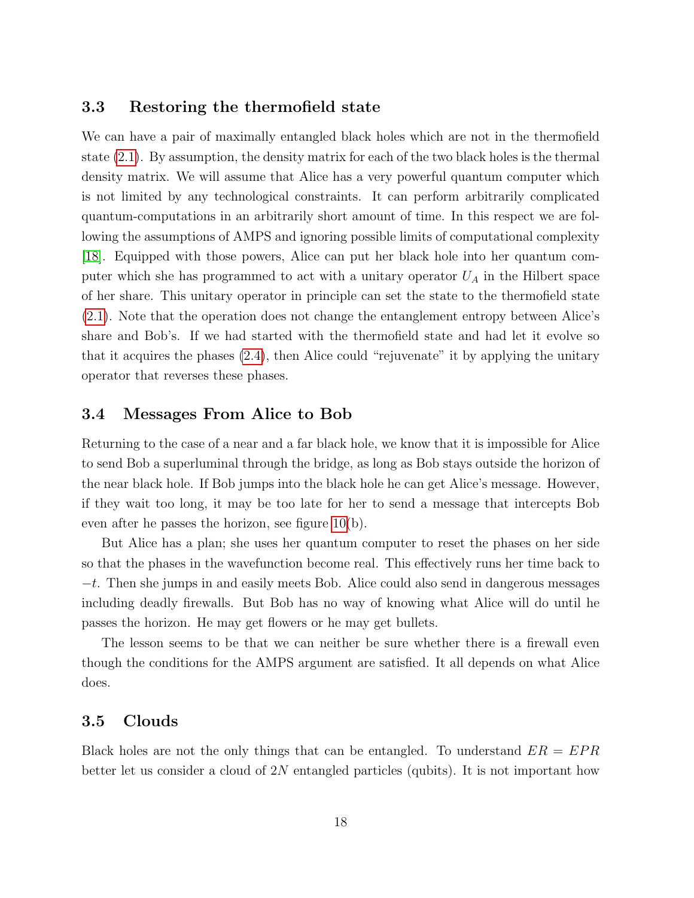### 3.3 Restoring the thermofield state

We can have a pair of maximally entangled black holes which are not in the thermofield state (2.1). By assumption, the density matrix for each of the two black holes is the thermal density matrix. We will assume that Alice has a very powerful quantum computer which is not limited by any technological constraints. It can perform arbitrarily complicated quantum-computations in an arbitrarily short amount of time. In this respect we are following the assumptions of AMPS and ignoring possible limits of computational complexity [18]. Equipped with those powers, Alice can put her black hole into her quantum computer which she has programmed to act with a unitary operator $U_A$ in the Hilbert space of her share. This unitary operator in principle can set the state to the thermofield state (2.1). Note that the operation does not change the entanglement entropy between Alice's share and Bob's. If we had started with the thermofield state and had let it evolve so that it acquires the phases (2.4), then Alice could "rejuvenate" it by applying the unitary operator that reverses these phases.

### 3.4 Messages From Alice to Bob

Returning to the case of a near and a far black hole, we know that it is impossible for Alice to send Bob a superluminal through the bridge, as long as Bob stays outside the horizon of the near black hole. If Bob jumps into the black hole he can get Alice's message. However, if they wait too long, it may be too late for her to send a message that intercepts Bob even after he passes the horizon, see figure 10(b).

But Alice has a plan; she uses her quantum computer to reset the phases on her side so that the phases in the wavefunction become real. This effectively runs her time back to $-t$. Then she jumps in and easily meets Bob. Alice could also send in dangerous messages including deadly firewalls. But Bob has no way of knowing what Alice will do until he passes the horizon. He may get flowers or he may get bullets.

The lesson seems to be that we can neither be sure whether there is a firewall even though the conditions for the AMPS argument are satisfied. It all depends on what Alice does.

### 3.5 Clouds

Black holes are not the only things that can be entangled. To understand $ER = EPR$ better let us consider a cloud of $2N$ entangled particles (qubits). It is not important how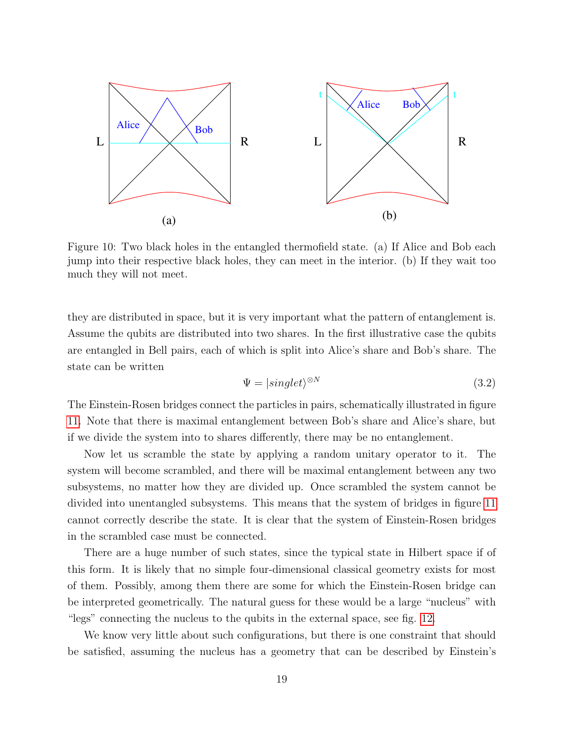Figure 10: Two black holes in the entangled thermofield state. (a) If Alice and Bob each jump into their respective black holes, they can meet in the interior. (b) If they wait too much they will not meet.

they are distributed in space, but it is very important what the pattern of entanglement is. Assume the qubits are distributed into two shares. In the first illustrative case the qubits are entangled in Bell pairs, each of which is split into Alice's share and Bob's share. The state can be written

$$\Psi = |singlet\rangle^{\otimes N} \tag{3.2}$$

The Einstein-Rosen bridges connect the particles in pairs, schematically illustrated in figure 11. Note that there is maximal entanglement between Bob's share and Alice's share, but if we divide the system into to shares differently, there may be no entanglement.

Now let us scramble the state by applying a random unitary operator to it. The system will become scrambled, and there will be maximal entanglement between any two subsystems, no matter how they are divided up. Once scrambled the system cannot be divided into unentangled subsystems. This means that the system of bridges in figure 11 cannot correctly describe the state. It is clear that the system of Einstein-Rosen bridges in the scrambled case must be connected.

There are a huge number of such states, since the typical state in Hilbert space if of this form. It is likely that no simple four-dimensional classical geometry exists for most of them. Possibly, among them there are some for which the Einstein-Rosen bridge can be interpreted geometrically. The natural guess for these would be a large "nucleus" with "legs" connecting the nucleus to the qubits in the external space, see fig. 12.

We know very little about such configurations, but there is one constraint that should be satisfied, assuming the nucleus has a geometry that can be described by Einstein's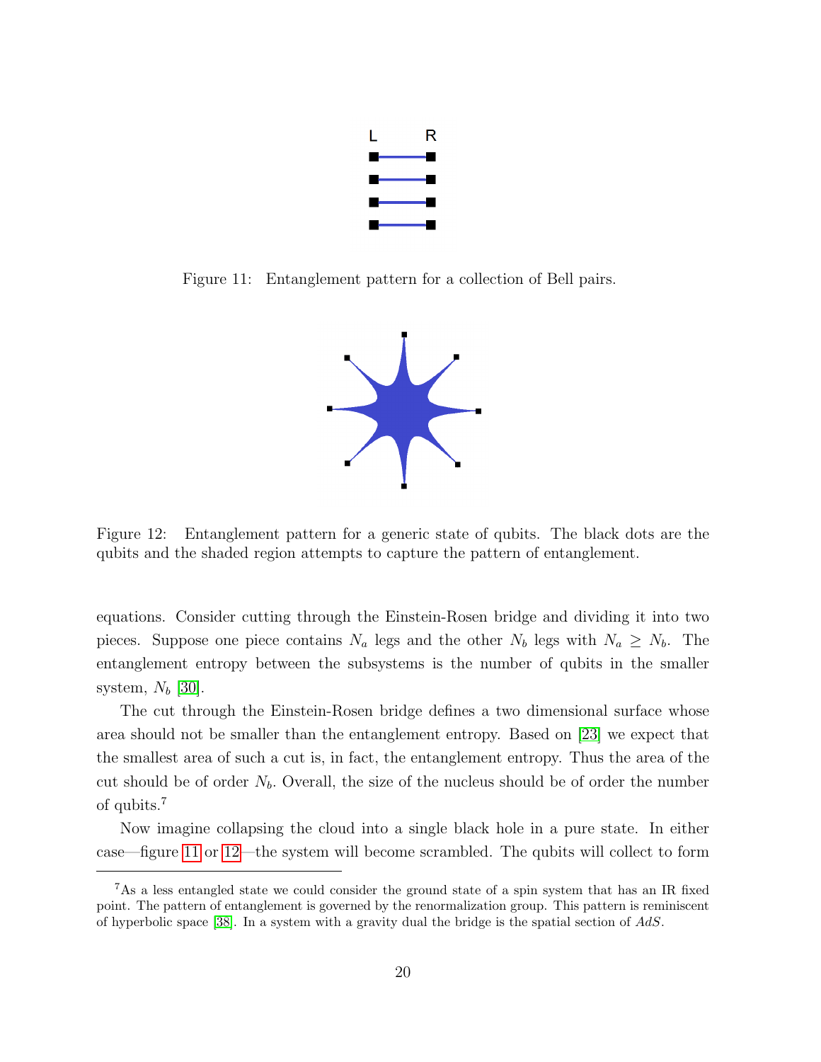Figure 11: Entanglement pattern for a collection of Bell pairs.

Figure 12: Entanglement pattern for a generic state of qubits. The black dots are the qubits and the shaded region attempts to capture the pattern of entanglement.

equations. Consider cutting through the Einstein-Rosen bridge and dividing it into two pieces. Suppose one piece contains $N_a$ legs and the other $N_b$ legs with $N_a \geq N_b$. The entanglement entropy between the subsystems is the number of qubits in the smaller system, $N_b$ [30].

The cut through the Einstein-Rosen bridge defines a two dimensional surface whose area should not be smaller than the entanglement entropy. Based on [23] we expect that the smallest area of such a cut is, in fact, the entanglement entropy. Thus the area of the cut should be of order $N_b$. Overall, the size of the nucleus should be of order the number of qubits.[7]

Now imagine collapsing the cloud into a single black hole in a pure state. In either case—figure 11 or 12—the system will become scrambled. The qubits will collect to form

[7] As a less entangled state we could consider the ground state of a spin system that has an IR fixed point. The pattern of entanglement is governed by the renormalization group. This pattern is reminiscent of hyperbolic space [38]. In a system with a gravity dual the bridge is the spatial section of $AdS$.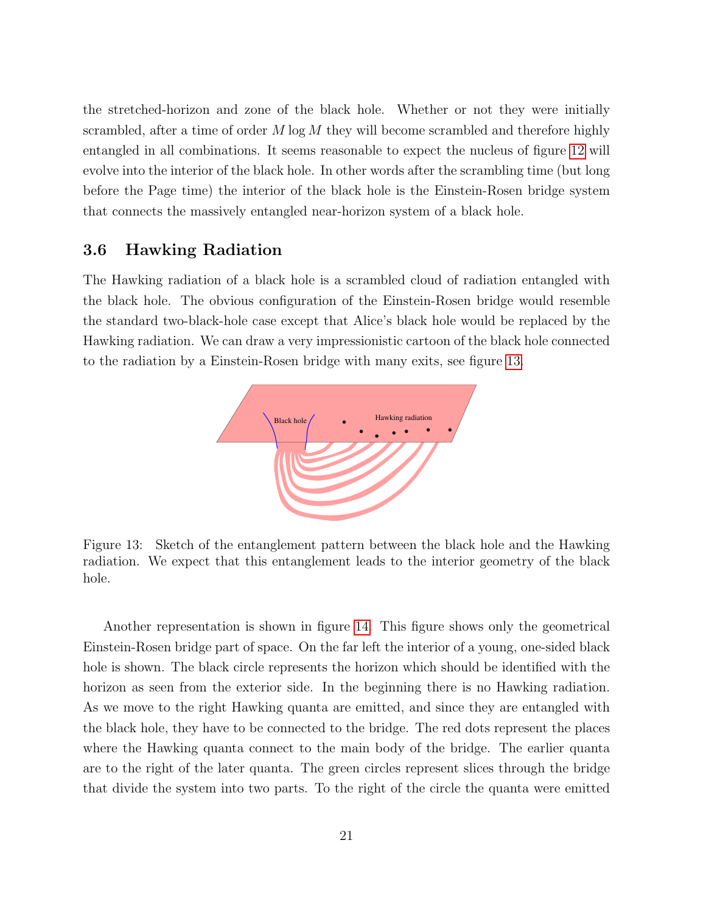the stretched-horizon and zone of the black hole. Whether or not they were initially scrambled, after a time of order $M \log M$ they will become scrambled and therefore highly entangled in all combinations. It seems reasonable to expect the nucleus of figure 12 will evolve into the interior of the black hole. In other words after the scrambling time (but long before the Page time) the interior of the black hole is the Einstein-Rosen bridge system that connects the massively entangled near-horizon system of a black hole.

### 3.6 Hawking Radiation

The Hawking radiation of a black hole is a scrambled cloud of radiation entangled with the black hole. The obvious configuration of the Einstein-Rosen bridge would resemble the standard two-black-hole case except that Alice's black hole would be replaced by the Hawking radiation. We can draw a very impressionistic cartoon of the black hole connected to the radiation by a Einstein-Rosen bridge with many exits, see figure 13.

Figure 13: Sketch of the entanglement pattern between the black hole and the Hawking radiation. We expect that this entanglement leads to the interior geometry of the black hole.

Another representation is shown in figure 14. This figure shows only the geometrical Einstein-Rosen bridge part of space. On the far left the interior of a young, one-sided black hole is shown. The black circle represents the horizon which should be identified with the horizon as seen from the exterior side. In the beginning there is no Hawking radiation. As we move to the right Hawking quanta are emitted, and since they are entangled with the black hole, they have to be connected to the bridge. The red dots represent the places where the Hawking quanta connect to the main body of the bridge. The earlier quanta are to the right of the later quanta. The green circles represent slices through the bridge that divide the system into two parts. To the right of the circle the quanta were emitted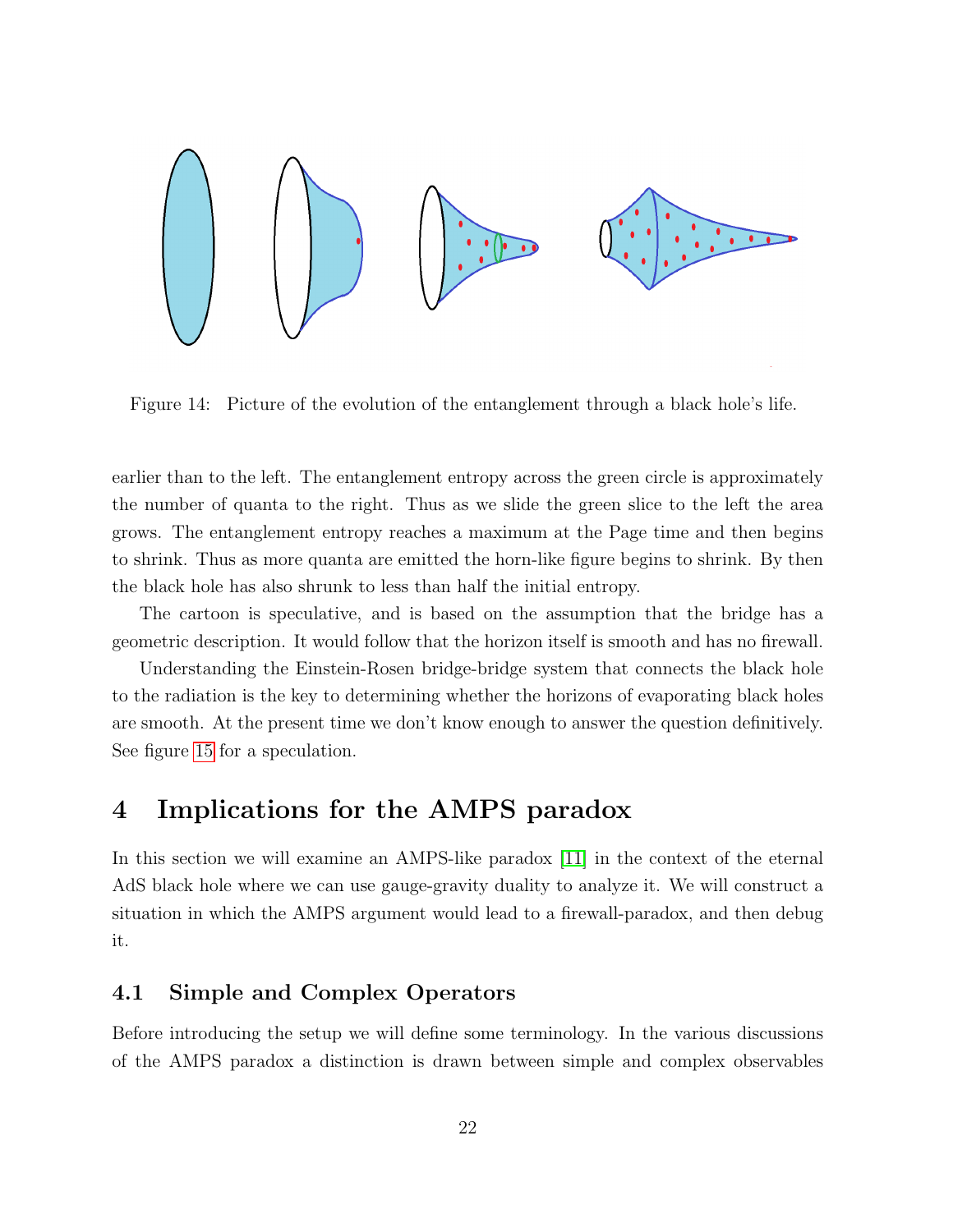Figure 14: Picture of the evolution of the entanglement through a black hole's life.

earlier than to the left. The entanglement entropy across the green circle is approximately the number of quanta to the right. Thus as we slide the green slice to the left the area grows. The entanglement entropy reaches a maximum at the Page time and then begins to shrink. Thus as more quanta are emitted the horn-like figure begins to shrink. By then the black hole has also shrunk to less than half the initial entropy.

The cartoon is speculative, and is based on the assumption that the bridge has a geometric description. It would follow that the horizon itself is smooth and has no firewall.

Understanding the Einstein-Rosen bridge-bridge system that connects the black hole to the radiation is the key to determining whether the horizons of evaporating black holes are smooth. At the present time we don't know enough to answer the question definitively. See figure 15 for a speculation.

# 4 Implications for the AMPS paradox

In this section we will examine an AMPS-like paradox [11] in the context of the eternal AdS black hole where we can use gauge-gravity duality to analyze it. We will construct a situation in which the AMPS argument would lead to a firewall-paradox, and then debug it.

## 4.1 Simple and Complex Operators

Before introducing the setup we will define some terminology. In the various discussions of the AMPS paradox a distinction is drawn between simple and complex observables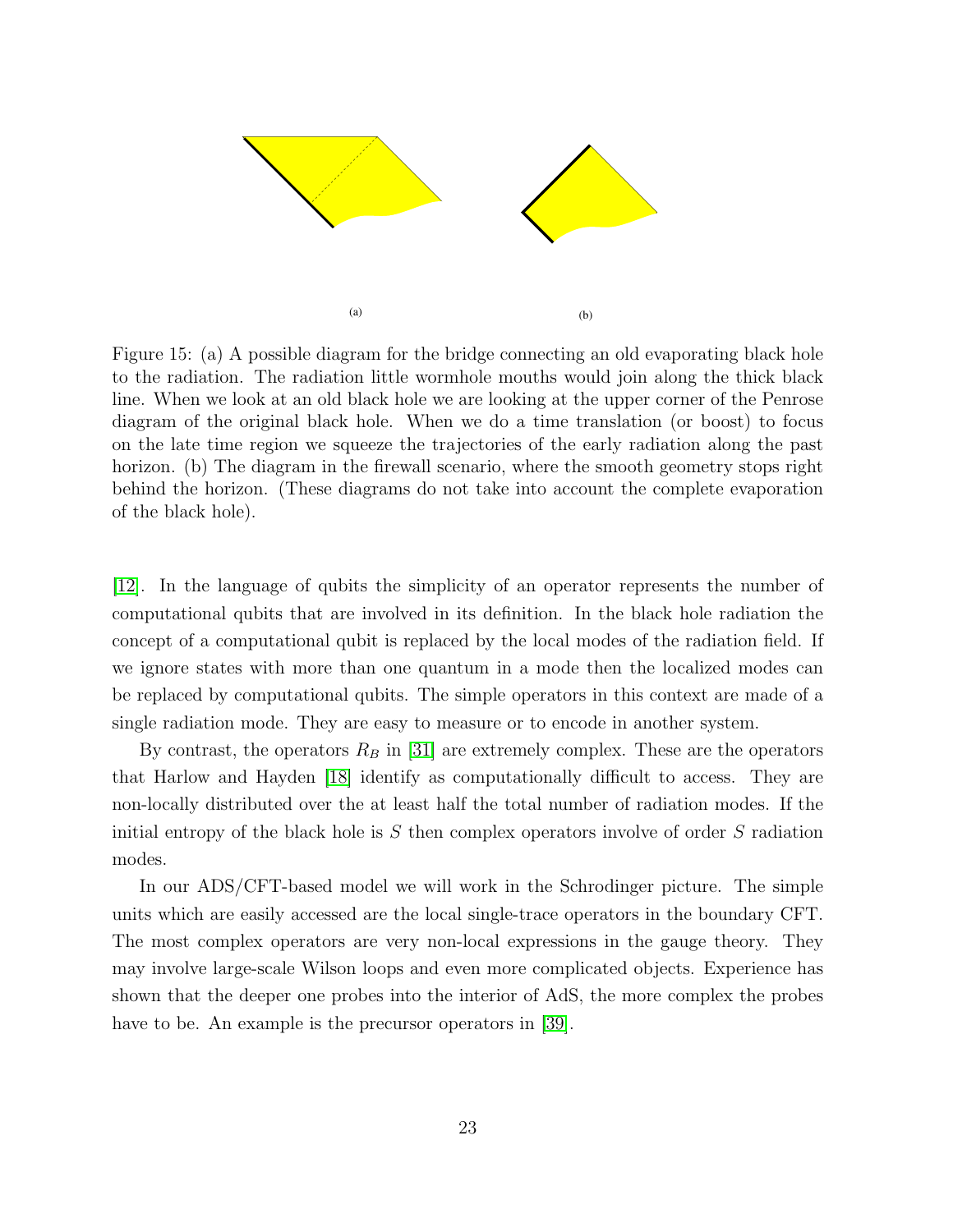(a) (b)

Figure 15: (a) A possible diagram for the bridge connecting an old evaporating black hole to the radiation. The radiation little wormhole mouths would join along the thick black line. When we look at an old black hole we are looking at the upper corner of the Penrose diagram of the original black hole. When we do a time translation (or boost) to focus on the late time region we squeeze the trajectories of the early radiation along the past horizon. (b) The diagram in the firewall scenario, where the smooth geometry stops right behind the horizon. (These diagrams do not take into account the complete evaporation of the black hole).

[12]. In the language of qubits the simplicity of an operator represents the number of computational qubits that are involved in its definition. In the black hole radiation the concept of a computational qubit is replaced by the local modes of the radiation field. If we ignore states with more than one quantum in a mode then the localized modes can be replaced by computational qubits. The simple operators in this context are made of a single radiation mode. They are easy to measure or to encode in another system.

By contrast, the operators $R_B$ in [31] are extremely complex. These are the operators that Harlow and Hayden [18] identify as computationally difficult to access. They are non-locally distributed over the at least half the total number of radiation modes. If the initial entropy of the black hole is $S$ then complex operators involve of order $S$ radiation modes.

In our ADS/CFT-based model we will work in the Schrodinger picture. The simple units which are easily accessed are the local single-trace operators in the boundary CFT. The most complex operators are very non-local expressions in the gauge theory. They may involve large-scale Wilson loops and even more complicated objects. Experience has shown that the deeper one probes into the interior of AdS, the more complex the probes have to be. An example is the precursor operators in [39].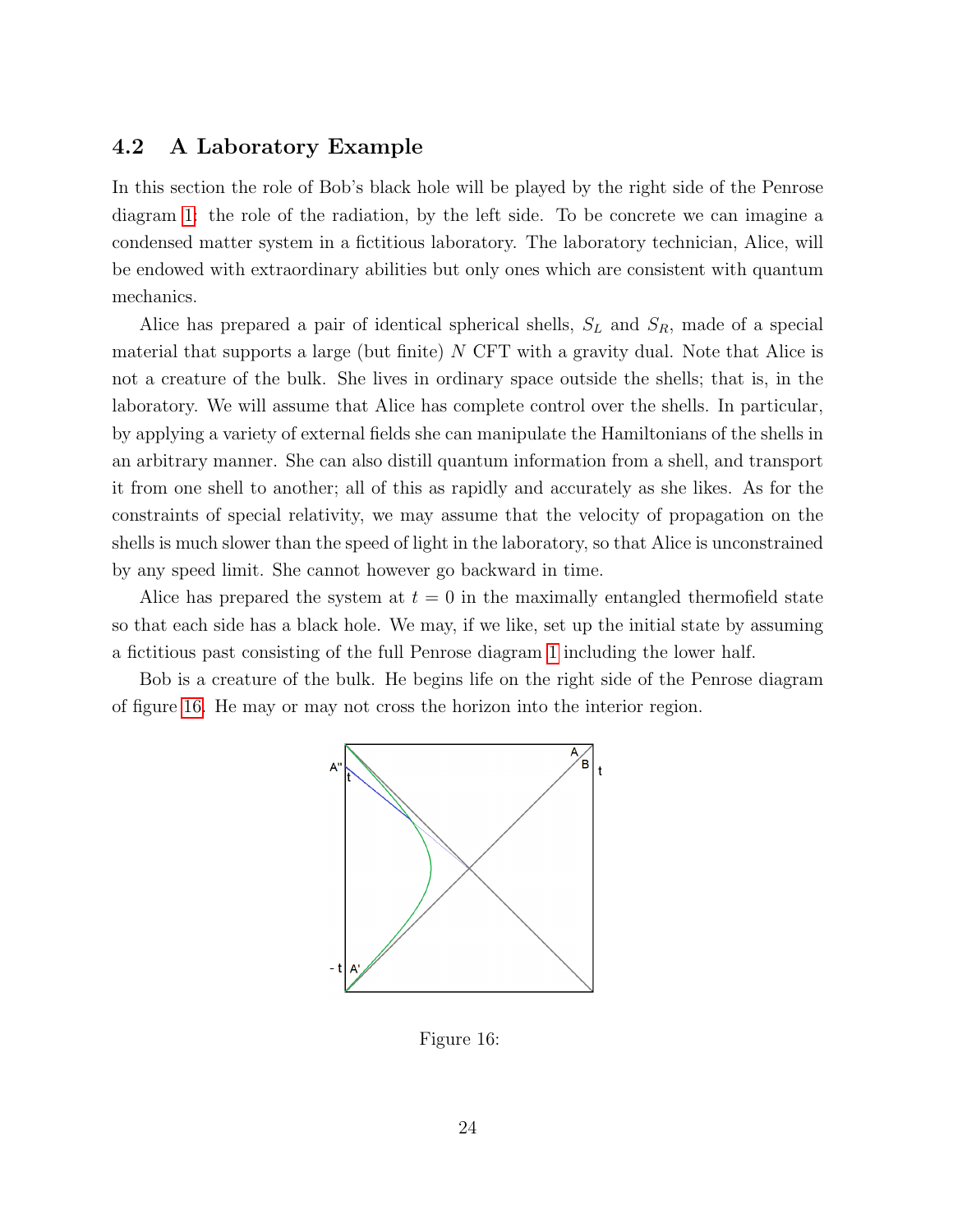### 4.2 A Laboratory Example

In this section the role of Bob's black hole will be played by the right side of the Penrose diagram 1: the role of the radiation, by the left side. To be concrete we can imagine a condensed matter system in a fictitious laboratory. The laboratory technician, Alice, will be endowed with extraordinary abilities but only ones which are consistent with quantum mechanics.

Alice has prepared a pair of identical spherical shells, $S_L$ and $S_R$, made of a special material that supports a large (but finite) $N$ CFT with a gravity dual. Note that Alice is not a creature of the bulk. She lives in ordinary space outside the shells; that is, in the laboratory. We will assume that Alice has complete control over the shells. In particular, by applying a variety of external fields she can manipulate the Hamiltonians of the shells in an arbitrary manner. She can also distill quantum information from a shell, and transport it from one shell to another; all of this as rapidly and accurately as she likes. As for the constraints of special relativity, we may assume that the velocity of propagation on the shells is much slower than the speed of light in the laboratory, so that Alice is unconstrained by any speed limit. She cannot however go backward in time.

Alice has prepared the system at $t = 0$ in the maximally entangled thermofield state so that each side has a black hole. We may, if we like, set up the initial state by assuming a fictitious past consisting of the full Penrose diagram 1 including the lower half.

Bob is a creature of the bulk. He begins life on the right side of the Penrose diagram of figure 16. He may or may not cross the horizon into the interior region.

Figure 16: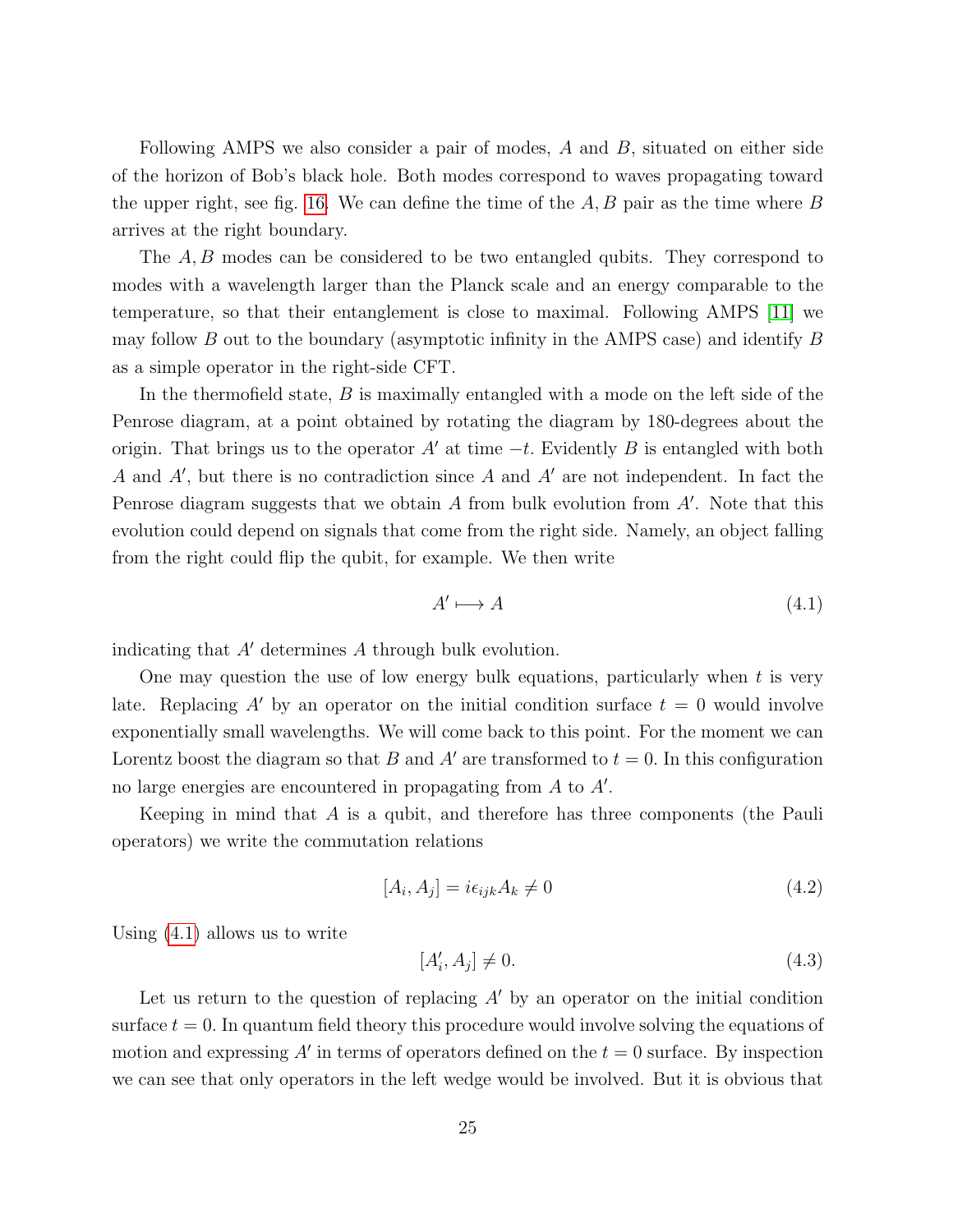Following AMPS we also consider a pair of modes, $A$ and $B$, situated on either side of the horizon of Bob's black hole. Both modes correspond to waves propagating toward the upper right, see fig. 16. We can define the time of the $A, B$ pair as the time where $B$ arrives at the right boundary.

The $A, B$ modes can be considered to be two entangled qubits. They correspond to modes with a wavelength larger than the Planck scale and an energy comparable to the temperature, so that their entanglement is close to maximal. Following AMPS [11] we may follow $B$ out to the boundary (asymptotic infinity in the AMPS case) and identify $B$ as a simple operator in the right-side CFT.

In the thermofield state, $B$ is maximally entangled with a mode on the left side of the Penrose diagram, at a point obtained by rotating the diagram by 180-degrees about the origin. That brings us to the operator $A'$ at time $-t$. Evidently $B$ is entangled with both $A$ and $A'$, but there is no contradiction since $A$ and $A'$ are not independent. In fact the Penrose diagram suggests that we obtain $A$ from bulk evolution from $A'$. Note that this evolution could depend on signals that come from the right side. Namely, an object falling from the right could flip the qubit, for example. We then write

$$A' \longmapsto A \tag{4.1}$$

indicating that $A'$ determines $A$ through bulk evolution.

One may question the use of low energy bulk equations, particularly when $t$ is very late. Replacing $A'$ by an operator on the initial condition surface $t = 0$ would involve exponentially small wavelengths. We will come back to this point. For the moment we can Lorentz boost the diagram so that $B$ and $A'$ are transformed to $t = 0$. In this configuration no large energies are encountered in propagating from $A$ to $A'$.

Keeping in mind that $A$ is a qubit, and therefore has three components (the Pauli operators) we write the commutation relations

$$[A_i, A_j] = i\epsilon_{ijk}A_k \neq 0 \tag{4.2}$$

Using (4.1) allows us to write

$$[A'_i, A_j] \neq 0. \tag{4.3}$$

Let us return to the question of replacing $A'$ by an operator on the initial condition surface $t = 0$. In quantum field theory this procedure would involve solving the equations of motion and expressing $A'$ in terms of operators defined on the $t = 0$ surface. By inspection we can see that only operators in the left wedge would be involved. But it is obvious that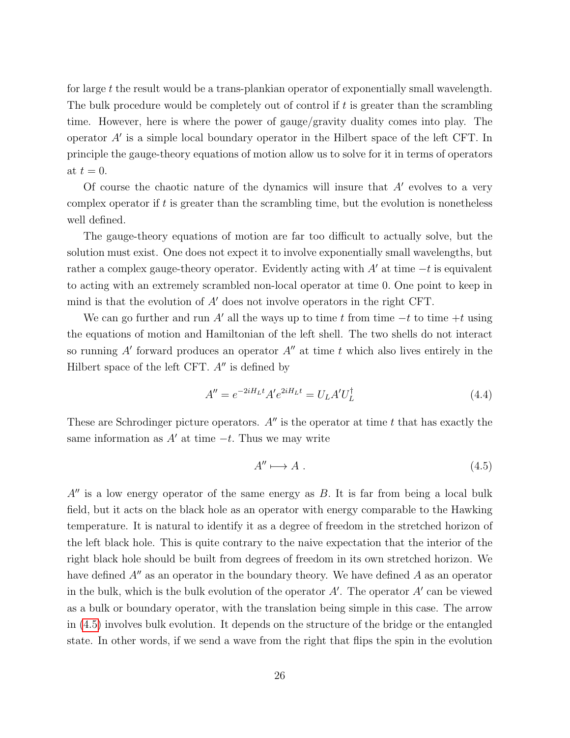for large $t$ the result would be a trans-plankian operator of exponentially small wavelength. The bulk procedure would be completely out of control if $t$ is greater than the scrambling time. However, here is where the power of gauge/gravity duality comes into play. The operator $A'$ is a simple local boundary operator in the Hilbert space of the left CFT. In principle the gauge-theory equations of motion allow us to solve for it in terms of operators at $t = 0$.

Of course the chaotic nature of the dynamics will insure that $A'$ evolves to a very complex operator if $t$ is greater than the scrambling time, but the evolution is nonetheless well defined.

The gauge-theory equations of motion are far too difficult to actually solve, but the solution must exist. One does not expect it to involve exponentially small wavelengths, but rather a complex gauge-theory operator. Evidently acting with $A'$ at time $-t$ is equivalent to acting with an extremely scrambled non-local operator at time 0. One point to keep in mind is that the evolution of $A'$ does not involve operators in the right CFT.

We can go further and run $A'$ all the ways up to time $t$ from time $-t$ to time $+t$ using the equations of motion and Hamiltonian of the left shell. The two shells do not interact so running $A'$ forward produces an operator $A''$ at time $t$ which also lives entirely in the Hilbert space of the left CFT. $A''$ is defined by

$$A'' = e^{-2iH_L t} A' e^{2iH_L t} = U_L A' U_L^\dagger \tag{4.4}$$

These are Schrodinger picture operators. $A''$ is the operator at time $t$ that has exactly the same information as $A'$ at time $-t$. Thus we may write

$$A'' \longmapsto A \ . \tag{4.5}$$

$A''$ is a low energy operator of the same energy as $B$. It is far from being a local bulk field, but it acts on the black hole as an operator with energy comparable to the Hawking temperature. It is natural to identify it as a degree of freedom in the stretched horizon of the left black hole. This is quite contrary to the naive expectation that the interior of the right black hole should be built from degrees of freedom in its own stretched horizon. We have defined $A''$ as an operator in the boundary theory. We have defined $A$ as an operator in the bulk, which is the bulk evolution of the operator $A'$. The operator $A'$ can be viewed as a bulk or boundary operator, with the translation being simple in this case. The arrow in (4.5) involves bulk evolution. It depends on the structure of the bridge or the entangled state. In other words, if we send a wave from the right that flips the spin in the evolution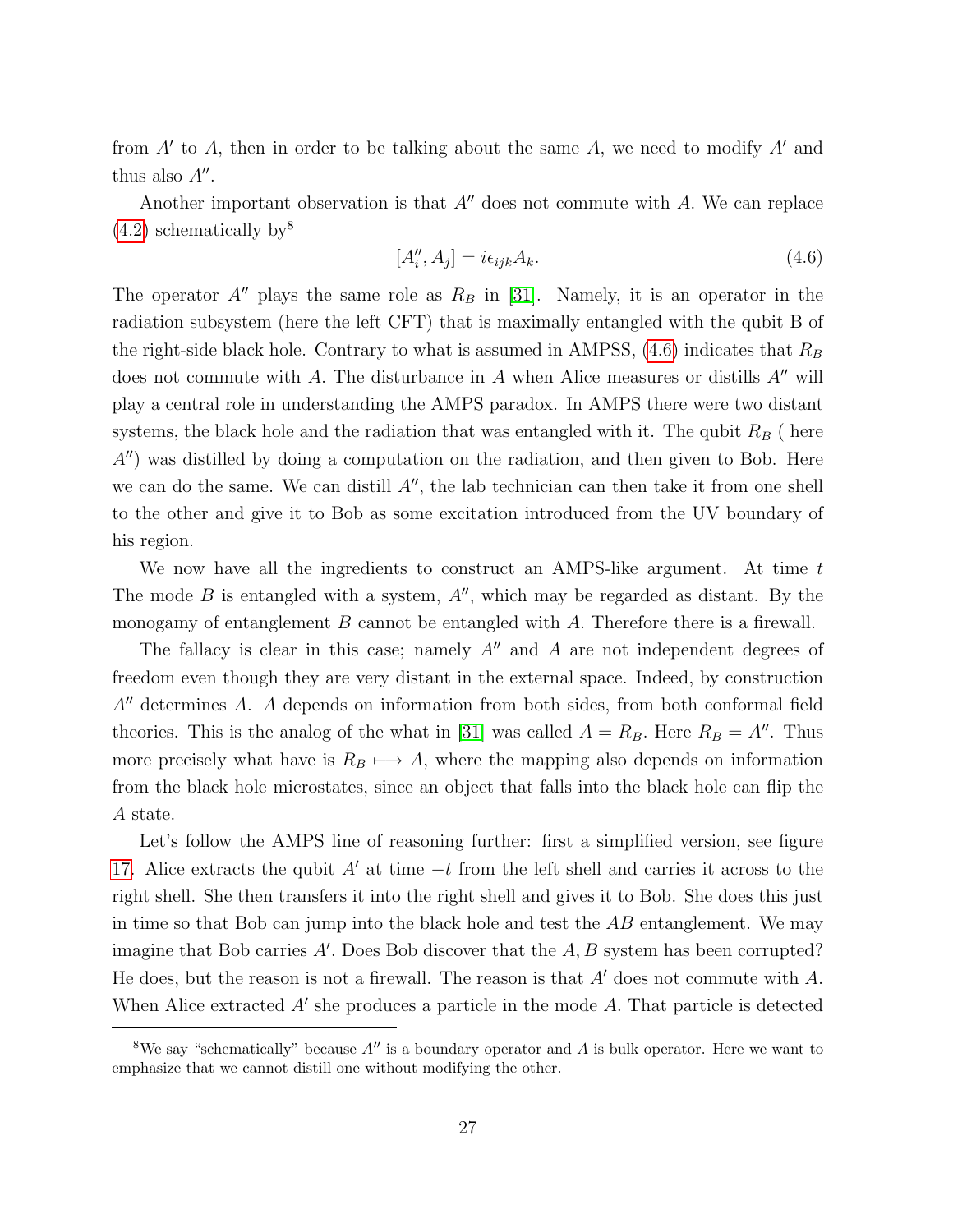from $A'$ to $A$, then in order to be talking about the same $A$, we need to modify $A'$ and thus also $A''$.

Another important observation is that $A''$ does not commute with $A$. We can replace (4.2) schematically by[8]

$$[A''_i, A_j] = i\epsilon_{ijk}A_k. \tag{4.6}$$

The operator $A''$ plays the same role as $R_B$ in [31]. Namely, it is an operator in the radiation subsystem (here the left CFT) that is maximally entangled with the qubit B of the right-side black hole. Contrary to what is assumed in AMPSS, (4.6) indicates that $R_B$ does not commute with $A$. The disturbance in $A$ when Alice measures or distills $A''$ will play a central role in understanding the AMPS paradox. In AMPS there were two distant systems, the black hole and the radiation that was entangled with it. The qubit $R_B$ ( here $A''$) was distilled by doing a computation on the radiation, and then given to Bob. Here we can do the same. We can distill $A''$, the lab technician can then take it from one shell to the other and give it to Bob as some excitation introduced from the UV boundary of his region.

We now have all the ingredients to construct an AMPS-like argument. At time $t$ The mode $B$ is entangled with a system, $A''$, which may be regarded as distant. By the monogamy of entanglement $B$ cannot be entangled with $A$. Therefore there is a firewall.

The fallacy is clear in this case; namely $A''$ and $A$ are not independent degrees of freedom even though they are very distant in the external space. Indeed, by construction $A''$ determines $A$. $A$ depends on information from both sides, from both conformal field theories. This is the analog of the what in [31] was called $A = R_B$. Here $R_B = A''$. Thus more precisely what have is $R_B \longmapsto A$, where the mapping also depends on information from the black hole microstates, since an object that falls into the black hole can flip the $A$ state.

Let's follow the AMPS line of reasoning further: first a simplified version, see figure 17. Alice extracts the qubit $A'$ at time $-t$ from the left shell and carries it across to the right shell. She then transfers it into the right shell and gives it to Bob. She does this just in time so that Bob can jump into the black hole and test the $AB$ entanglement. We may imagine that Bob carries $A'$. Does Bob discover that the $A, B$ system has been corrupted? He does, but the reason is not a firewall. The reason is that $A'$ does not commute with $A$. When Alice extracted $A'$ she produces a particle in the mode $A$. That particle is detected

[8] We say "schematically" because $A''$ is a boundary operator and $A$ is bulk operator. Here we want to emphasize that we cannot distill one without modifying the other.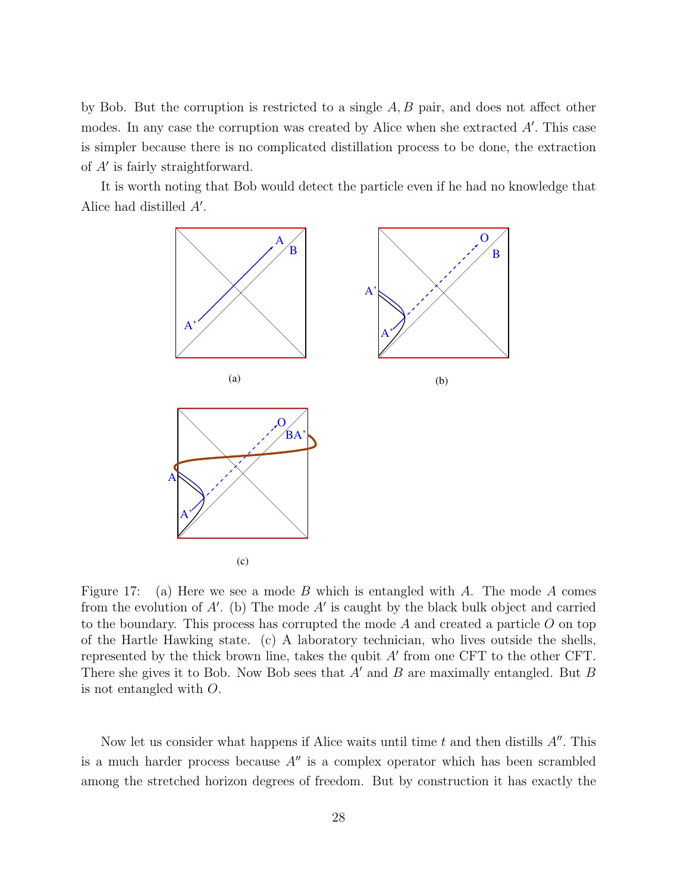by Bob. But the corruption is restricted to a single $A, B$ pair, and does not affect other modes. In any case the corruption was created by Alice when she extracted $A'$. This case is simpler because there is no complicated distillation process to be done, the extraction of $A'$ is fairly straightforward.

It is worth noting that Bob would detect the particle even if he had no knowledge that Alice had distilled $A'$.

Figure 17: (a) Here we see a mode $B$ which is entangled with $A$. The mode $A$ comes from the evolution of $A'$. (b) The mode $A'$ is caught by the black bulk object and carried to the boundary. This process has corrupted the mode $A$ and created a particle $O$ on top of the Hartle Hawking state. (c) A laboratory technician, who lives outside the shells, represented by the thick brown line, takes the qubit $A'$ from one CFT to the other CFT. There she gives it to Bob. Now Bob sees that $A'$ and $B$ are maximally entangled. But $B$ is not entangled with $O$.

Now let us consider what happens if Alice waits until time $t$ and then distills $A''$. This is a much harder process because $A''$ is a complex operator which has been scrambled among the stretched horizon degrees of freedom. But by construction it has exactly the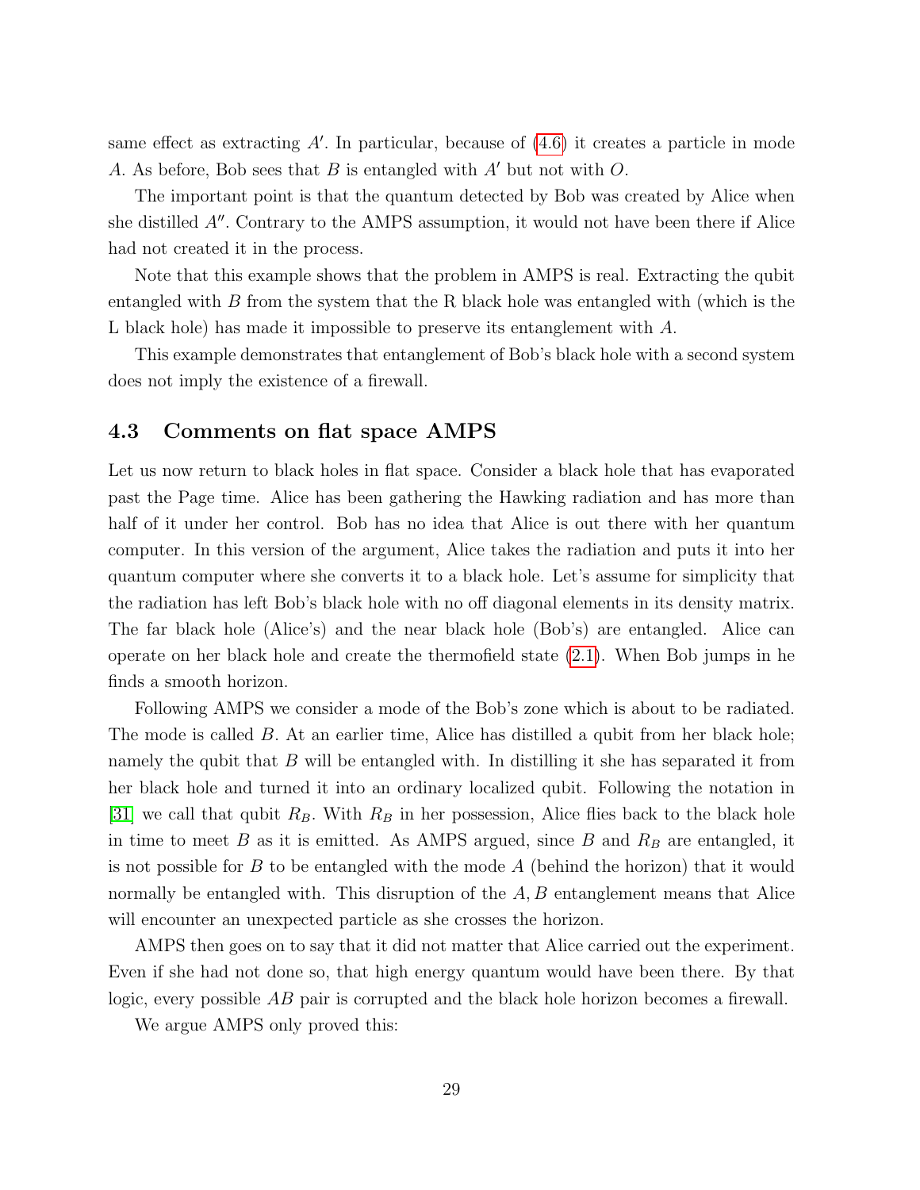same effect as extracting $A'$. In particular, because of (4.6) it creates a particle in mode $A$. As before, Bob sees that $B$ is entangled with $A'$ but not with $O$.

The important point is that the quantum detected by Bob was created by Alice when she distilled $A''$. Contrary to the AMPS assumption, it would not have been there if Alice had not created it in the process.

Note that this example shows that the problem in AMPS is real. Extracting the qubit entangled with $B$ from the system that the R black hole was entangled with (which is the L black hole) has made it impossible to preserve its entanglement with $A$.

This example demonstrates that entanglement of Bob's black hole with a second system does not imply the existence of a firewall.

### 4.3 Comments on flat space AMPS

Let us now return to black holes in flat space. Consider a black hole that has evaporated past the Page time. Alice has been gathering the Hawking radiation and has more than half of it under her control. Bob has no idea that Alice is out there with her quantum computer. In this version of the argument, Alice takes the radiation and puts it into her quantum computer where she converts it to a black hole. Let's assume for simplicity that the radiation has left Bob's black hole with no off diagonal elements in its density matrix. The far black hole (Alice's) and the near black hole (Bob's) are entangled. Alice can operate on her black hole and create the thermofield state (2.1). When Bob jumps in he finds a smooth horizon.

Following AMPS we consider a mode of the Bob's zone which is about to be radiated. The mode is called $B$. At an earlier time, Alice has distilled a qubit from her black hole; namely the qubit that $B$ will be entangled with. In distilling it she has separated it from her black hole and turned it into an ordinary localized qubit. Following the notation in [31] we call that qubit $R_B$. With $R_B$ in her possession, Alice flies back to the black hole in time to meet $B$ as it is emitted. As AMPS argued, since $B$ and $R_B$ are entangled, it is not possible for $B$ to be entangled with the mode $A$ (behind the horizon) that it would normally be entangled with. This disruption of the $A, B$ entanglement means that Alice will encounter an unexpected particle as she crosses the horizon.

AMPS then goes on to say that it did not matter that Alice carried out the experiment. Even if she had not done so, that high energy quantum would have been there. By that logic, every possible $AB$ pair is corrupted and the black hole horizon becomes a firewall.

We argue AMPS only proved this: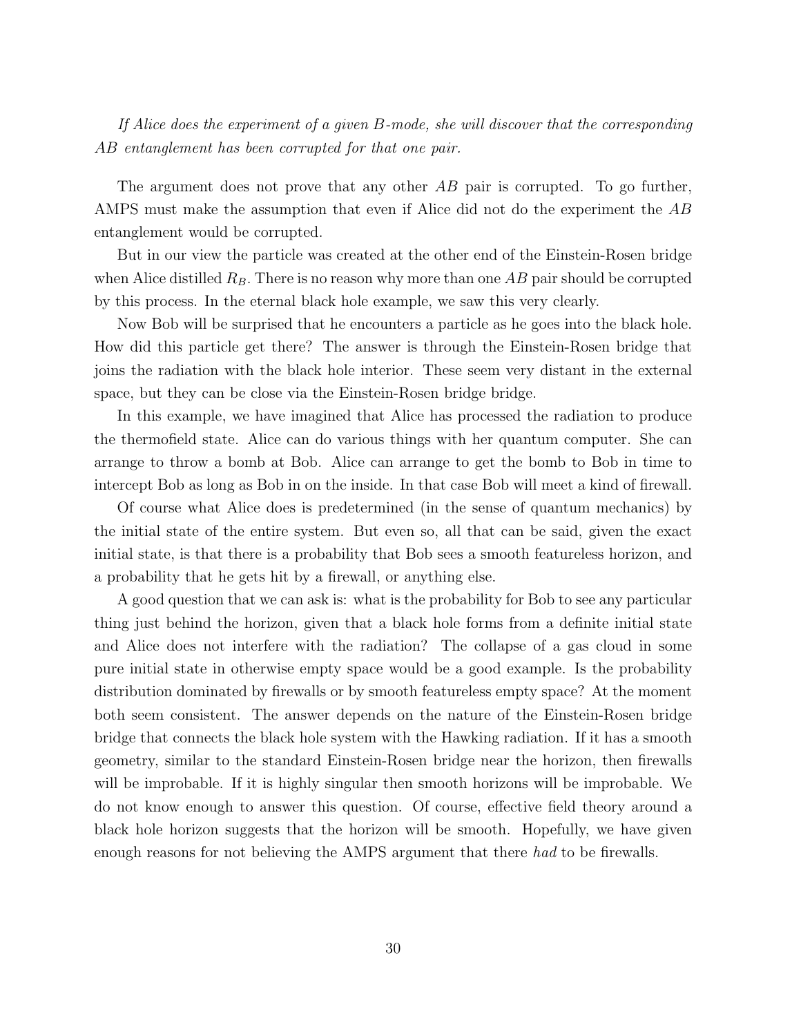*If Alice does the experiment of a given $B$-mode, she will discover that the corresponding $AB$ entanglement has been corrupted for that one pair.*

The argument does not prove that any other $AB$ pair is corrupted. To go further, AMPS must make the assumption that even if Alice did not do the experiment the $AB$ entanglement would be corrupted.

But in our view the particle was created at the other end of the Einstein-Rosen bridge when Alice distilled $R_B$. There is no reason why more than one $AB$ pair should be corrupted by this process. In the eternal black hole example, we saw this very clearly.

Now Bob will be surprised that he encounters a particle as he goes into the black hole. How did this particle get there? The answer is through the Einstein-Rosen bridge that joins the radiation with the black hole interior. These seem very distant in the external space, but they can be close via the Einstein-Rosen bridge bridge.

In this example, we have imagined that Alice has processed the radiation to produce the thermofield state. Alice can do various things with her quantum computer. She can arrange to throw a bomb at Bob. Alice can arrange to get the bomb to Bob in time to intercept Bob as long as Bob in on the inside. In that case Bob will meet a kind of firewall.

Of course what Alice does is predetermined (in the sense of quantum mechanics) by the initial state of the entire system. But even so, all that can be said, given the exact initial state, is that there is a probability that Bob sees a smooth featureless horizon, and a probability that he gets hit by a firewall, or anything else.

A good question that we can ask is: what is the probability for Bob to see any particular thing just behind the horizon, given that a black hole forms from a definite initial state and Alice does not interfere with the radiation? The collapse of a gas cloud in some pure initial state in otherwise empty space would be a good example. Is the probability distribution dominated by firewalls or by smooth featureless empty space? At the moment both seem consistent. The answer depends on the nature of the Einstein-Rosen bridge bridge that connects the black hole system with the Hawking radiation. If it has a smooth geometry, similar to the standard Einstein-Rosen bridge near the horizon, then firewalls will be improbable. If it is highly singular then smooth horizons will be improbable. We do not know enough to answer this question. Of course, effective field theory around a black hole horizon suggests that the horizon will be smooth. Hopefully, we have given enough reasons for not believing the AMPS argument that there *had* to be firewalls.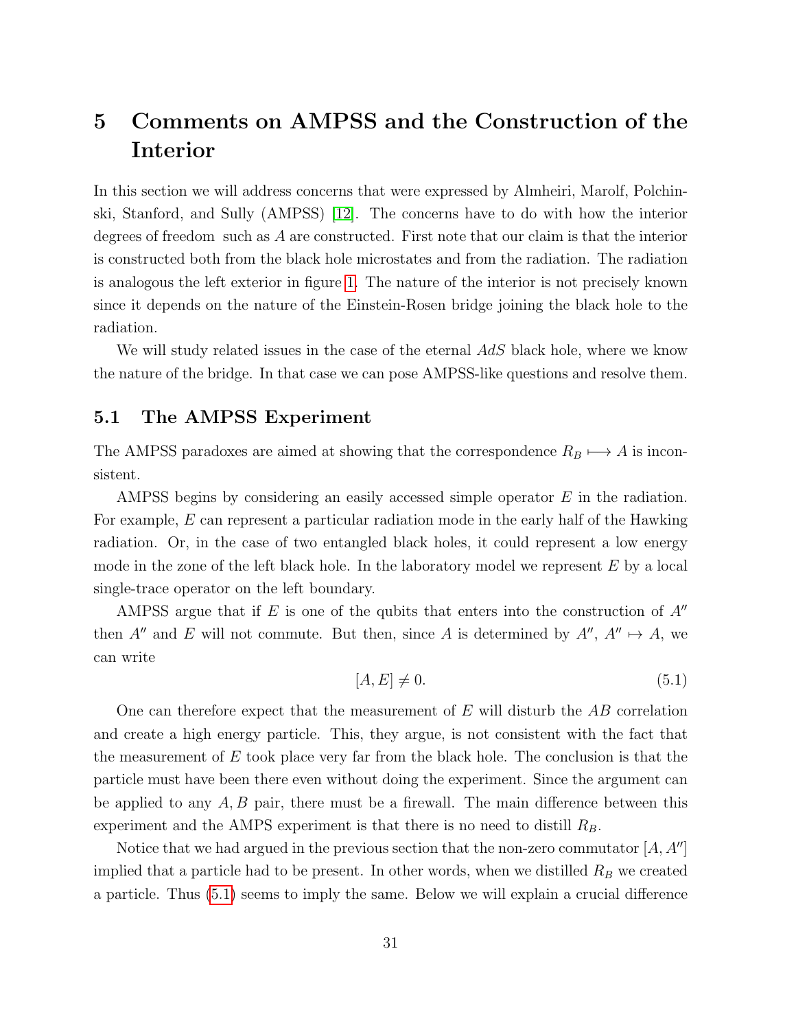# 5 Comments on AMPSS and the Construction of the Interior

In this section we will address concerns that were expressed by Almheiri, Marolf, Polchinski, Stanford, and Sully (AMPSS) [12]. The concerns have to do with how the interior degrees of freedom such as $A$ are constructed. First note that our claim is that the interior is constructed both from the black hole microstates and from the radiation. The radiation is analogous the left exterior in figure 1. The nature of the interior is not precisely known since it depends on the nature of the Einstein-Rosen bridge joining the black hole to the radiation.

We will study related issues in the case of the eternal $AdS$ black hole, where we know the nature of the bridge. In that case we can pose AMPSS-like questions and resolve them.

## 5.1 The AMPSS Experiment

The AMPSS paradoxes are aimed at showing that the correspondence $R_B \longmapsto A$ is inconsistent.

AMPSS begins by considering an easily accessed simple operator $E$ in the radiation. For example, $E$ can represent a particular radiation mode in the early half of the Hawking radiation. Or, in the case of two entangled black holes, it could represent a low energy mode in the zone of the left black hole. In the laboratory model we represent $E$ by a local single-trace operator on the left boundary.

AMPSS argue that if $E$ is one of the qubits that enters into the construction of $A''$ then $A''$ and $E$ will not commute. But then, since $A$ is determined by $A''$, $A'' \mapsto A$, we can write

$$[A, E] \neq 0. \tag{5.1}$$

One can therefore expect that the measurement of $E$ will disturb the $AB$ correlation and create a high energy particle. This, they argue, is not consistent with the fact that the measurement of $E$ took place very far from the black hole. The conclusion is that the particle must have been there even without doing the experiment. Since the argument can be applied to any $A, B$ pair, there must be a firewall. The main difference between this experiment and the AMPS experiment is that there is no need to distill $R_B$.

Notice that we had argued in the previous section that the non-zero commutator $[A, A'']$ implied that a particle had to be present. In other words, when we distilled $R_B$ we created a particle. Thus (5.1) seems to imply the same. Below we will explain a crucial difference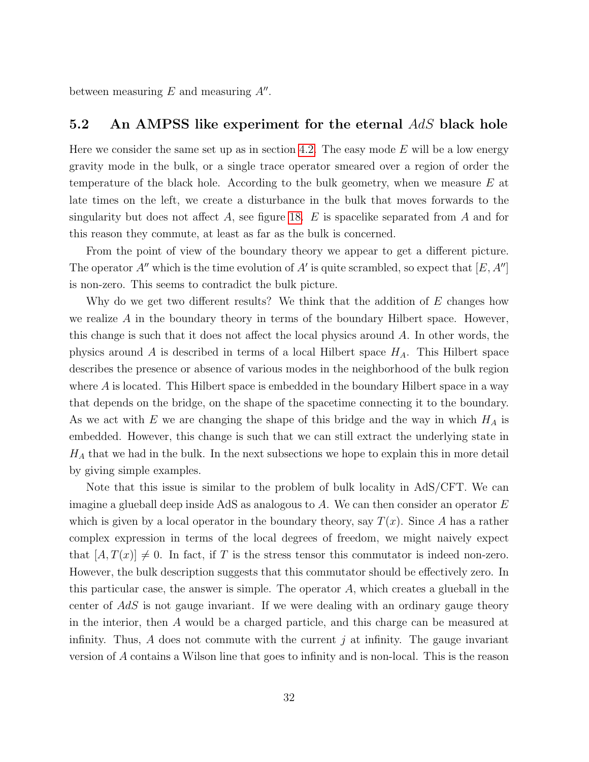between measuring $E$ and measuring $A''$.

### 5.2 An AMPSS like experiment for the eternal $AdS$ black hole

Here we consider the same set up as in section 4.2. The easy mode $E$ will be a low energy gravity mode in the bulk, or a single trace operator smeared over a region of order the temperature of the black hole. According to the bulk geometry, when we measure $E$ at late times on the left, we create a disturbance in the bulk that moves forwards to the singularity but does not affect $A$, see figure 18. $E$ is spacelike separated from $A$ and for this reason they commute, at least as far as the bulk is concerned.

From the point of view of the boundary theory we appear to get a different picture. The operator $A''$ which is the time evolution of $A'$ is quite scrambled, so expect that $[E, A'']$ is non-zero. This seems to contradict the bulk picture.

Why do we get two different results? We think that the addition of $E$ changes how we realize $A$ in the boundary theory in terms of the boundary Hilbert space. However, this change is such that it does not affect the local physics around $A$. In other words, the physics around $A$ is described in terms of a local Hilbert space $H_A$. This Hilbert space describes the presence or absence of various modes in the neighborhood of the bulk region where $A$ is located. This Hilbert space is embedded in the boundary Hilbert space in a way that depends on the bridge, on the shape of the spacetime connecting it to the boundary. As we act with $E$ we are changing the shape of this bridge and the way in which $H_A$ is embedded. However, this change is such that we can still extract the underlying state in $H_A$ that we had in the bulk. In the next subsections we hope to explain this in more detail by giving simple examples.

Note that this issue is similar to the problem of bulk locality in AdS/CFT. We can imagine a glueball deep inside AdS as analogous to $A$. We can then consider an operator $E$ which is given by a local operator in the boundary theory, say $T(x)$. Since $A$ has a rather complex expression in terms of the local degrees of freedom, we might naively expect that $[A, T(x)] \neq 0$. In fact, if $T$ is the stress tensor this commutator is indeed non-zero. However, the bulk description suggests that this commutator should be effectively zero. In this particular case, the answer is simple. The operator $A$, which creates a glueball in the center of $AdS$ is not gauge invariant. If we were dealing with an ordinary gauge theory in the interior, then $A$ would be a charged particle, and this charge can be measured at infinity. Thus, $A$ does not commute with the current $j$ at infinity. The gauge invariant version of $A$ contains a Wilson line that goes to infinity and is non-local. This is the reason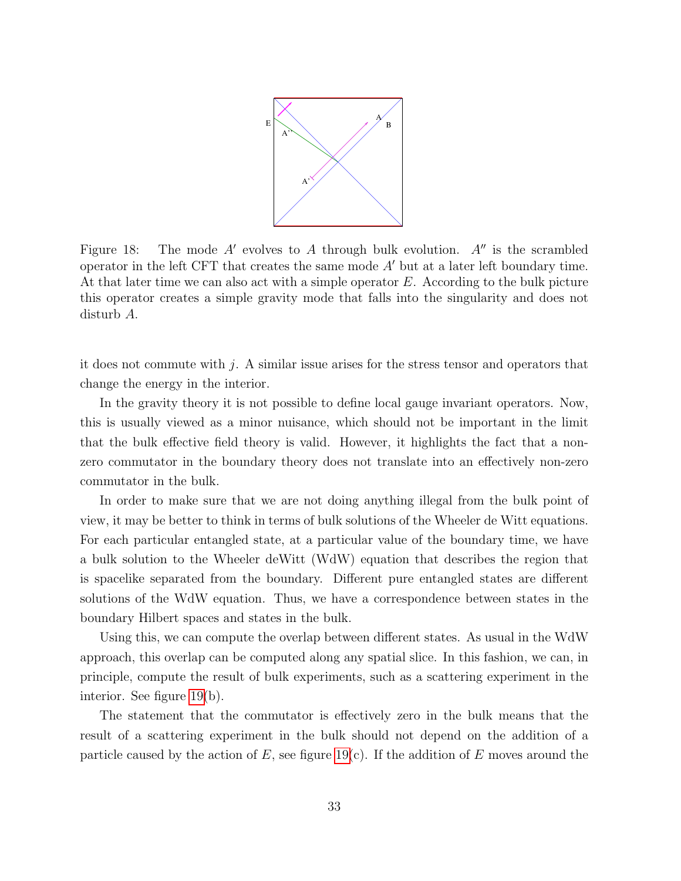E

A''

A

B

A'

Figure 18: The mode $A'$ evolves to $A$ through bulk evolution. $A''$ is the scrambled operator in the left CFT that creates the same mode $A'$ but at a later left boundary time. At that later time we can also act with a simple operator $E$. According to the bulk picture this operator creates a simple gravity mode that falls into the singularity and does not disturb $A$.

it does not commute with $j$. A similar issue arises for the stress tensor and operators that change the energy in the interior.

In the gravity theory it is not possible to define local gauge invariant operators. Now, this is usually viewed as a minor nuisance, which should not be important in the limit that the bulk effective field theory is valid. However, it highlights the fact that a non-zero commutator in the boundary theory does not translate into an effectively non-zero commutator in the bulk.

In order to make sure that we are not doing anything illegal from the bulk point of view, it may be better to think in terms of bulk solutions of the Wheeler de Witt equations. For each particular entangled state, at a particular value of the boundary time, we have a bulk solution to the Wheeler deWitt (WdW) equation that describes the region that is spacelike separated from the boundary. Different pure entangled states are different solutions of the WdW equation. Thus, we have a correspondence between states in the boundary Hilbert spaces and states in the bulk.

Using this, we can compute the overlap between different states. As usual in the WdW approach, this overlap can be computed along any spatial slice. In this fashion, we can, in principle, compute the result of bulk experiments, such as a scattering experiment in the interior. See figure 19(b).

The statement that the commutator is effectively zero in the bulk means that the result of a scattering experiment in the bulk should not depend on the addition of a particle caused by the action of $E$, see figure 19(c). If the addition of $E$ moves around the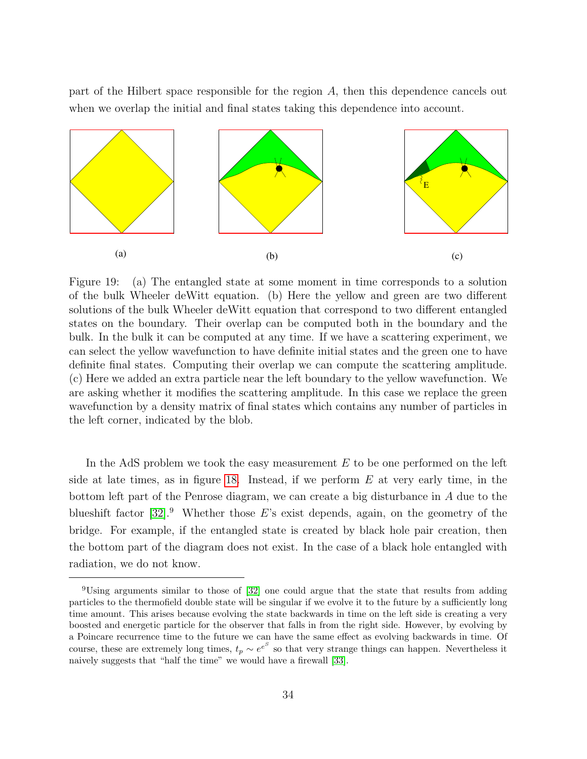part of the Hilbert space responsible for the region $A$, then this dependence cancels out when we overlap the initial and final states taking this dependence into account.

Figure 19: (a) The entangled state at some moment in time corresponds to a solution of the bulk Wheeler deWitt equation. (b) Here the yellow and green are two different solutions of the bulk Wheeler deWitt equation that correspond to two different entangled states on the boundary. Their overlap can be computed both in the boundary and the bulk. In the bulk it can be computed at any time. If we have a scattering experiment, we can select the yellow wavefunction to have definite initial states and the green one to have definite final states. Computing their overlap we can compute the scattering amplitude. (c) Here we added an extra particle near the left boundary to the yellow wavefunction. We are asking whether it modifies the scattering amplitude. In this case we replace the green wavefunction by a density matrix of final states which contains any number of particles in the left corner, indicated by the blob.

In the AdS problem we took the easy measurement $E$ to be one performed on the left side at late times, as in figure 18. Instead, if we perform $E$ at very early time, in the bottom left part of the Penrose diagram, we can create a big disturbance in $A$ due to the blueshift factor [32].[9] Whether those $E$'s exist depends, again, on the geometry of the bridge. For example, if the entangled state is created by black hole pair creation, then the bottom part of the diagram does not exist. In the case of a black hole entangled with radiation, we do not know.

[9] Using arguments similar to those of [32] one could argue that the state that results from adding particles to the thermofield double state will be singular if we evolve it to the future by a sufficiently long time amount. This arises because evolving the state backwards in time on the left side is creating a very boosted and energetic particle for the observer that falls in from the right side. However, by evolving by a Poincare recurrence time to the future we can have the same effect as evolving backwards in time. Of course, these are extremely long times, $t_p \sim e^{e^S}$ so that very strange things can happen. Nevertheless it naively suggests that "half the time" we would have a firewall [33].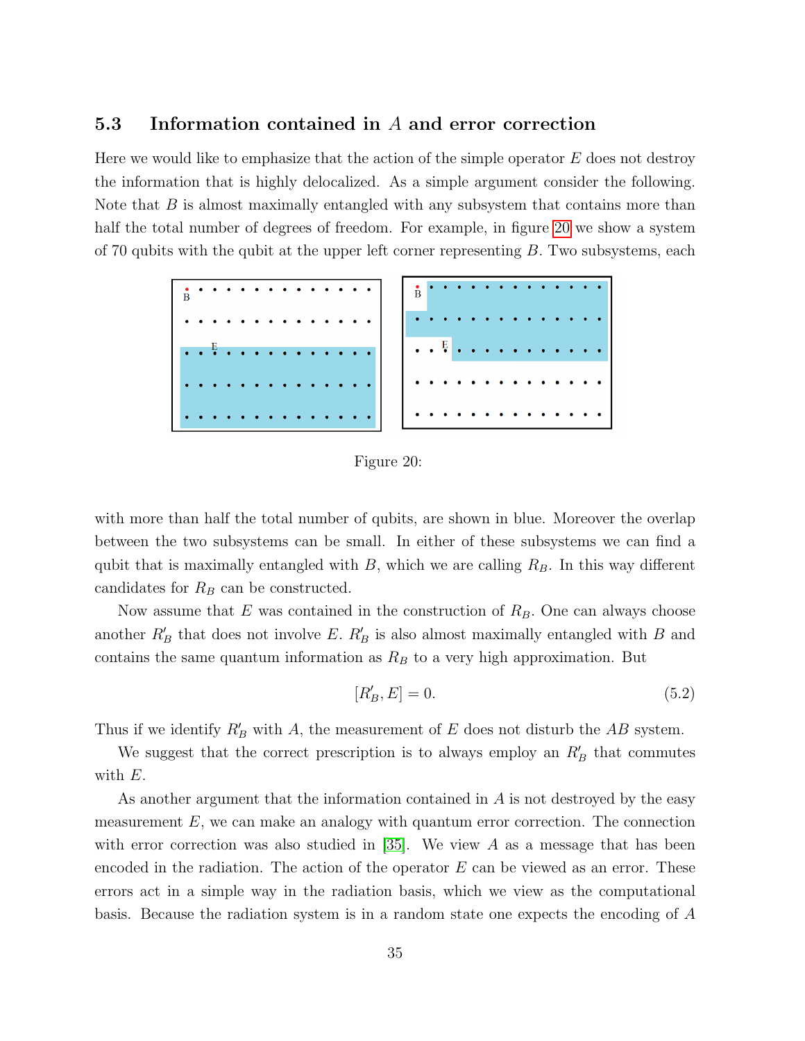### 5.3 Information contained in $A$ and error correction

Here we would like to emphasize that the action of the simple operator $E$ does not destroy the information that is highly delocalized. As a simple argument consider the following. Note that $B$ is almost maximally entangled with any subsystem that contains more than half the total number of degrees of freedom. For example, in figure 20 we show a system of 70 qubits with the qubit at the upper left corner representing $B$. Two subsystems, each with more than half the total number of qubits, are shown in blue. Moreover the overlap between the two subsystems can be small. In either of these subsystems we can find a qubit that is maximally entangled with $B$, which we are calling $R_B$. In this way different candidates for $R_B$ can be constructed.

Figure 20:

Now assume that $E$ was contained in the construction of $R_B$. One can always choose another $R'_B$ that does not involve $E$. $R'_B$ is also almost maximally entangled with $B$ and contains the same quantum information as $R_B$ to a very high approximation. But

$$[R'_B, E] = 0. \tag{5.2}$$

Thus if we identify $R'_B$ with $A$, the measurement of $E$ does not disturb the $AB$ system.

We suggest that the correct prescription is to always employ an $R'_B$ that commutes with $E$.

As another argument that the information contained in $A$ is not destroyed by the easy measurement $E$, we can make an analogy with quantum error correction. The connection with error correction was also studied in [35]. We view $A$ as a message that has been encoded in the radiation. The action of the operator $E$ can be viewed as an error. These errors act in a simple way in the radiation basis, which we view as the computational basis. Because the radiation system is in a random state one expects the encoding of $A$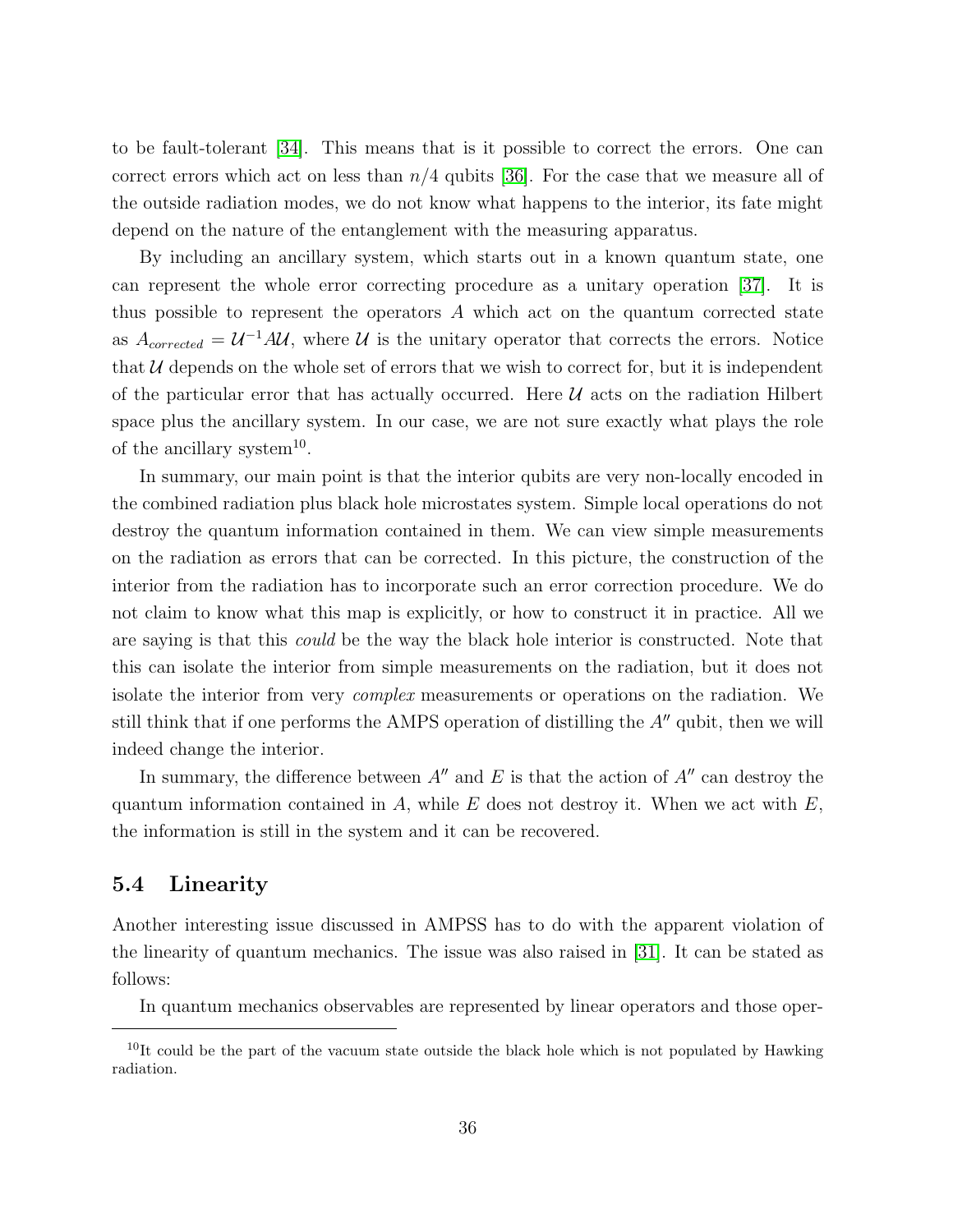to be fault-tolerant [34]. This means that is it possible to correct the errors. One can correct errors which act on less than $n/4$ qubits [36]. For the case that we measure all of the outside radiation modes, we do not know what happens to the interior, its fate might depend on the nature of the entanglement with the measuring apparatus.

By including an ancillary system, which starts out in a known quantum state, one can represent the whole error correcting procedure as a unitary operation [37]. It is thus possible to represent the operators $A$ which act on the quantum corrected state as $A_{corrected} = \mathcal{U}^{-1} A \mathcal{U}$, where $\mathcal{U}$ is the unitary operator that corrects the errors. Notice that $\mathcal{U}$ depends on the whole set of errors that we wish to correct for, but it is independent of the particular error that has actually occurred. Here $\mathcal{U}$ acts on the radiation Hilbert space plus the ancillary system. In our case, we are not sure exactly what plays the role of the ancillary system[10].

In summary, our main point is that the interior qubits are very non-locally encoded in the combined radiation plus black hole microstates system. Simple local operations do not destroy the quantum information contained in them. We can view simple measurements on the radiation as errors that can be corrected. In this picture, the construction of the interior from the radiation has to incorporate such an error correction procedure. We do not claim to know what this map is explicitly, or how to construct it in practice. All we are saying is that this *could* be the way the black hole interior is constructed. Note that this can isolate the interior from simple measurements on the radiation, but it does not isolate the interior from very *complex* measurements or operations on the radiation. We still think that if one performs the AMPS operation of distilling the $A''$ qubit, then we will indeed change the interior.

In summary, the difference between $A''$ and $E$ is that the action of $A''$ can destroy the quantum information contained in $A$, while $E$ does not destroy it. When we act with $E$, the information is still in the system and it can be recovered.

### 5.4 Linearity

Another interesting issue discussed in AMPSS has to do with the apparent violation of the linearity of quantum mechanics. The issue was also raised in [31]. It can be stated as follows:

In quantum mechanics observables are represented by linear operators and those oper-

[10] It could be the part of the vacuum state outside the black hole which is not populated by Hawking radiation.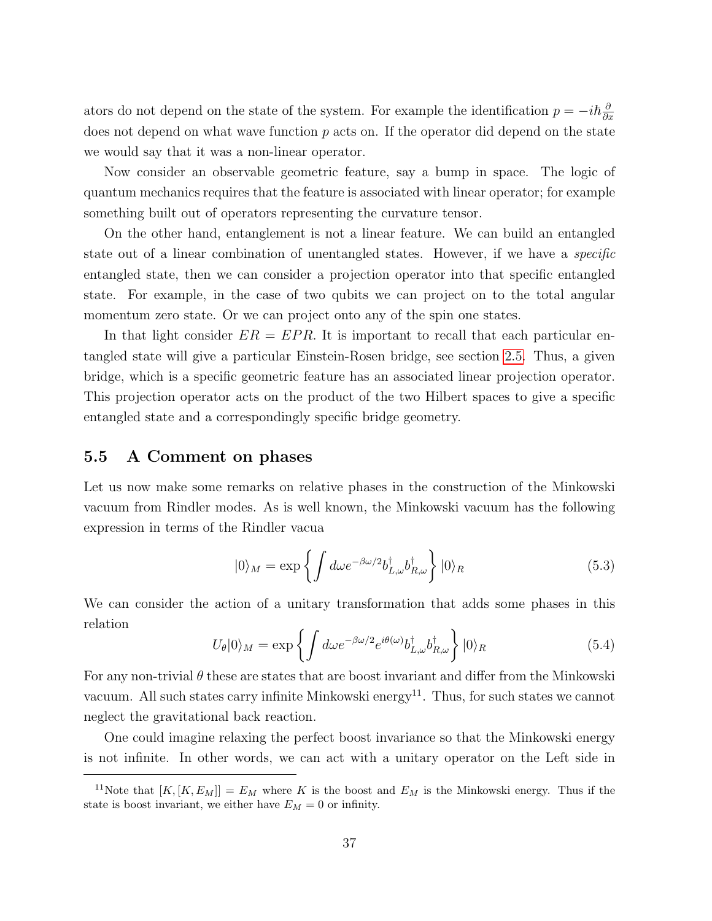ators do not depend on the state of the system. For example the identification $p = -i\hbar \frac{\partial}{\partial x}$ does not depend on what wave function $p$ acts on. If the operator did depend on the state we would say that it was a non-linear operator.

Now consider an observable geometric feature, say a bump in space. The logic of quantum mechanics requires that the feature is associated with linear operator; for example something built out of operators representing the curvature tensor.

On the other hand, entanglement is not a linear feature. We can build an entangled state out of a linear combination of unentangled states. However, if we have a *specific* entangled state, then we can consider a projection operator into that specific entangled state. For example, in the case of two qubits we can project on to the total angular momentum zero state. Or we can project onto any of the spin one states.

In that light consider $ER = EPR$. It is important to recall that each particular entangled state will give a particular Einstein-Rosen bridge, see section 2.5. Thus, a given bridge, which is a specific geometric feature has an associated linear projection operator. This projection operator acts on the product of the two Hilbert spaces to give a specific entangled state and a correspondingly specific bridge geometry.

## 5.5 A Comment on phases

Let us now make some remarks on relative phases in the construction of the Minkowski vacuum from Rindler modes. As is well known, the Minkowski vacuum has the following expression in terms of the Rindler vacua

$$|0\rangle_M = \exp\left\{ \int d\omega e^{-\beta\omega/2} b^{\dagger}_{L,\omega} b^{\dagger}_{R,\omega} \right\} |0\rangle_R \tag{5.3}$$

We can consider the action of a unitary transformation that adds some phases in this relation

$$U_\theta |0\rangle_M = \exp\left\{ \int d\omega e^{-\beta\omega/2} e^{i\theta(\omega)} b^{\dagger}_{L,\omega} b^{\dagger}_{R,\omega} \right\} |0\rangle_R \tag{5.4}$$

For any non-trivial $\theta$ these are states that are boost invariant and differ from the Minkowski vacuum. All such states carry infinite Minkowski energy[11]. Thus, for such states we cannot neglect the gravitational back reaction.

One could imagine relaxing the perfect boost invariance so that the Minkowski energy is not infinite. In other words, we can act with a unitary operator on the Left side in

[11] Note that $[K, [K, E_M]] = E_M$ where $K$ is the boost and $E_M$ is the Minkowski energy. Thus if the state is boost invariant, we either have $E_M = 0$ or infinity.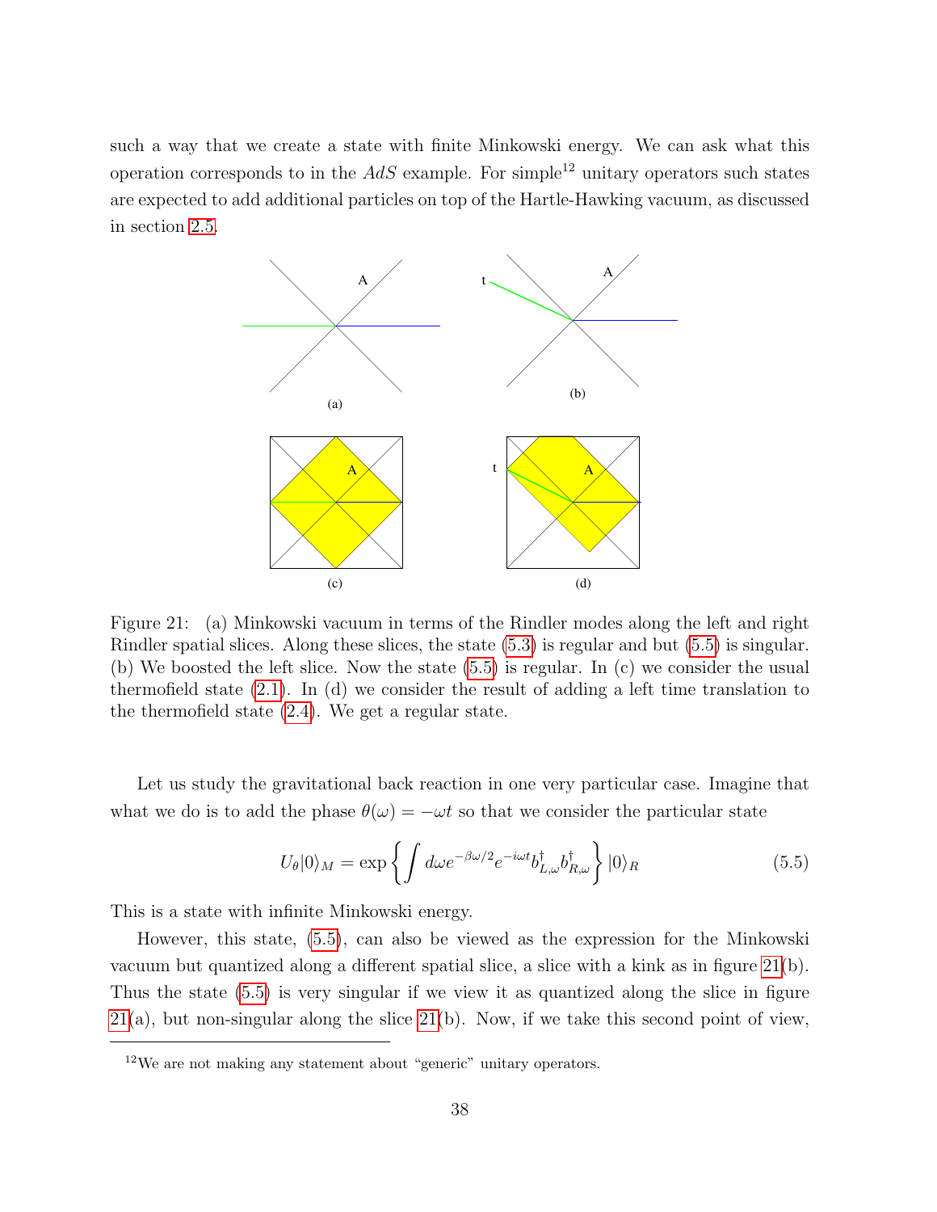such a way that we create a state with finite Minkowski energy. We can ask what this operation corresponds to in the $AdS$ example. For simple[12] unitary operators such states are expected to add additional particles on top of the Hartle-Hawking vacuum, as discussed in section 2.5.

Figure 21: (a) Minkowski vacuum in terms of the Rindler modes along the left and right Rindler spatial slices. Along these slices, the state (5.3) is regular and but (5.5) is singular. (b) We boosted the left slice. Now the state (5.5) is regular. In (c) we consider the usual thermofield state (2.1). In (d) we consider the result of adding a left time translation to the thermofield state (2.4). We get a regular state.

Let us study the gravitational back reaction in one very particular case. Imagine that what we do is to add the phase $\theta(\omega) = -\omega t$ so that we consider the particular state

$$U_\theta|0\rangle_M = \exp\left\{\int d\omega e^{-\beta\omega/2} e^{-i\omega t} b^\dagger_{L,\omega} b^\dagger_{R,\omega}\right\}|0\rangle_R \tag{5.5}$$

This is a state with infinite Minkowski energy.

However, this state, (5.5), can also be viewed as the expression for the Minkowski vacuum but quantized along a different spatial slice, a slice with a kink as in figure 21(b). Thus the state (5.5) is very singular if we view it as quantized along the slice in figure 21(a), but non-singular along the slice 21(b). Now, if we take this second point of view,

[12] We are not making any statement about "generic" unitary operators.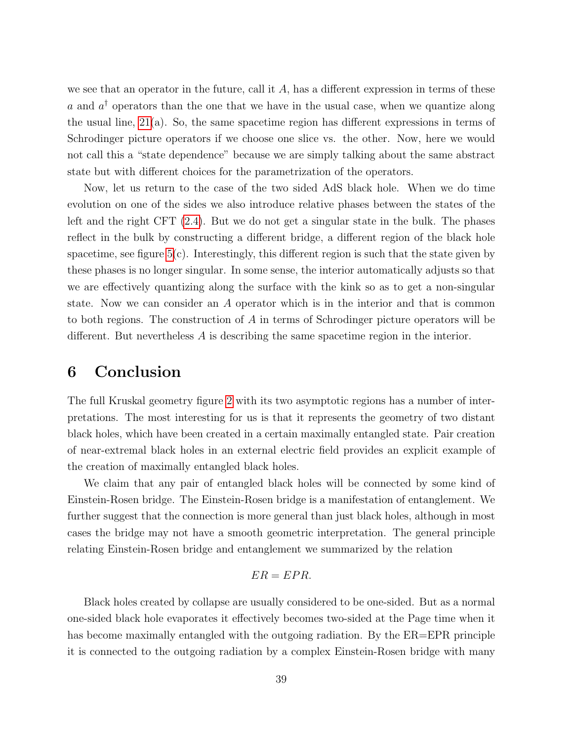we see that an operator in the future, call it $A$, has a different expression in terms of these $a$ and $a^\dagger$ operators than the one that we have in the usual case, when we quantize along the usual line, 21(a). So, the same spacetime region has different expressions in terms of Schrodinger picture operators if we choose one slice vs. the other. Now, here we would not call this a "state dependence" because we are simply talking about the same abstract state but with different choices for the parametrization of the operators.

Now, let us return to the case of the two sided AdS black hole. When we do time evolution on one of the sides we also introduce relative phases between the states of the left and the right CFT (2.4). But we do not get a singular state in the bulk. The phases reflect in the bulk by constructing a different bridge, a different region of the black hole spacetime, see figure 5(c). Interestingly, this different region is such that the state given by these phases is no longer singular. In some sense, the interior automatically adjusts so that we are effectively quantizing along the surface with the kink so as to get a non-singular state. Now we can consider an $A$ operator which is in the interior and that is common to both regions. The construction of $A$ in terms of Schrodinger picture operators will be different. But nevertheless $A$ is describing the same spacetime region in the interior.

# 6 Conclusion

The full Kruskal geometry figure 2 with its two asymptotic regions has a number of interpretations. The most interesting for us is that it represents the geometry of two distant black holes, which have been created in a certain maximally entangled state. Pair creation of near-extremal black holes in an external electric field provides an explicit example of the creation of maximally entangled black holes.

We claim that any pair of entangled black holes will be connected by some kind of Einstein-Rosen bridge. The Einstein-Rosen bridge is a manifestation of entanglement. We further suggest that the connection is more general than just black holes, although in most cases the bridge may not have a smooth geometric interpretation. The general principle relating Einstein-Rosen bridge and entanglement we summarized by the relation

$$ER = EPR.$$

Black holes created by collapse are usually considered to be one-sided. But as a normal one-sided black hole evaporates it effectively becomes two-sided at the Page time when it has become maximally entangled with the outgoing radiation. By the ER=EPR principle it is connected to the outgoing radiation by a complex Einstein-Rosen bridge with many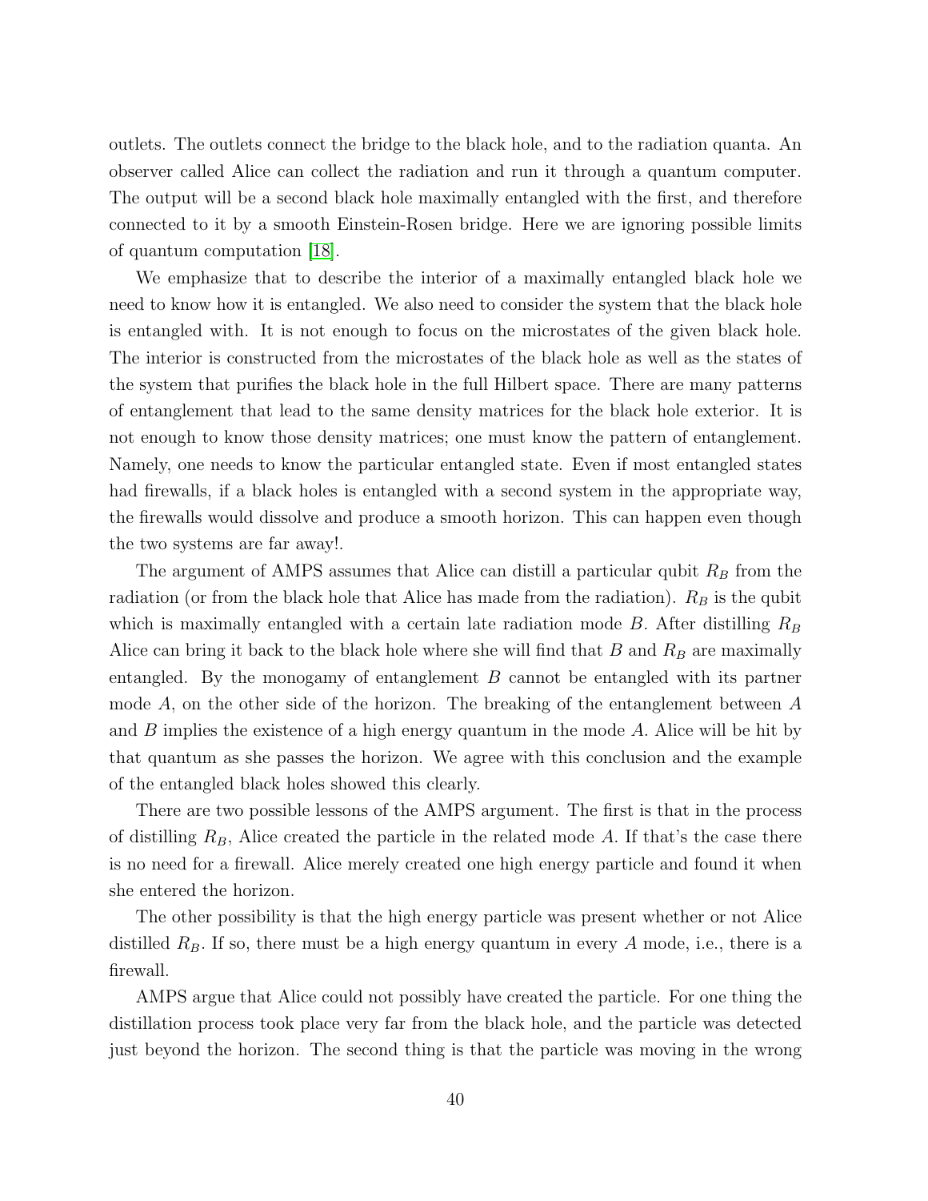outlets. The outlets connect the bridge to the black hole, and to the radiation quanta. An observer called Alice can collect the radiation and run it through a quantum computer. The output will be a second black hole maximally entangled with the first, and therefore connected to it by a smooth Einstein-Rosen bridge. Here we are ignoring possible limits of quantum computation [18].

We emphasize that to describe the interior of a maximally entangled black hole we need to know how it is entangled. We also need to consider the system that the black hole is entangled with. It is not enough to focus on the microstates of the given black hole. The interior is constructed from the microstates of the black hole as well as the states of the system that purifies the black hole in the full Hilbert space. There are many patterns of entanglement that lead to the same density matrices for the black hole exterior. It is not enough to know those density matrices; one must know the pattern of entanglement. Namely, one needs to know the particular entangled state. Even if most entangled states had firewalls, if a black holes is entangled with a second system in the appropriate way, the firewalls would dissolve and produce a smooth horizon. This can happen even though the two systems are far away!.

The argument of AMPS assumes that Alice can distill a particular qubit $R_B$ from the radiation (or from the black hole that Alice has made from the radiation). $R_B$ is the qubit which is maximally entangled with a certain late radiation mode $B$. After distilling $R_B$ Alice can bring it back to the black hole where she will find that $B$ and $R_B$ are maximally entangled. By the monogamy of entanglement $B$ cannot be entangled with its partner mode $A$, on the other side of the horizon. The breaking of the entanglement between $A$ and $B$ implies the existence of a high energy quantum in the mode $A$. Alice will be hit by that quantum as she passes the horizon. We agree with this conclusion and the example of the entangled black holes showed this clearly.

There are two possible lessons of the AMPS argument. The first is that in the process of distilling $R_B$, Alice created the particle in the related mode $A$. If that's the case there is no need for a firewall. Alice merely created one high energy particle and found it when she entered the horizon.

The other possibility is that the high energy particle was present whether or not Alice distilled $R_B$. If so, there must be a high energy quantum in every $A$ mode, i.e., there is a firewall.

AMPS argue that Alice could not possibly have created the particle. For one thing the distillation process took place very far from the black hole, and the particle was detected just beyond the horizon. The second thing is that the particle was moving in the wrong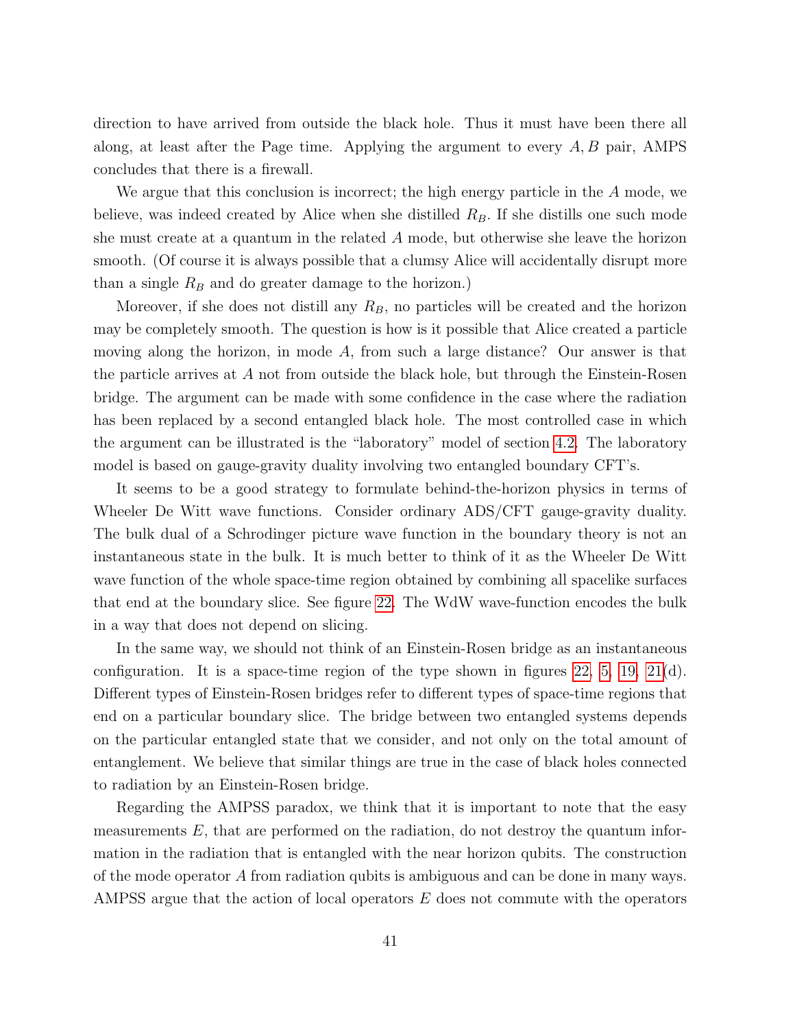direction to have arrived from outside the black hole. Thus it must have been there all along, at least after the Page time. Applying the argument to every $A, B$ pair, AMPS concludes that there is a firewall.

We argue that this conclusion is incorrect; the high energy particle in the $A$ mode, we believe, was indeed created by Alice when she distilled $R_B$. If she distills one such mode she must create at a quantum in the related $A$ mode, but otherwise she leave the horizon smooth. (Of course it is always possible that a clumsy Alice will accidentally disrupt more than a single $R_B$ and do greater damage to the horizon.)

Moreover, if she does not distill any $R_B$, no particles will be created and the horizon may be completely smooth. The question is how is it possible that Alice created a particle moving along the horizon, in mode $A$, from such a large distance? Our answer is that the particle arrives at $A$ not from outside the black hole, but through the Einstein-Rosen bridge. The argument can be made with some confidence in the case where the radiation has been replaced by a second entangled black hole. The most controlled case in which the argument can be illustrated is the "laboratory" model of section 4.2. The laboratory model is based on gauge-gravity duality involving two entangled boundary CFT's.

It seems to be a good strategy to formulate behind-the-horizon physics in terms of Wheeler De Witt wave functions. Consider ordinary ADS/CFT gauge-gravity duality. The bulk dual of a Schrodinger picture wave function in the boundary theory is not an instantaneous state in the bulk. It is much better to think of it as the Wheeler De Witt wave function of the whole space-time region obtained by combining all spacelike surfaces that end at the boundary slice. See figure 22. The WdW wave-function encodes the bulk in a way that does not depend on slicing.

In the same way, we should not think of an Einstein-Rosen bridge as an instantaneous configuration. It is a space-time region of the type shown in figures 22, 5, 19, 21(d). Different types of Einstein-Rosen bridges refer to different types of space-time regions that end on a particular boundary slice. The bridge between two entangled systems depends on the particular entangled state that we consider, and not only on the total amount of entanglement. We believe that similar things are true in the case of black holes connected to radiation by an Einstein-Rosen bridge.

Regarding the AMPSS paradox, we think that it is important to note that the easy measurements $E$, that are performed on the radiation, do not destroy the quantum information in the radiation that is entangled with the near horizon qubits. The construction of the mode operator $A$ from radiation qubits is ambiguous and can be done in many ways. AMPSS argue that the action of local operators $E$ does not commute with the operators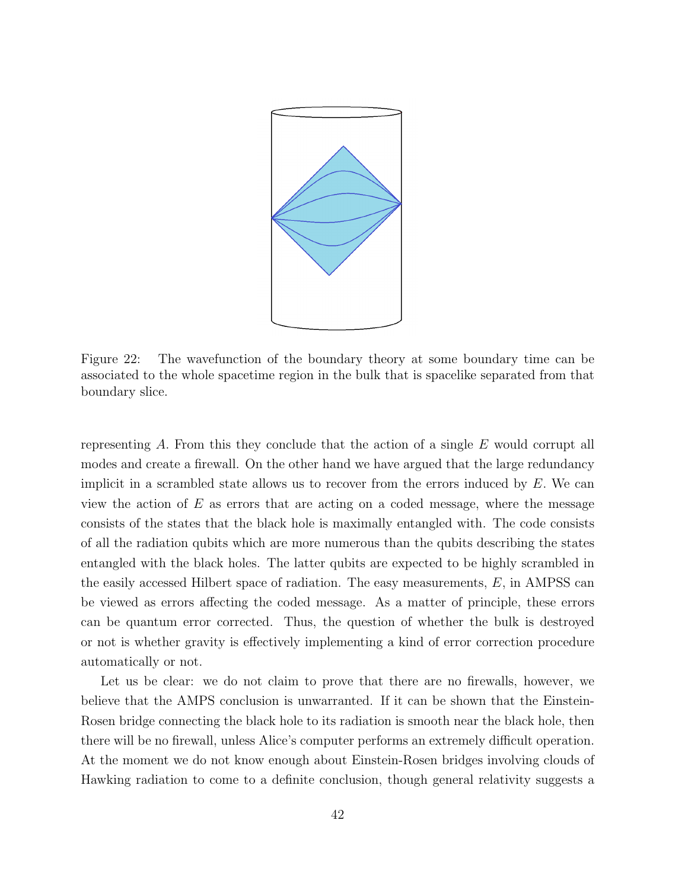Figure 22: The wavefunction of the boundary theory at some boundary time can be associated to the whole spacetime region in the bulk that is spacelike separated from that boundary slice.

representing $A$. From this they conclude that the action of a single $E$ would corrupt all modes and create a firewall. On the other hand we have argued that the large redundancy implicit in a scrambled state allows us to recover from the errors induced by $E$. We can view the action of $E$ as errors that are acting on a coded message, where the message consists of the states that the black hole is maximally entangled with. The code consists of all the radiation qubits which are more numerous than the qubits describing the states entangled with the black holes. The latter qubits are expected to be highly scrambled in the easily accessed Hilbert space of radiation. The easy measurements, $E$, in AMPSS can be viewed as errors affecting the coded message. As a matter of principle, these errors can be quantum error corrected. Thus, the question of whether the bulk is destroyed or not is whether gravity is effectively implementing a kind of error correction procedure automatically or not.

Let us be clear: we do not claim to prove that there are no firewalls, however, we believe that the AMPS conclusion is unwarranted. If it can be shown that the Einstein-Rosen bridge connecting the black hole to its radiation is smooth near the black hole, then there will be no firewall, unless Alice's computer performs an extremely difficult operation. At the moment we do not know enough about Einstein-Rosen bridges involving clouds of Hawking radiation to come to a definite conclusion, though general relativity suggests a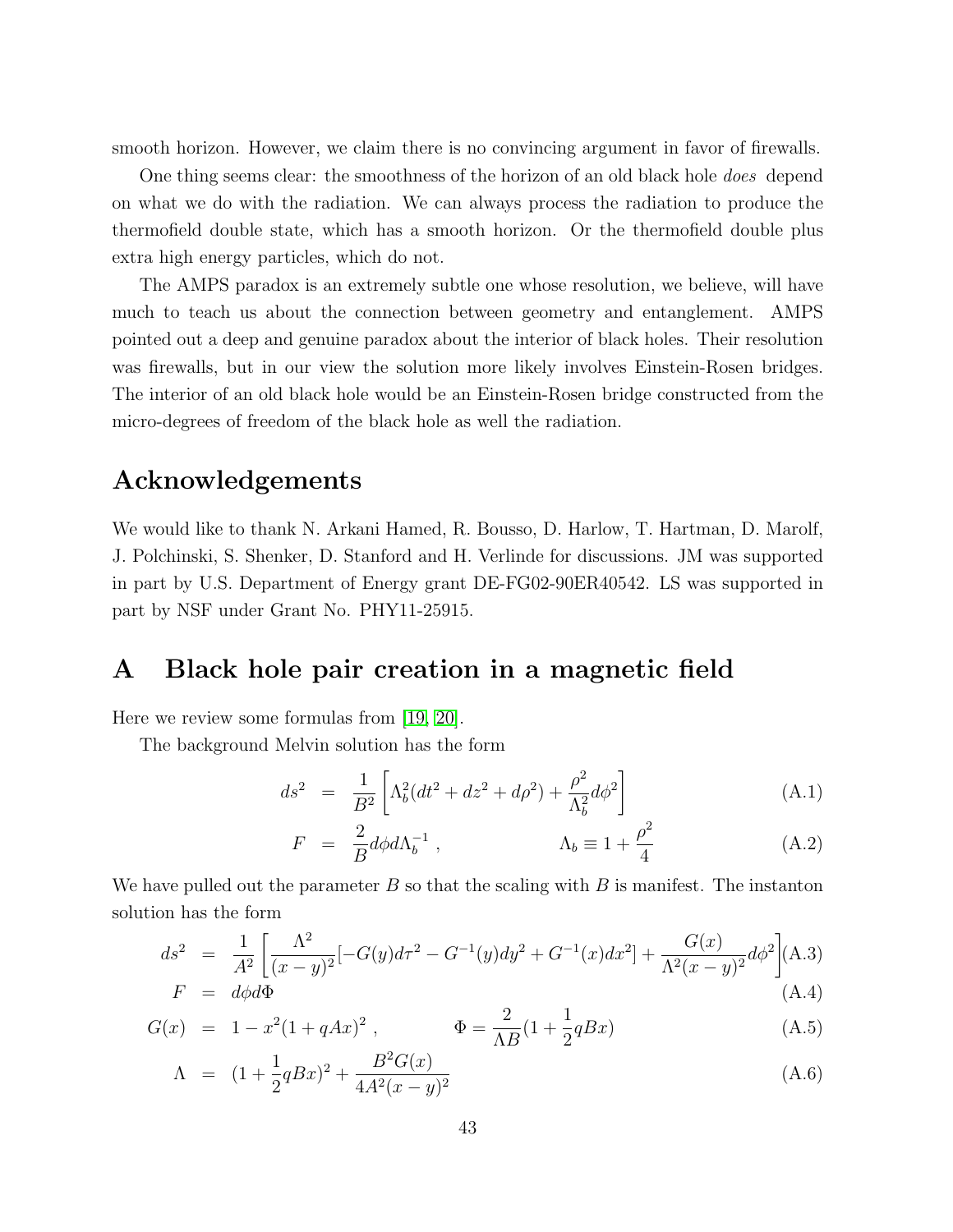smooth horizon. However, we claim there is no convincing argument in favor of firewalls.

One thing seems clear: the smoothness of the horizon of an old black hole *does* depend on what we do with the radiation. We can always process the radiation to produce the thermofield double state, which has a smooth horizon. Or the thermofield double plus extra high energy particles, which do not.

The AMPS paradox is an extremely subtle one whose resolution, we believe, will have much to teach us about the connection between geometry and entanglement. AMPS pointed out a deep and genuine paradox about the interior of black holes. Their resolution was firewalls, but in our view the solution more likely involves Einstein-Rosen bridges. The interior of an old black hole would be an Einstein-Rosen bridge constructed from the micro-degrees of freedom of the black hole as well the radiation.

## Acknowledgements

We would like to thank N. Arkani Hamed, R. Bousso, D. Harlow, T. Hartman, D. Marolf, J. Polchinski, S. Shenker, D. Stanford and H. Verlinde for discussions. JM was supported in part by U.S. Department of Energy grant DE-FG02-90ER40542. LS was supported in part by NSF under Grant No. PHY11-25915.

## A Black hole pair creation in a magnetic field

Here we review some formulas from [19, 20].

The background Melvin solution has the form

$$ds^2 = \frac{1}{B^2}\left[\Lambda_b^2(dt^2 + dz^2 + d\rho^2) + \frac{\rho^2}{\Lambda_b^2}d\phi^2\right] \tag{A.1}$$

$$F = \frac{2}{B}d\phi d\Lambda_b^{-1}\ , \qquad \Lambda_b \equiv 1 + \frac{\rho^2}{4} \tag{A.2}$$

We have pulled out the parameter $B$ so that the scaling with $B$ is manifest. The instanton solution has the form

$$ds^2 = \frac{1}{A^2}\left[\frac{\Lambda^2}{(x-y)^2}[-G(y)d\tau^2 - G^{-1}(y)dy^2 + G^{-1}(x)dx^2] + \frac{G(x)}{\Lambda^2(x-y)^2}d\phi^2\right] \tag{A.3}$$

$$F = d\phi d\Phi \tag{A.4}$$

$$G(x) = 1 - x^2(1+qAx)^2\ , \qquad \Phi = \frac{2}{\Lambda B}(1 + \frac{1}{2}qBx) \tag{A.5}$$

$$\Lambda = (1 + \frac{1}{2}qBx)^2 + \frac{B^2 G(x)}{4A^2(x-y)^2} \tag{A.6}$$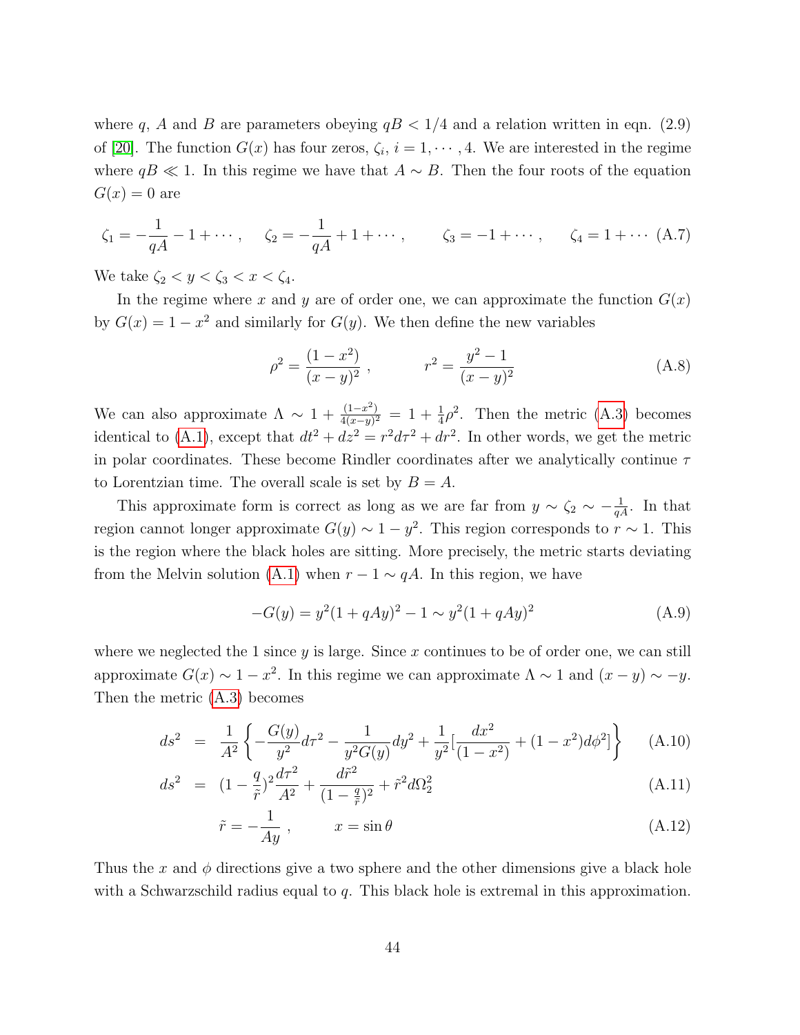where $q$, $A$ and $B$ are parameters obeying $qB < 1/4$ and a relation written in eqn. (2.9) of [20]. The function $G(x)$ has four zeros, $\zeta_i$, $i = 1, \cdots, 4$. We are interested in the regime where $qB \ll 1$. In this regime we have that $A \sim B$. Then the four roots of the equation $G(x) = 0$ are

$$\zeta_1 = -\frac{1}{qA} - 1 + \cdots, \qquad \zeta_2 = -\frac{1}{qA} + 1 + \cdots, \qquad \zeta_3 = -1 + \cdots, \qquad \zeta_4 = 1 + \cdots \tag{A.7}$$

We take $\zeta_2 < y < \zeta_3 < x < \zeta_4$.

In the regime where $x$ and $y$ are of order one, we can approximate the function $G(x)$ by $G(x) = 1 - x^2$ and similarly for $G(y)$. We then define the new variables

$$\rho^2 = \frac{(1-x^2)}{(x-y)^2}, \qquad r^2 = \frac{y^2 - 1}{(x-y)^2} \tag{A.8}$$

We can also approximate $\Lambda \sim 1 + \frac{(1-x^2)}{4(x-y)^2} = 1 + \frac{1}{4}\rho^2$. Then the metric (A.3) becomes identical to (A.1), except that $dt^2 + dz^2 = r^2 d\tau^2 + dr^2$. In other words, we get the metric in polar coordinates. These become Rindler coordinates after we analytically continue $\tau$ to Lorentzian time. The overall scale is set by $B = A$.

This approximate form is correct as long as we are far from $y \sim \zeta_2 \sim -\frac{1}{qA}$. In that region cannot longer approximate $G(y) \sim 1 - y^2$. This region corresponds to $r \sim 1$. This is the region where the black holes are sitting. More precisely, the metric starts deviating from the Melvin solution (A.1) when $r - 1 \sim qA$. In this region, we have

$$-G(y) = y^2(1 + qAy)^2 - 1 \sim y^2(1 + qAy)^2 \tag{A.9}$$

where we neglected the 1 since $y$ is large. Since $x$ continues to be of order one, we can still approximate $G(x) \sim 1 - x^2$. In this regime we can approximate $\Lambda \sim 1$ and $(x - y) \sim -y$. Then the metric (A.3) becomes

$$ds^2 = \frac{1}{A^2}\left\{ -\frac{G(y)}{y^2} d\tau^2 - \frac{1}{y^2 G(y)} dy^2 + \frac{1}{y^2}\left[\frac{dx^2}{(1-x^2)} + (1-x^2)d\phi^2\right] \right\} \tag{A.10}$$

$$ds^2 = (1 - \frac{q}{\tilde{r}})^2 \frac{d\tau^2}{A^2} + \frac{d\tilde{r}^2}{(1-\frac{q}{\tilde{r}})^2} + \tilde{r}^2 d\Omega_2^2 \tag{A.11}$$

$$\tilde{r} = -\frac{1}{Ay}, \qquad x = \sin\theta \tag{A.12}$$

Thus the $x$ and $\phi$ directions give a two sphere and the other dimensions give a black hole with a Schwarzschild radius equal to $q$. This black hole is extremal in this approximation.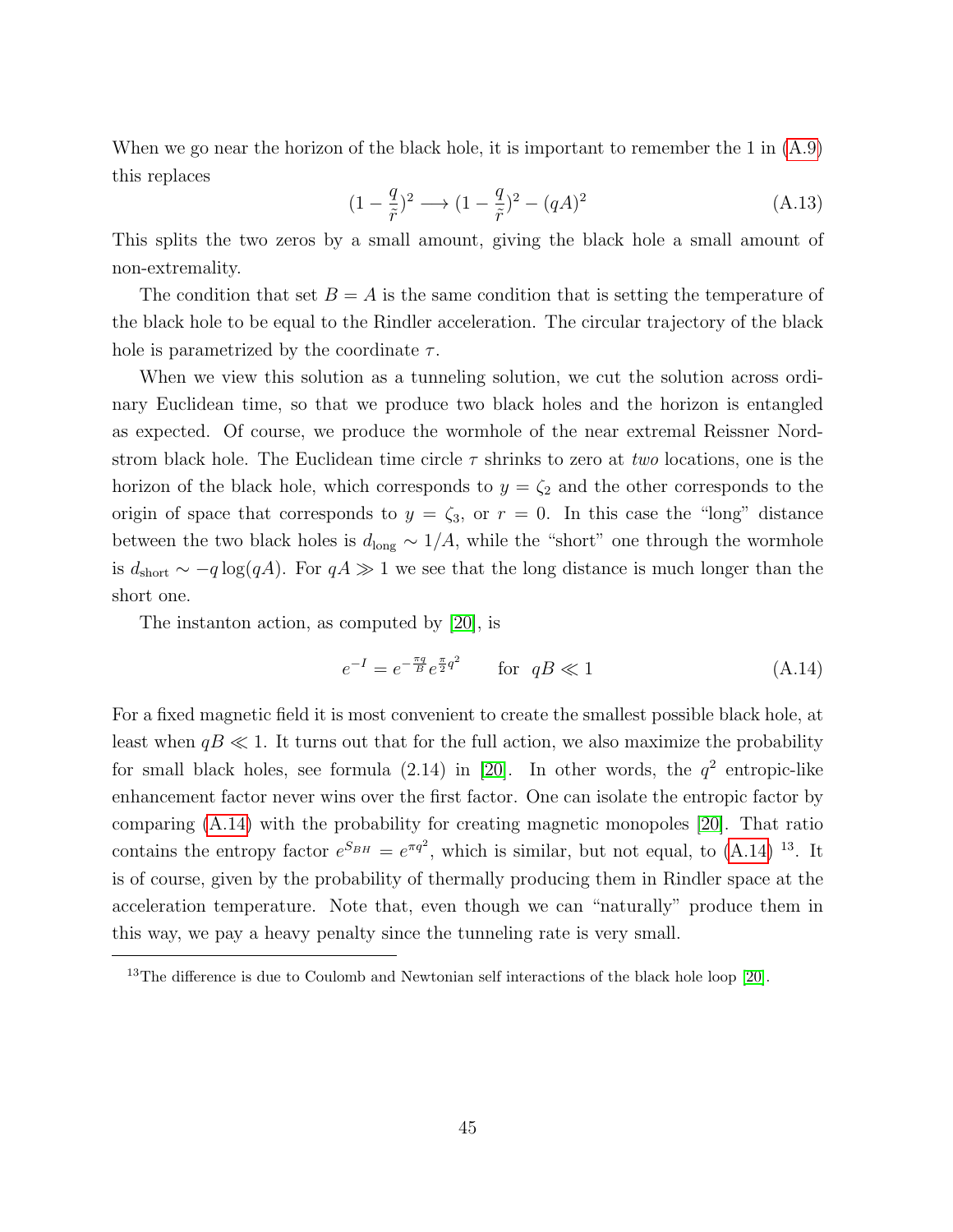When we go near the horizon of the black hole, it is important to remember the 1 in (A.9) this replaces

$$(1 - \frac{q}{\tilde{r}})^2 \longrightarrow (1 - \frac{q}{\tilde{r}})^2 - (qA)^2 \tag{A.13}$$

This splits the two zeros by a small amount, giving the black hole a small amount of non-extremality.

The condition that set $B = A$ is the same condition that is setting the temperature of the black hole to be equal to the Rindler acceleration. The circular trajectory of the black hole is parametrized by the coordinate $\tau$.

When we view this solution as a tunneling solution, we cut the solution across ordinary Euclidean time, so that we produce two black holes and the horizon is entangled as expected. Of course, we produce the wormhole of the near extremal Reissner Nordstrom black hole. The Euclidean time circle $\tau$ shrinks to zero at *two* locations, one is the horizon of the black hole, which corresponds to $y = \zeta_2$ and the other corresponds to the origin of space that corresponds to $y = \zeta_3$, or $r = 0$. In this case the "long" distance between the two black holes is $d_{\rm long} \sim 1/A$, while the "short" one through the wormhole is $d_{\rm short} \sim -q \log(qA)$. For $qA \gg 1$ we see that the long distance is much longer than the short one.

The instanton action, as computed by [20], is

$$e^{-I} = e^{-\frac{\pi q}{B}} e^{\frac{\pi}{2} q^2} \qquad \text{for} \quad qB \ll 1 \tag{A.14}$$

For a fixed magnetic field it is most convenient to create the smallest possible black hole, at least when $qB \ll 1$. It turns out that for the full action, we also maximize the probability for small black holes, see formula (2.14) in [20]. In other words, the $q^2$ entropic-like enhancement factor never wins over the first factor. One can isolate the entropic factor by comparing (A.14) with the probability for creating magnetic monopoles [20]. That ratio contains the entropy factor $e^{S_{BH}} = e^{\pi q^2}$, which is similar, but not equal, to (A.14) [13]. It is of course, given by the probability of thermally producing them in Rindler space at the acceleration temperature. Note that, even though we can "naturally" produce them in this way, we pay a heavy penalty since the tunneling rate is very small.

[13] The difference is due to Coulomb and Newtonian self interactions of the black hole loop [20].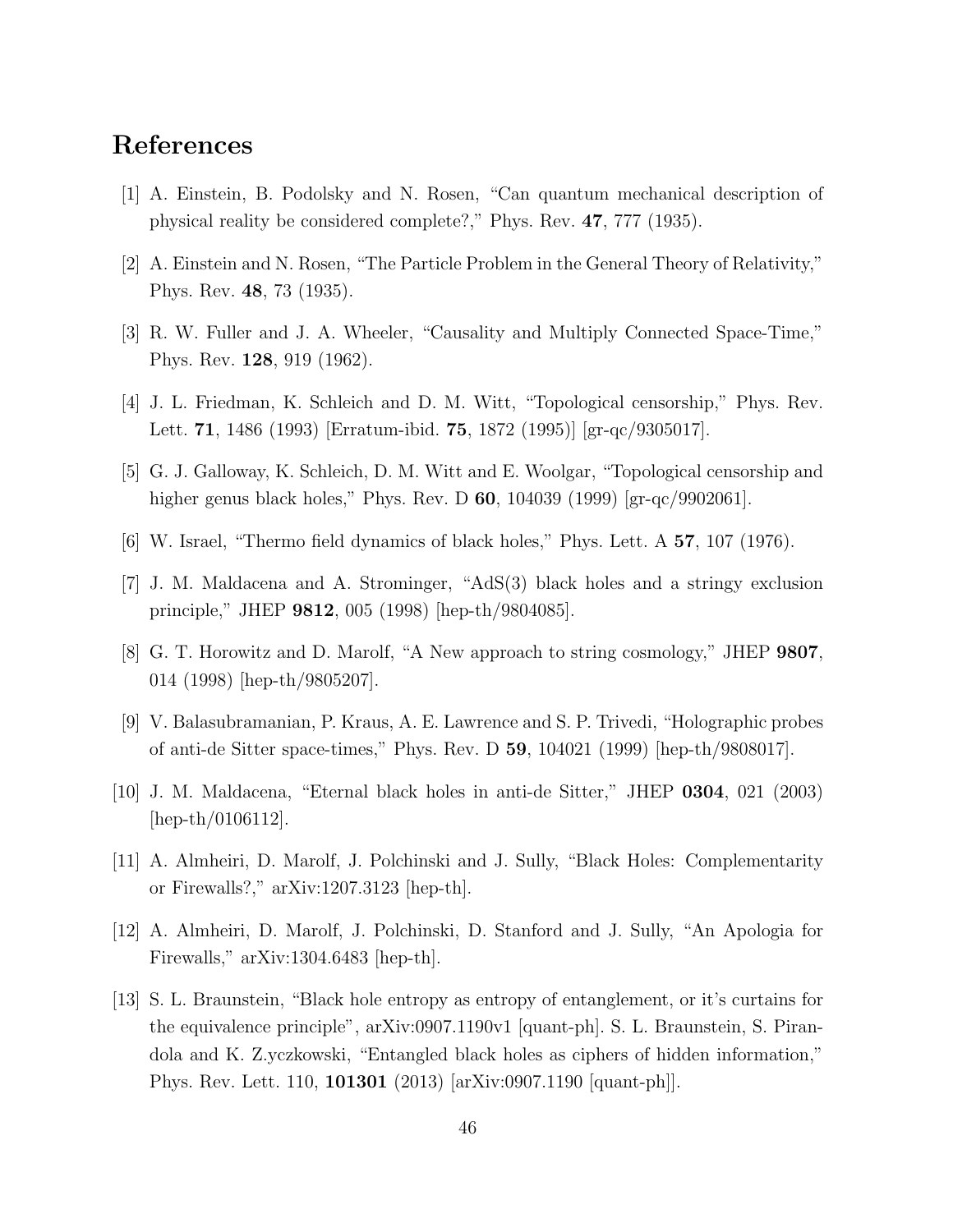# References

[1] A. Einstein, B. Podolsky and N. Rosen, "Can quantum mechanical description of physical reality be considered complete?," Phys. Rev. **47**, 777 (1935).

[2] A. Einstein and N. Rosen, "The Particle Problem in the General Theory of Relativity," Phys. Rev. **48**, 73 (1935).

[3] R. W. Fuller and J. A. Wheeler, "Causality and Multiply Connected Space-Time," Phys. Rev. **128**, 919 (1962).

[4] J. L. Friedman, K. Schleich and D. M. Witt, "Topological censorship," Phys. Rev. Lett. **71**, 1486 (1993) [Erratum-ibid. **75**, 1872 (1995)] [gr-qc/9305017].

[5] G. J. Galloway, K. Schleich, D. M. Witt and E. Woolgar, "Topological censorship and higher genus black holes," Phys. Rev. D **60**, 104039 (1999) [gr-qc/9902061].

[6] W. Israel, "Thermo field dynamics of black holes," Phys. Lett. A **57**, 107 (1976).

[7] J. M. Maldacena and A. Strominger, "AdS(3) black holes and a stringy exclusion principle," JHEP **9812**, 005 (1998) [hep-th/9804085].

[8] G. T. Horowitz and D. Marolf, "A New approach to string cosmology," JHEP **9807**, 014 (1998) [hep-th/9805207].

[9] V. Balasubramanian, P. Kraus, A. E. Lawrence and S. P. Trivedi, "Holographic probes of anti-de Sitter space-times," Phys. Rev. D **59**, 104021 (1999) [hep-th/9808017].

[10] J. M. Maldacena, "Eternal black holes in anti-de Sitter," JHEP **0304**, 021 (2003) [hep-th/0106112].

[11] A. Almheiri, D. Marolf, J. Polchinski and J. Sully, "Black Holes: Complementarity or Firewalls?," arXiv:1207.3123 [hep-th].

[12] A. Almheiri, D. Marolf, J. Polchinski, D. Stanford and J. Sully, "An Apologia for Firewalls," arXiv:1304.6483 [hep-th].

[13] S. L. Braunstein, "Black hole entropy as entropy of entanglement, or it's curtains for the equivalence principle", arXiv:0907.1190v1 [quant-ph]. S. L. Braunstein, S. Pirandola and K. Z.yczkowski, "Entangled black holes as ciphers of hidden information," Phys. Rev. Lett. 110, **101301** (2013) [arXiv:0907.1190 [quant-ph]].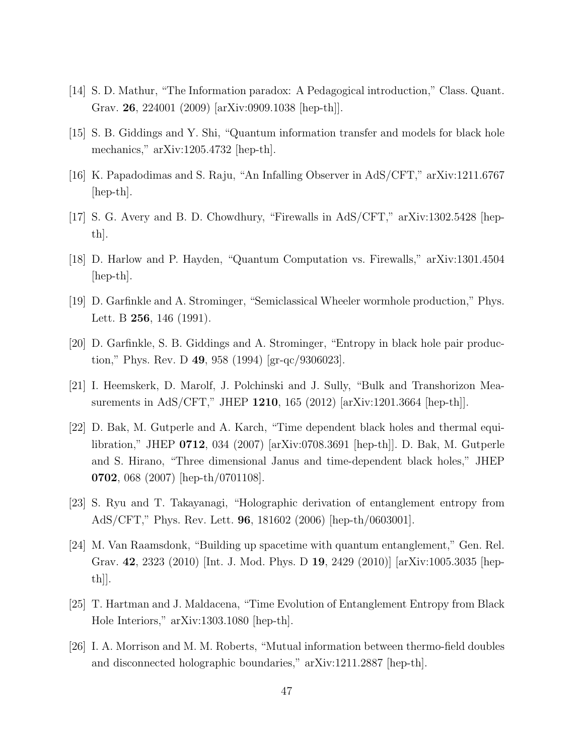[14] S. D. Mathur, "The Information paradox: A Pedagogical introduction," Class. Quant. Grav. **26**, 224001 (2009) [arXiv:0909.1038 [hep-th]].

[15] S. B. Giddings and Y. Shi, "Quantum information transfer and models for black hole mechanics," arXiv:1205.4732 [hep-th].

[16] K. Papadodimas and S. Raju, "An Infalling Observer in AdS/CFT," arXiv:1211.6767 [hep-th].

[17] S. G. Avery and B. D. Chowdhury, "Firewalls in AdS/CFT," arXiv:1302.5428 [hep-th].

[18] D. Harlow and P. Hayden, "Quantum Computation vs. Firewalls," arXiv:1301.4504 [hep-th].

[19] D. Garfinkle and A. Strominger, "Semiclassical Wheeler wormhole production," Phys. Lett. B **256**, 146 (1991).

[20] D. Garfinkle, S. B. Giddings and A. Strominger, "Entropy in black hole pair production," Phys. Rev. D **49**, 958 (1994) [gr-qc/9306023].

[21] I. Heemskerk, D. Marolf, J. Polchinski and J. Sully, "Bulk and Transhorizon Measurements in AdS/CFT," JHEP **1210**, 165 (2012) [arXiv:1201.3664 [hep-th]].

[22] D. Bak, M. Gutperle and A. Karch, "Time dependent black holes and thermal equilibration," JHEP **0712**, 034 (2007) [arXiv:0708.3691 [hep-th]]. D. Bak, M. Gutperle and S. Hirano, "Three dimensional Janus and time-dependent black holes," JHEP **0702**, 068 (2007) [hep-th/0701108].

[23] S. Ryu and T. Takayanagi, "Holographic derivation of entanglement entropy from AdS/CFT," Phys. Rev. Lett. **96**, 181602 (2006) [hep-th/0603001].

[24] M. Van Raamsdonk, "Building up spacetime with quantum entanglement," Gen. Rel. Grav. **42**, 2323 (2010) [Int. J. Mod. Phys. D **19**, 2429 (2010)] [arXiv:1005.3035 [hep-th]].

[25] T. Hartman and J. Maldacena, "Time Evolution of Entanglement Entropy from Black Hole Interiors," arXiv:1303.1080 [hep-th].

[26] I. A. Morrison and M. M. Roberts, "Mutual information between thermo-field doubles and disconnected holographic boundaries," arXiv:1211.2887 [hep-th].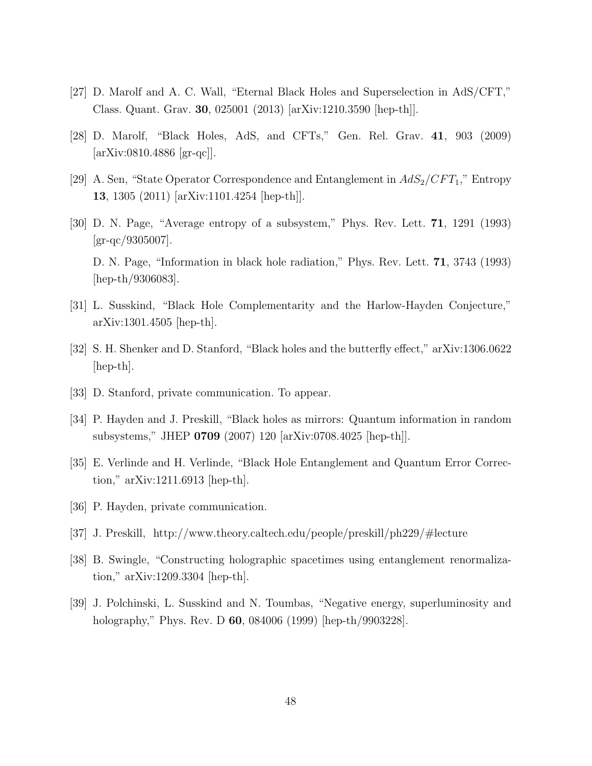[27] D. Marolf and A. C. Wall, "Eternal Black Holes and Superselection in AdS/CFT," Class. Quant. Grav. **30**, 025001 (2013) [arXiv:1210.3590 [hep-th]].

[28] D. Marolf, "Black Holes, AdS, and CFTs," Gen. Rel. Grav. **41**, 903 (2009) [arXiv:0810.4886 [gr-qc]].

[29] A. Sen, "State Operator Correspondence and Entanglement in $AdS_2/CFT_1$," Entropy **13**, 1305 (2011) [arXiv:1101.4254 [hep-th]].

[30] D. N. Page, "Average entropy of a subsystem," Phys. Rev. Lett. **71**, 1291 (1993) [gr-qc/9305007].

D. N. Page, "Information in black hole radiation," Phys. Rev. Lett. **71**, 3743 (1993) [hep-th/9306083].

[31] L. Susskind, "Black Hole Complementarity and the Harlow-Hayden Conjecture," arXiv:1301.4505 [hep-th].

[32] S. H. Shenker and D. Stanford, "Black holes and the butterfly effect," arXiv:1306.0622 [hep-th].

[33] D. Stanford, private communication. To appear.

[34] P. Hayden and J. Preskill, "Black holes as mirrors: Quantum information in random subsystems," JHEP **0709** (2007) 120 [arXiv:0708.4025 [hep-th]].

[35] E. Verlinde and H. Verlinde, "Black Hole Entanglement and Quantum Error Correction," arXiv:1211.6913 [hep-th].

[36] P. Hayden, private communication.

[37] J. Preskill, http://www.theory.caltech.edu/people/preskill/ph229/#lecture

[38] B. Swingle, "Constructing holographic spacetimes using entanglement renormalization," arXiv:1209.3304 [hep-th].

[39] J. Polchinski, L. Susskind and N. Toumbas, "Negative energy, superluminosity and holography," Phys. Rev. D **60**, 084006 (1999) [hep-th/9903228].